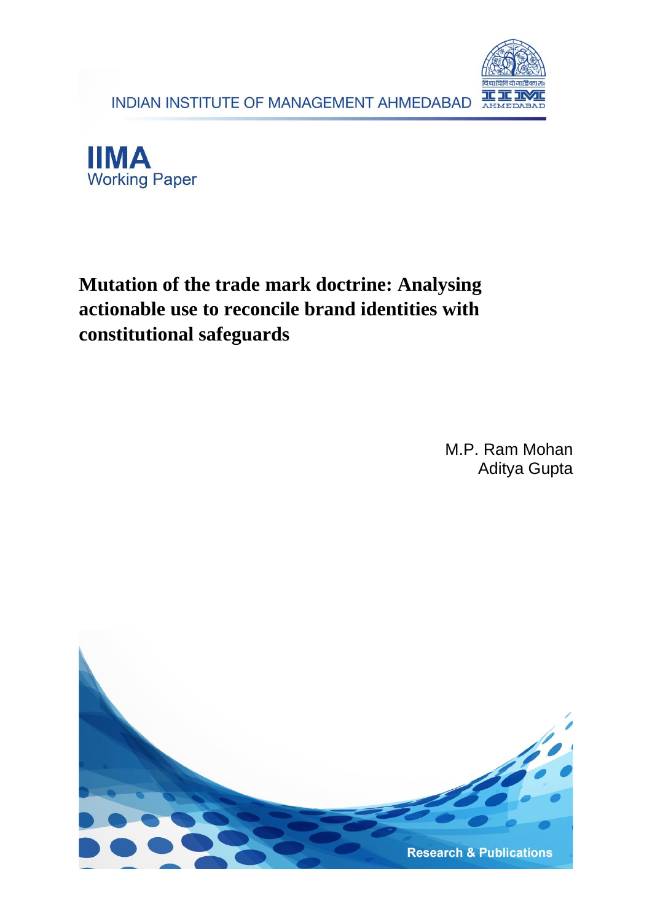INDIAN INSTITUTE OF MANAGEMENT AHMEDABAD

**IIMA**
Working Paper

# Mutation of the trade mark doctrine: Analysing actionable use to reconcile brand identities with constitutional safeguards

M.P. Ram Mohan
Aditya Gupta

Research & Publications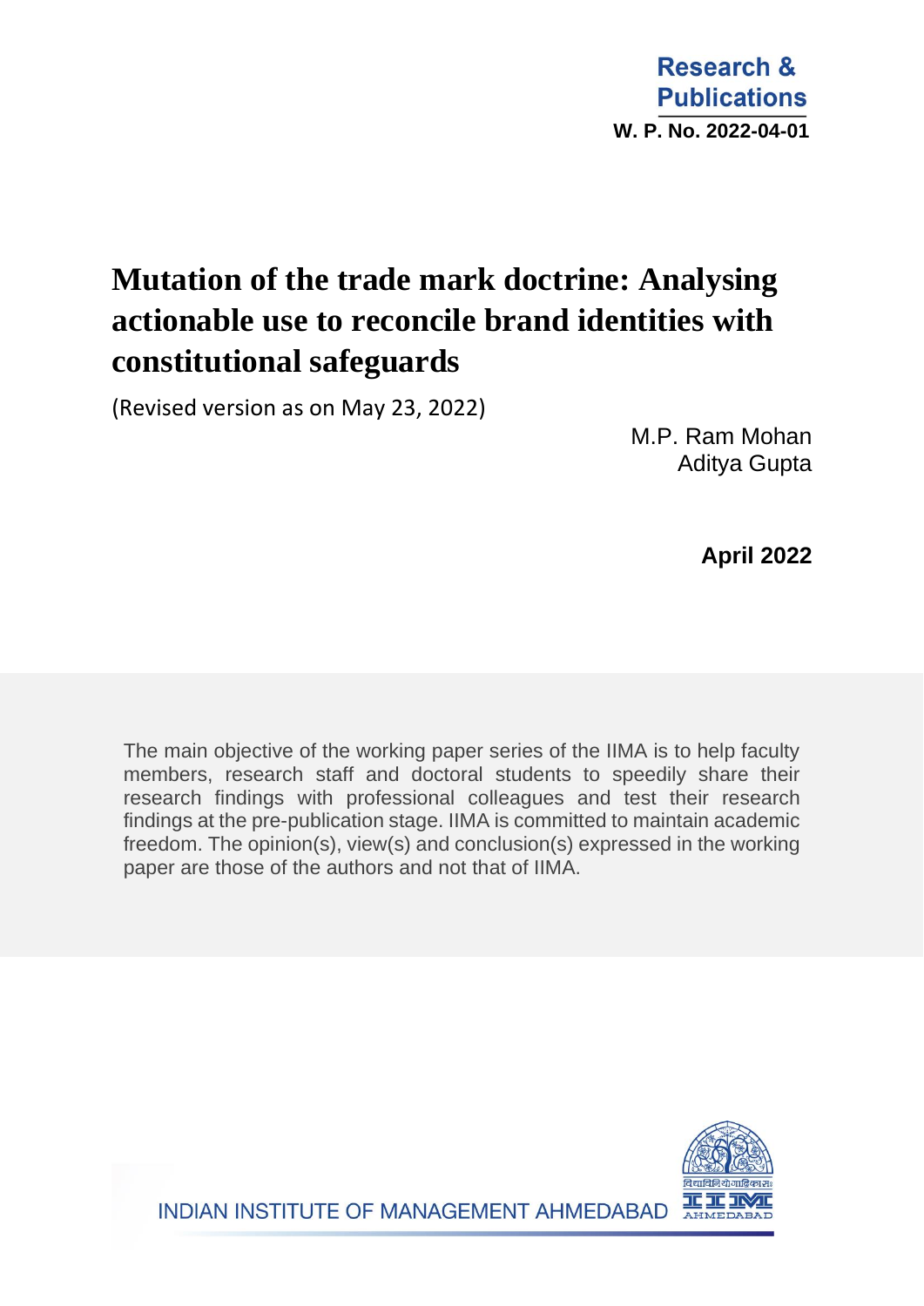Research & Publications

W. P. No. 2022-04-01

# Mutation of the trade mark doctrine: Analysing actionable use to reconcile brand identities with constitutional safeguards

(Revised version as on May 23, 2022)

M.P. Ram Mohan
Aditya Gupta

**April 2022**

The main objective of the working paper series of the IIMA is to help faculty members, research staff and doctoral students to speedily share their research findings with professional colleagues and test their research findings at the pre-publication stage. IIMA is committed to maintain academic freedom. The opinion(s), view(s) and conclusion(s) expressed in the working paper are those of the authors and not that of IIMA.

INDIAN INSTITUTE OF MANAGEMENT AHMEDABAD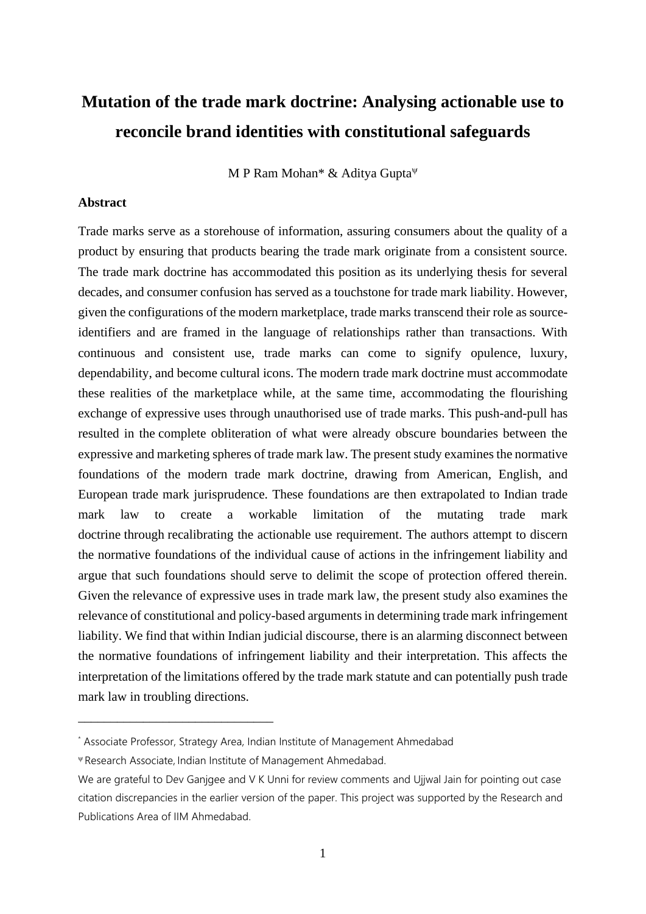# Mutation of the trade mark doctrine: Analysing actionable use to reconcile brand identities with constitutional safeguards

M P Ram Mohan* & Aditya Gupta[Ψ]

**Abstract**

Trade marks serve as a storehouse of information, assuring consumers about the quality of a product by ensuring that products bearing the trade mark originate from a consistent source. The trade mark doctrine has accommodated this position as its underlying thesis for several decades, and consumer confusion has served as a touchstone for trade mark liability. However, given the configurations of the modern marketplace, trade marks transcend their role as source-identifiers and are framed in the language of relationships rather than transactions. With continuous and consistent use, trade marks can come to signify opulence, luxury, dependability, and become cultural icons. The modern trade mark doctrine must accommodate these realities of the marketplace while, at the same time, accommodating the flourishing exchange of expressive uses through unauthorised use of trade marks. This push-and-pull has resulted in the complete obliteration of what were already obscure boundaries between the expressive and marketing spheres of trade mark law. The present study examines the normative foundations of the modern trade mark doctrine, drawing from American, English, and European trade mark jurisprudence. These foundations are then extrapolated to Indian trade mark law to create a workable limitation of the mutating trade mark doctrine through recalibrating the actionable use requirement. The authors attempt to discern the normative foundations of the individual cause of actions in the infringement liability and argue that such foundations should serve to delimit the scope of protection offered therein. Given the relevance of expressive uses in trade mark law, the present study also examines the relevance of constitutional and policy-based arguments in determining trade mark infringement liability. We find that within Indian judicial discourse, there is an alarming disconnect between the normative foundations of infringement liability and their interpretation. This affects the interpretation of the limitations offered by the trade mark statute and can potentially push trade mark law in troubling directions.

---

\* Associate Professor, Strategy Area, Indian Institute of Management Ahmedabad

Ψ Research Associate, Indian Institute of Management Ahmedabad.

We are grateful to Dev Ganjgee and V K Unni for review comments and Ujjwal Jain for pointing out case citation discrepancies in the earlier version of the paper. This project was supported by the Research and Publications Area of IIM Ahmedabad.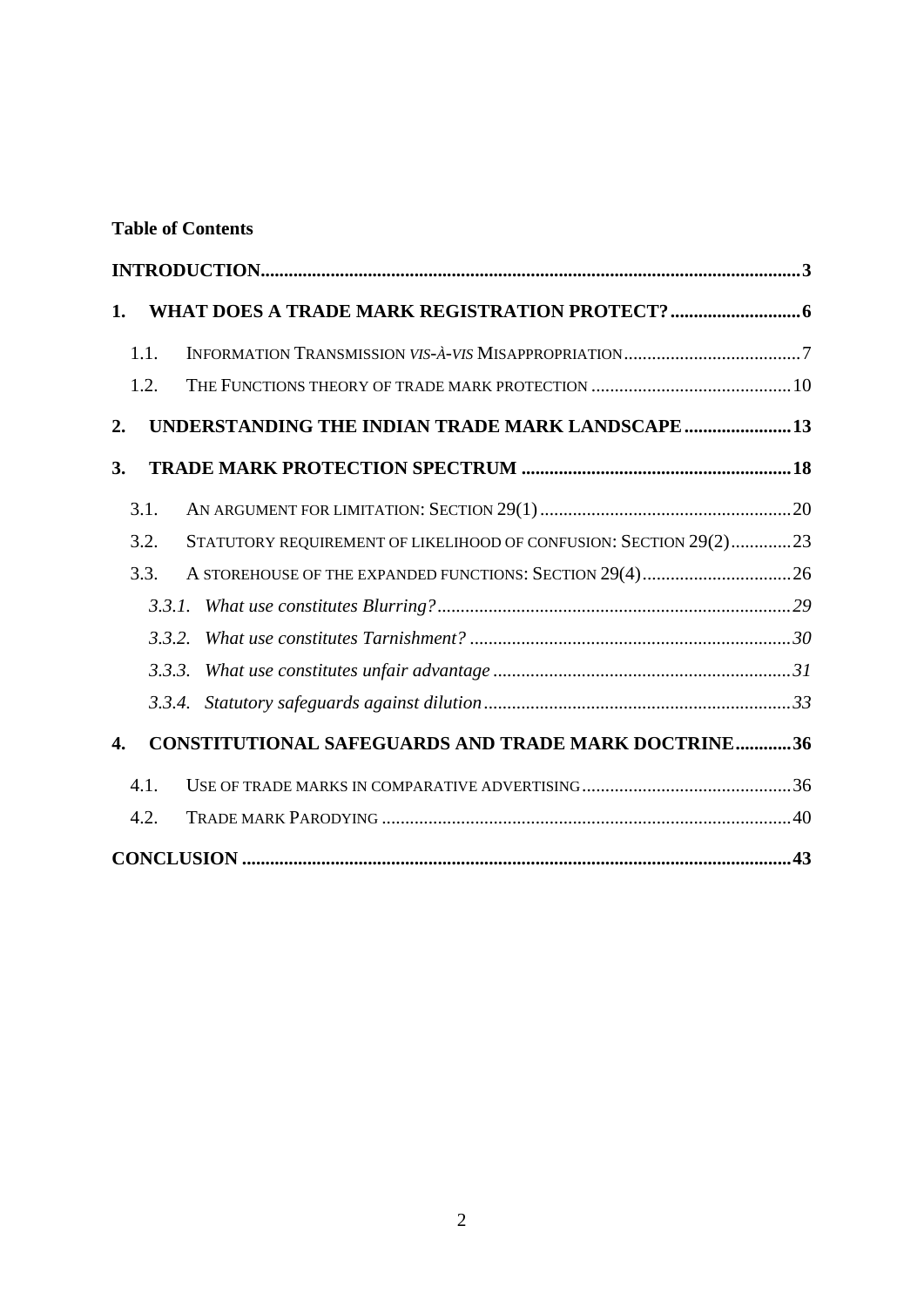**Table of Contents**

**INTRODUCTION** .......... **3**

**1. WHAT DOES A TRADE MARK REGISTRATION PROTECT?** .......... **6**

- 1.1. INFORMATION TRANSMISSION *VIS-À-VIS* MISAPPROPRIATION .......... 7
- 1.2. THE FUNCTIONS THEORY OF TRADE MARK PROTECTION .......... 10

**2. UNDERSTANDING THE INDIAN TRADE MARK LANDSCAPE** .......... **13**

**3. TRADE MARK PROTECTION SPECTRUM** .......... **18**

- 3.1. AN ARGUMENT FOR LIMITATION: SECTION 29(1) .......... 20
- 3.2. STATUTORY REQUIREMENT OF LIKELIHOOD OF CONFUSION: SECTION 29(2) .......... 23
- 3.3. A STOREHOUSE OF THE EXPANDED FUNCTIONS: SECTION 29(4) .......... 26
  - *3.3.1. What use constitutes Blurring?* .......... *29*
  - *3.3.2. What use constitutes Tarnishment?* .......... *30*
  - *3.3.3. What use constitutes unfair advantage* .......... *31*
  - *3.3.4. Statutory safeguards against dilution* .......... *33*

**4. CONSTITUTIONAL SAFEGUARDS AND TRADE MARK DOCTRINE** .......... **36**

- 4.1. USE OF TRADE MARKS IN COMPARATIVE ADVERTISING .......... 36
- 4.2. TRADE MARK PARODYING .......... 40

**CONCLUSION** .......... **43**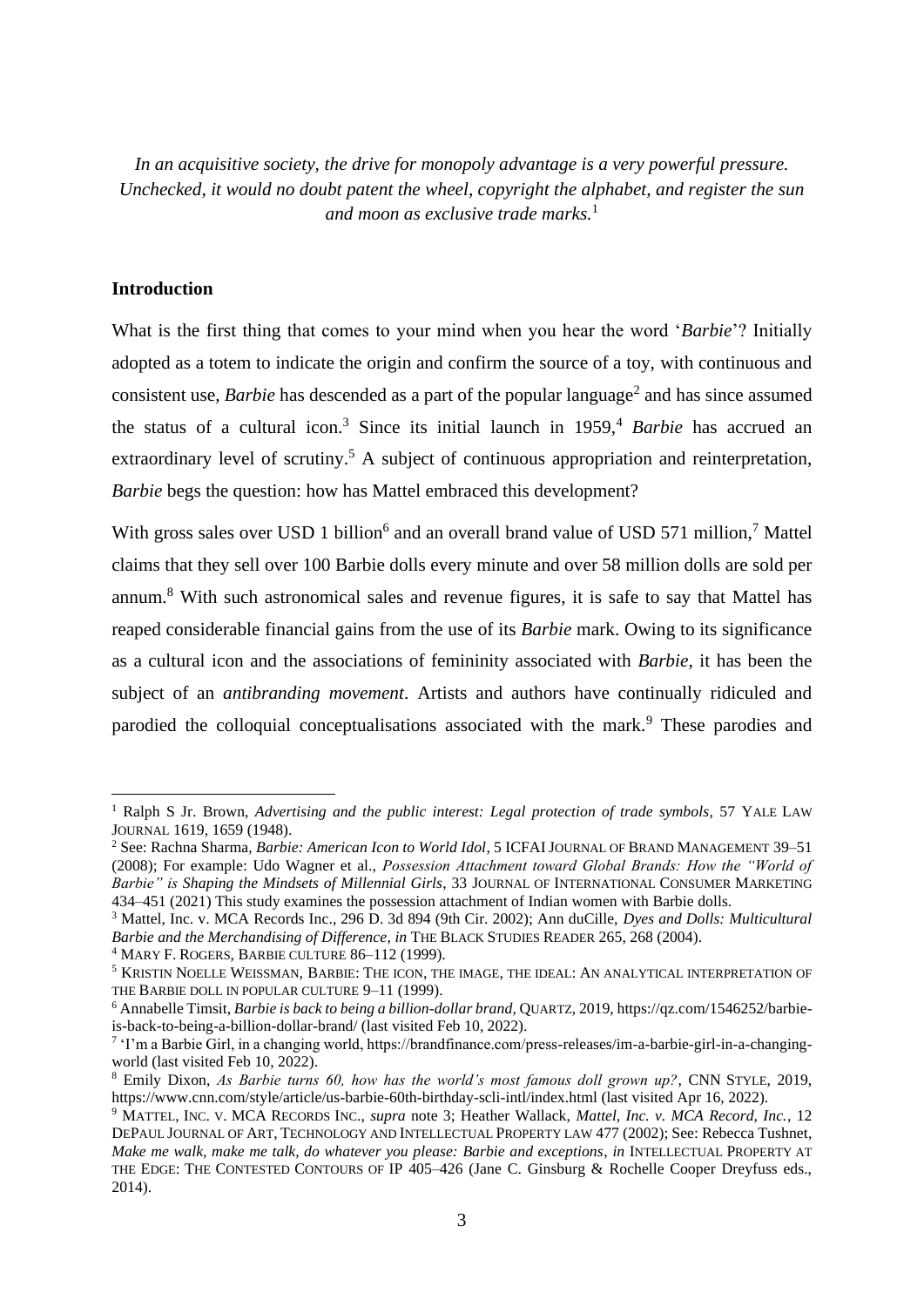*In an acquisitive society, the drive for monopoly advantage is a very powerful pressure. Unchecked, it would no doubt patent the wheel, copyright the alphabet, and register the sun and moon as exclusive trade marks.*[1]

**Introduction**

What is the first thing that comes to your mind when you hear the word '*Barbie*'? Initially adopted as a totem to indicate the origin and confirm the source of a toy, with continuous and consistent use, *Barbie* has descended as a part of the popular language[2] and has since assumed the status of a cultural icon.[3] Since its initial launch in 1959,[4] *Barbie* has accrued an extraordinary level of scrutiny.[5] A subject of continuous appropriation and reinterpretation, *Barbie* begs the question: how has Mattel embraced this development?

With gross sales over USD 1 billion[6] and an overall brand value of USD 571 million,[7] Mattel claims that they sell over 100 Barbie dolls every minute and over 58 million dolls are sold per annum.[8] With such astronomical sales and revenue figures, it is safe to say that Mattel has reaped considerable financial gains from the use of its *Barbie* mark. Owing to its significance as a cultural icon and the associations of femininity associated with *Barbie*, it has been the subject of an *antibranding movement*. Artists and authors have continually ridiculed and parodied the colloquial conceptualisations associated with the mark.[9] These parodies and

---

[1] Ralph S Jr. Brown, *Advertising and the public interest: Legal protection of trade symbols*, 57 YALE LAW JOURNAL 1619, 1659 (1948).

[2] See: Rachna Sharma, *Barbie: American Icon to World Idol*, 5 ICFAI JOURNAL OF BRAND MANAGEMENT 39–51 (2008); For example: Udo Wagner et al., *Possession Attachment toward Global Brands: How the "World of Barbie" is Shaping the Mindsets of Millennial Girls*, 33 JOURNAL OF INTERNATIONAL CONSUMER MARKETING 434–451 (2021) This study examines the possession attachment of Indian women with Barbie dolls.

[3] Mattel, Inc. v. MCA Records Inc., 296 D. 3d 894 (9th Cir. 2002); Ann duCille, *Dyes and Dolls: Multicultural Barbie and the Merchandising of Difference*, *in* THE BLACK STUDIES READER 265, 268 (2004).

[4] MARY F. ROGERS, BARBIE CULTURE 86–112 (1999).

[5] KRISTIN NOELLE WEISSMAN, BARBIE: THE ICON, THE IMAGE, THE IDEAL: AN ANALYTICAL INTERPRETATION OF THE BARBIE DOLL IN POPULAR CULTURE 9–11 (1999).

[6] Annabelle Timsit, *Barbie is back to being a billion-dollar brand*, QUARTZ, 2019, https://qz.com/1546252/barbie-is-back-to-being-a-billion-dollar-brand/ (last visited Feb 10, 2022).

[7] 'I'm a Barbie Girl, in a changing world, https://brandfinance.com/press-releases/im-a-barbie-girl-in-a-changing-world (last visited Feb 10, 2022).

[8] Emily Dixon, *As Barbie turns 60, how has the world's most famous doll grown up?*, CNN STYLE, 2019, https://www.cnn.com/style/article/us-barbie-60th-birthday-scli-intl/index.html (last visited Apr 16, 2022).

[9] MATTEL, INC. V. MCA RECORDS INC., *supra* note 3; Heather Wallack, *Mattel, Inc. v. MCA Record, Inc.*, 12 DEPAUL JOURNAL OF ART, TECHNOLOGY AND INTELLECTUAL PROPERTY LAW 477 (2002); See: Rebecca Tushnet, *Make me walk, make me talk, do whatever you please: Barbie and exceptions*, *in* INTELLECTUAL PROPERTY AT THE EDGE: THE CONTESTED CONTOURS OF IP 405–426 (Jane C. Ginsburg & Rochelle Cooper Dreyfuss eds., 2014).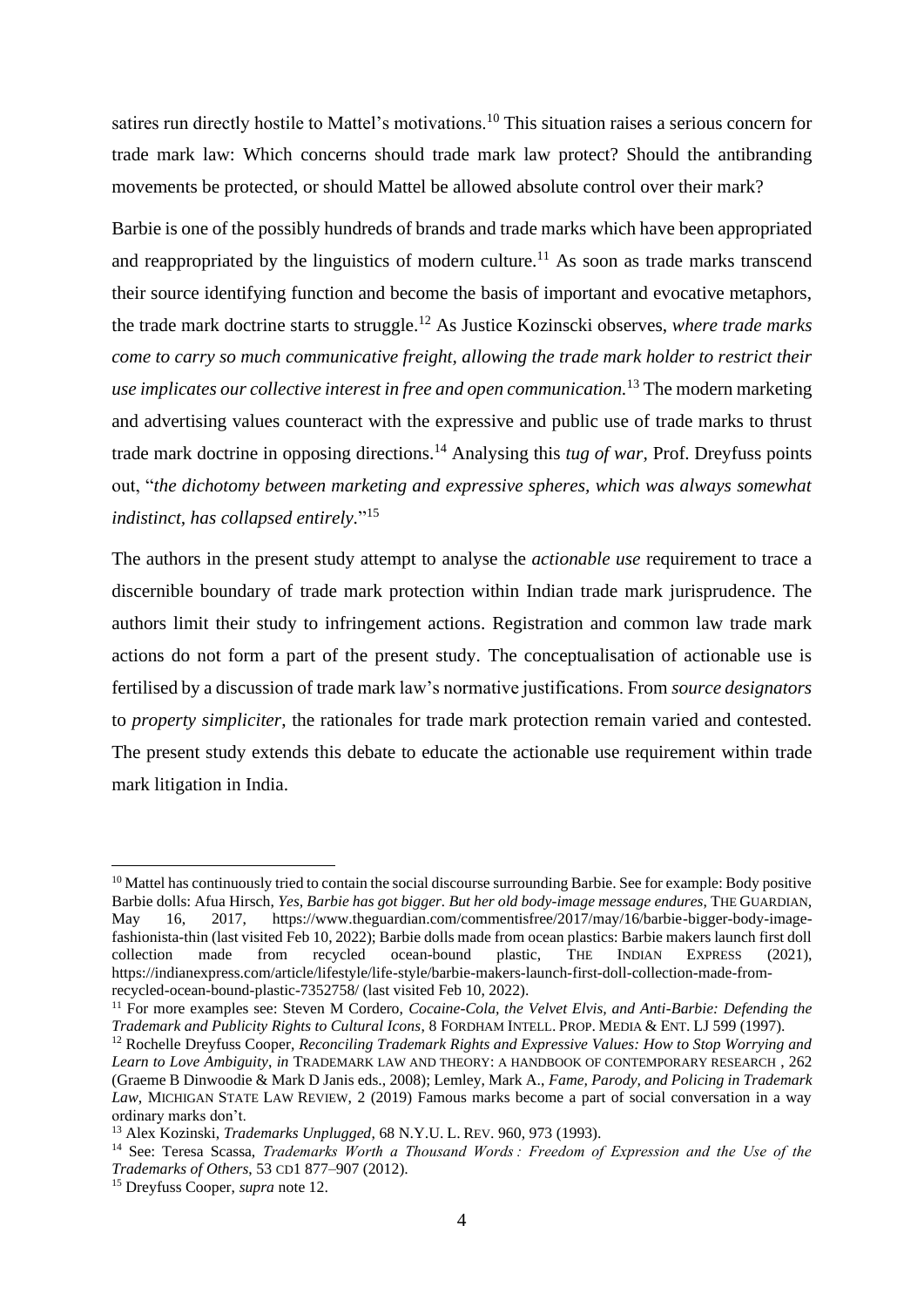satires run directly hostile to Mattel's motivations.[10] This situation raises a serious concern for trade mark law: Which concerns should trade mark law protect? Should the antibranding movements be protected, or should Mattel be allowed absolute control over their mark?

Barbie is one of the possibly hundreds of brands and trade marks which have been appropriated and reappropriated by the linguistics of modern culture.[11] As soon as trade marks transcend their source identifying function and become the basis of important and evocative metaphors, the trade mark doctrine starts to struggle.[12] As Justice Kozinscki observes, *where trade marks come to carry so much communicative freight, allowing the trade mark holder to restrict their use implicates our collective interest in free and open communication.*[13] The modern marketing and advertising values counteract with the expressive and public use of trade marks to thrust trade mark doctrine in opposing directions.[14] Analysing this *tug of war,* Prof. Dreyfuss points out, "*the dichotomy between marketing and expressive spheres, which was always somewhat indistinct, has collapsed entirely*."[15]

The authors in the present study attempt to analyse the *actionable use* requirement to trace a discernible boundary of trade mark protection within Indian trade mark jurisprudence. The authors limit their study to infringement actions. Registration and common law trade mark actions do not form a part of the present study. The conceptualisation of actionable use is fertilised by a discussion of trade mark law's normative justifications. From *source designators* to *property simpliciter*, the rationales for trade mark protection remain varied and contested. The present study extends this debate to educate the actionable use requirement within trade mark litigation in India.

---

[10] Mattel has continuously tried to contain the social discourse surrounding Barbie. See for example: Body positive Barbie dolls: Afua Hirsch, *Yes, Barbie has got bigger. But her old body-image message endures*, THE GUARDIAN, May 16, 2017, https://www.theguardian.com/commentisfree/2017/may/16/barbie-bigger-body-image-fashionista-thin (last visited Feb 10, 2022); Barbie dolls made from ocean plastics: Barbie makers launch first doll collection made from recycled ocean-bound plastic, THE INDIAN EXPRESS (2021), https://indianexpress.com/article/lifestyle/life-style/barbie-makers-launch-first-doll-collection-made-from-recycled-ocean-bound-plastic-7352758/ (last visited Feb 10, 2022).

[11] For more examples see: Steven M Cordero, *Cocaine-Cola, the Velvet Elvis, and Anti-Barbie: Defending the Trademark and Publicity Rights to Cultural Icons*, 8 FORDHAM INTELL. PROP. MEDIA & ENT. LJ 599 (1997).

[12] Rochelle Dreyfuss Cooper, *Reconciling Trademark Rights and Expressive Values: How to Stop Worrying and Learn to Love Ambiguity*, *in* TRADEMARK LAW AND THEORY: A HANDBOOK OF CONTEMPORARY RESEARCH , 262 (Graeme B Dinwoodie & Mark D Janis eds., 2008); Lemley, Mark A., *Fame, Parody, and Policing in Trademark Law*, MICHIGAN STATE LAW REVIEW, 2 (2019) Famous marks become a part of social conversation in a way ordinary marks don't.

[13] Alex Kozinski, *Trademarks Unplugged*, 68 N.Y.U. L. REV. 960, 973 (1993).

[14] See: Teresa Scassa, *Trademarks Worth a Thousand Words : Freedom of Expression and the Use of the Trademarks of Others*, 53 CD1 877–907 (2012).

[15] Dreyfuss Cooper, *supra* note 12.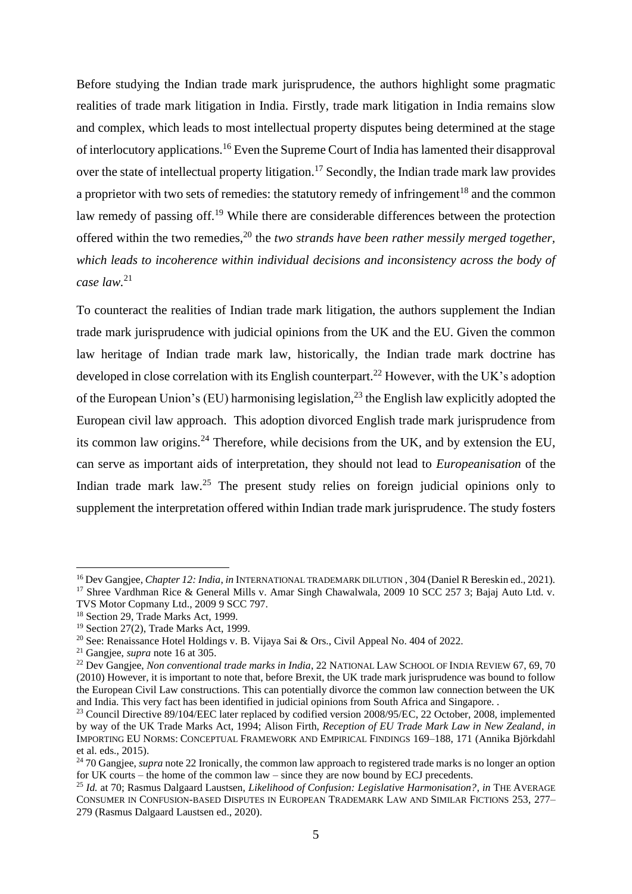Before studying the Indian trade mark jurisprudence, the authors highlight some pragmatic realities of trade mark litigation in India. Firstly, trade mark litigation in India remains slow and complex, which leads to most intellectual property disputes being determined at the stage of interlocutory applications.[16] Even the Supreme Court of India has lamented their disapproval over the state of intellectual property litigation.[17] Secondly, the Indian trade mark law provides a proprietor with two sets of remedies: the statutory remedy of infringement[18] and the common law remedy of passing off.[19] While there are considerable differences between the protection offered within the two remedies,[20] the *two strands have been rather messily merged together, which leads to incoherence within individual decisions and inconsistency across the body of case law.*[21]

To counteract the realities of Indian trade mark litigation, the authors supplement the Indian trade mark jurisprudence with judicial opinions from the UK and the EU. Given the common law heritage of Indian trade mark law, historically, the Indian trade mark doctrine has developed in close correlation with its English counterpart.[22] However, with the UK's adoption of the European Union's (EU) harmonising legislation,[23] the English law explicitly adopted the European civil law approach. This adoption divorced English trade mark jurisprudence from its common law origins.[24] Therefore, while decisions from the UK, and by extension the EU, can serve as important aids of interpretation, they should not lead to *Europeanisation* of the Indian trade mark law.[25] The present study relies on foreign judicial opinions only to supplement the interpretation offered within Indian trade mark jurisprudence. The study fosters

---

[16] Dev Gangjee, *Chapter 12: India*, *in* INTERNATIONAL TRADEMARK DILUTION , 304 (Daniel R Bereskin ed., 2021).

[17] Shree Vardhman Rice & General Mills v. Amar Singh Chawalwala, 2009 10 SCC 257 3; Bajaj Auto Ltd. v. TVS Motor Copmany Ltd., 2009 9 SCC 797.

[18] Section 29, Trade Marks Act, 1999.

[19] Section 27(2), Trade Marks Act, 1999.

[20] See: Renaissance Hotel Holdings v. B. Vijaya Sai & Ors., Civil Appeal No. 404 of 2022.

[21] Gangjee, *supra* note 16 at 305.

[22] Dev Gangjee, *Non conventional trade marks in India*, 22 NATIONAL LAW SCHOOL OF INDIA REVIEW 67, 69, 70 (2010) However, it is important to note that, before Brexit, the UK trade mark jurisprudence was bound to follow the European Civil Law constructions. This can potentially divorce the common law connection between the UK and India. This very fact has been identified in judicial opinions from South Africa and Singapore. .

[23] Council Directive 89/104/EEC later replaced by codified version 2008/95/EC, 22 October, 2008, implemented by way of the UK Trade Marks Act, 1994; Alison Firth, *Reception of EU Trade Mark Law in New Zealand*, *in* IMPORTING EU NORMS: CONCEPTUAL FRAMEWORK AND EMPIRICAL FINDINGS 169–188, 171 (Annika Björkdahl et al. eds., 2015).

[24] 70 Gangjee, *supra* note 22 Ironically, the common law approach to registered trade marks is no longer an option for UK courts – the home of the common law – since they are now bound by ECJ precedents.

[25] *Id.* at 70; Rasmus Dalgaard Laustsen, *Likelihood of Confusion: Legislative Harmonisation?*, *in* THE AVERAGE CONSUMER IN CONFUSION-BASED DISPUTES IN EUROPEAN TRADEMARK LAW AND SIMILAR FICTIONS 253, 277–279 (Rasmus Dalgaard Laustsen ed., 2020).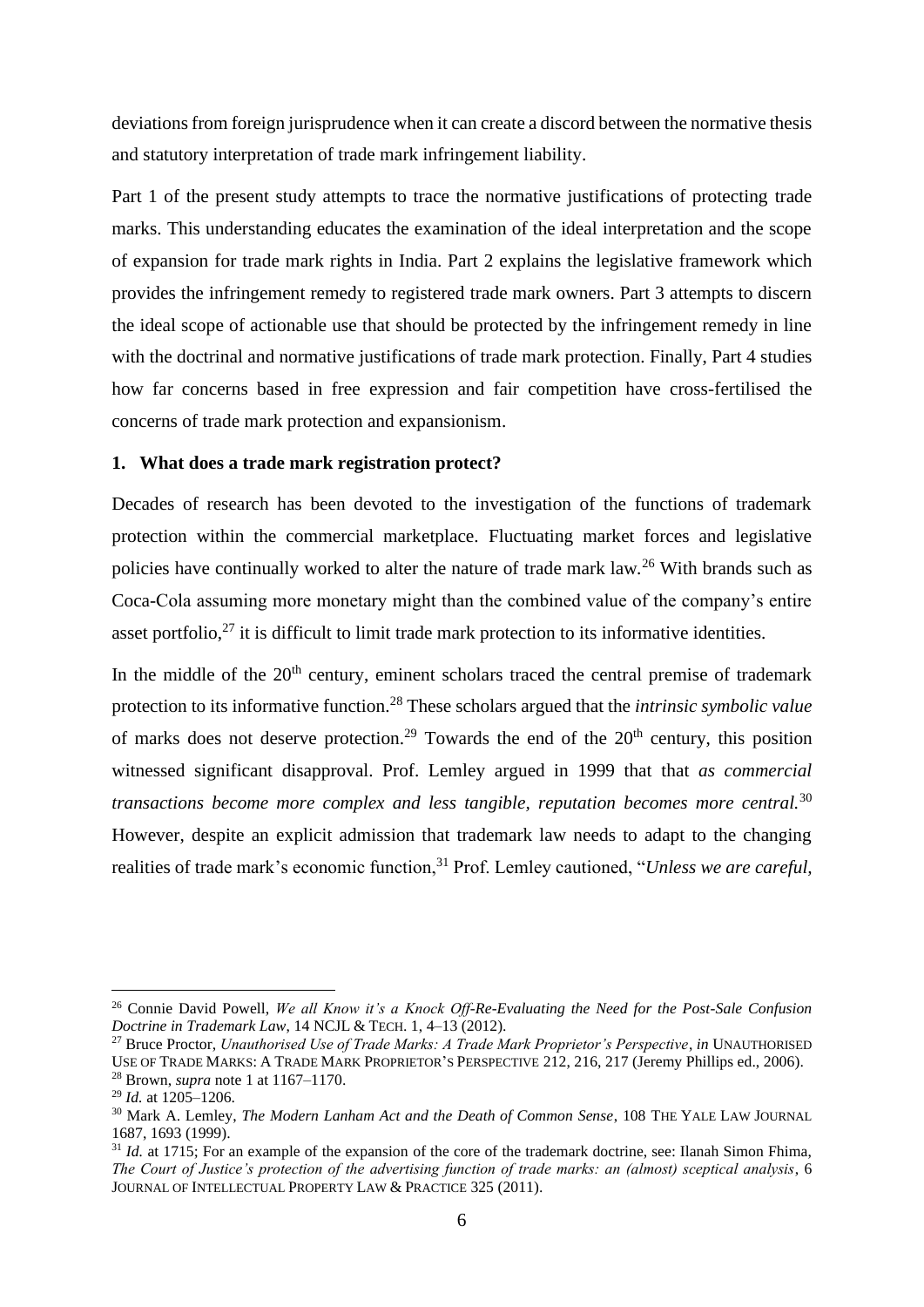deviations from foreign jurisprudence when it can create a discord between the normative thesis and statutory interpretation of trade mark infringement liability.

Part 1 of the present study attempts to trace the normative justifications of protecting trade marks. This understanding educates the examination of the ideal interpretation and the scope of expansion for trade mark rights in India. Part 2 explains the legislative framework which provides the infringement remedy to registered trade mark owners. Part 3 attempts to discern the ideal scope of actionable use that should be protected by the infringement remedy in line with the doctrinal and normative justifications of trade mark protection. Finally, Part 4 studies how far concerns based in free expression and fair competition have cross-fertilised the concerns of trade mark protection and expansionism.

## 1. What does a trade mark registration protect?

Decades of research has been devoted to the investigation of the functions of trademark protection within the commercial marketplace. Fluctuating market forces and legislative policies have continually worked to alter the nature of trade mark law.[26] With brands such as Coca-Cola assuming more monetary might than the combined value of the company's entire asset portfolio,[27] it is difficult to limit trade mark protection to its informative identities.

In the middle of the 20th century, eminent scholars traced the central premise of trademark protection to its informative function.[28] These scholars argued that the *intrinsic symbolic value* of marks does not deserve protection.[29] Towards the end of the 20th century, this position witnessed significant disapproval. Prof. Lemley argued in 1999 that that *as commercial transactions become more complex and less tangible, reputation becomes more central.*[30] However, despite an explicit admission that trademark law needs to adapt to the changing realities of trade mark's economic function,[31] Prof. Lemley cautioned, "*Unless we are careful,*

---

[26] Connie David Powell, *We all Know it's a Knock Off-Re-Evaluating the Need for the Post-Sale Confusion Doctrine in Trademark Law*, 14 NCJL & TECH. 1, 4–13 (2012).

[27] Bruce Proctor, *Unauthorised Use of Trade Marks: A Trade Mark Proprietor's Perspective*, *in* UNAUTHORISED USE OF TRADE MARKS: A TRADE MARK PROPRIETOR'S PERSPECTIVE 212, 216, 217 (Jeremy Phillips ed., 2006).

[28] Brown, *supra* note 1 at 1167–1170.

[29] *Id.* at 1205–1206.

[30] Mark A. Lemley, *The Modern Lanham Act and the Death of Common Sense*, 108 THE YALE LAW JOURNAL 1687, 1693 (1999).

[31] *Id.* at 1715; For an example of the expansion of the core of the trademark doctrine, see: Ilanah Simon Fhima, *The Court of Justice's protection of the advertising function of trade marks: an (almost) sceptical analysis*, 6 JOURNAL OF INTELLECTUAL PROPERTY LAW & PRACTICE 325 (2011).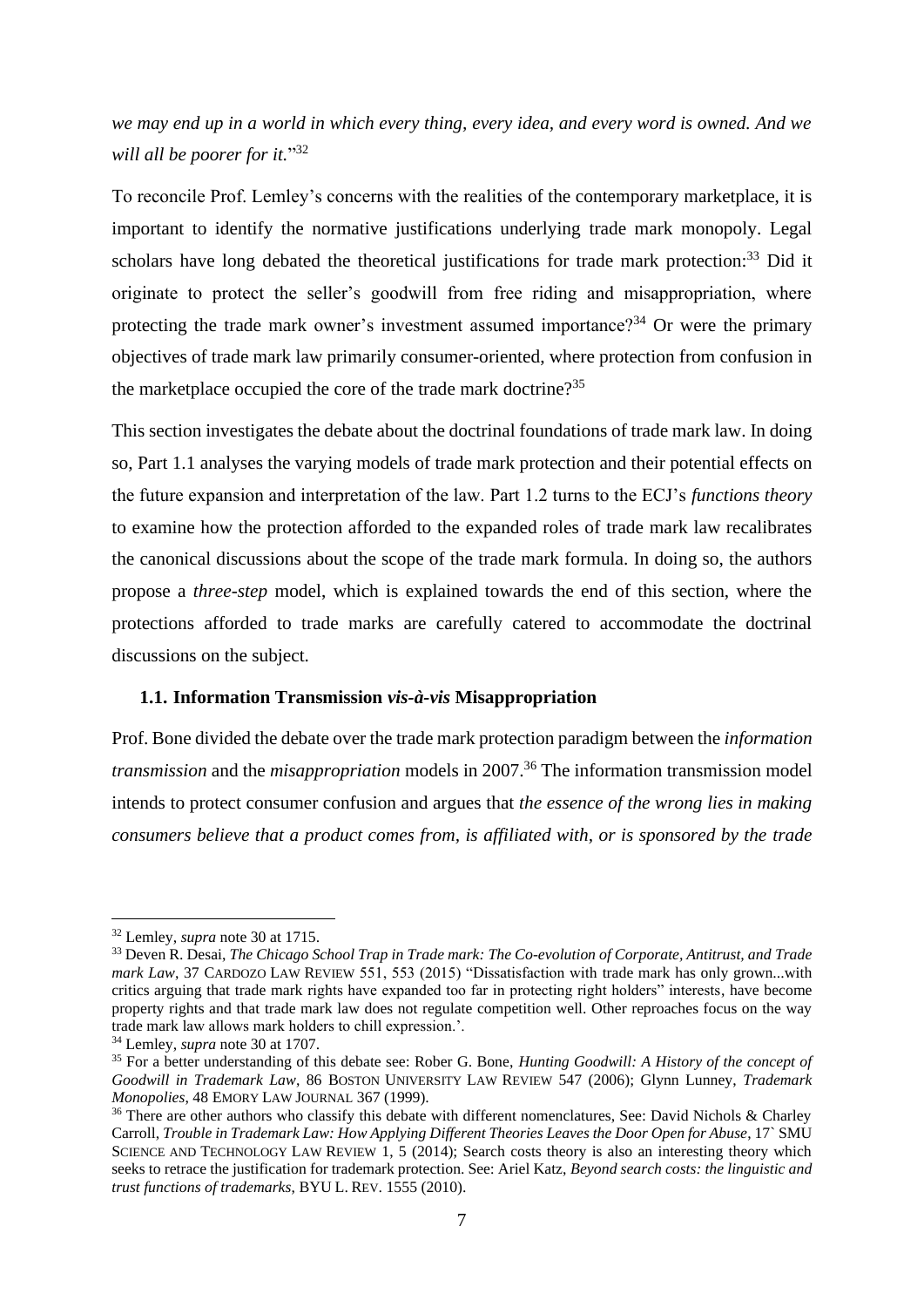*we may end up in a world in which every thing, every idea, and every word is owned. And we will all be poorer for it.*"[32]

To reconcile Prof. Lemley's concerns with the realities of the contemporary marketplace, it is important to identify the normative justifications underlying trade mark monopoly. Legal scholars have long debated the theoretical justifications for trade mark protection:[33] Did it originate to protect the seller's goodwill from free riding and misappropriation, where protecting the trade mark owner's investment assumed importance?[34] Or were the primary objectives of trade mark law primarily consumer-oriented, where protection from confusion in the marketplace occupied the core of the trade mark doctrine?[35]

This section investigates the debate about the doctrinal foundations of trade mark law. In doing so, Part 1.1 analyses the varying models of trade mark protection and their potential effects on the future expansion and interpretation of the law. Part 1.2 turns to the ECJ's *functions theory* to examine how the protection afforded to the expanded roles of trade mark law recalibrates the canonical discussions about the scope of the trade mark formula. In doing so, the authors propose a *three-step* model, which is explained towards the end of this section, where the protections afforded to trade marks are carefully catered to accommodate the doctrinal discussions on the subject.

### 1.1. Information Transmission *vis-à-vis* Misappropriation

Prof. Bone divided the debate over the trade mark protection paradigm between the *information transmission* and the *misappropriation* models in 2007.[36] The information transmission model intends to protect consumer confusion and argues that *the essence of the wrong lies in making consumers believe that a product comes from, is affiliated with, or is sponsored by the trade*

---

[32] Lemley, *supra* note 30 at 1715.

[33] Deven R. Desai, *The Chicago School Trap in Trade mark: The Co-evolution of Corporate, Antitrust, and Trade mark Law*, 37 CARDOZO LAW REVIEW 551, 553 (2015) "Dissatisfaction with trade mark has only grown...with critics arguing that trade mark rights have expanded too far in protecting right holders" interests, have become property rights and that trade mark law does not regulate competition well. Other reproaches focus on the way trade mark law allows mark holders to chill expression.'.

[34] Lemley, *supra* note 30 at 1707.

[35] For a better understanding of this debate see: Rober G. Bone, *Hunting Goodwill: A History of the concept of Goodwill in Trademark Law*, 86 BOSTON UNIVERSITY LAW REVIEW 547 (2006); Glynn Lunney, *Trademark Monopolies*, 48 EMORY LAW JOURNAL 367 (1999).

[36] There are other authors who classify this debate with different nomenclatures, See: David Nichols & Charley Carroll, *Trouble in Trademark Law: How Applying Different Theories Leaves the Door Open for Abuse*, 17` SMU SCIENCE AND TECHNOLOGY LAW REVIEW 1, 5 (2014); Search costs theory is also an interesting theory which seeks to retrace the justification for trademark protection. See: Ariel Katz, *Beyond search costs: the linguistic and trust functions of trademarks*, BYU L. REV. 1555 (2010).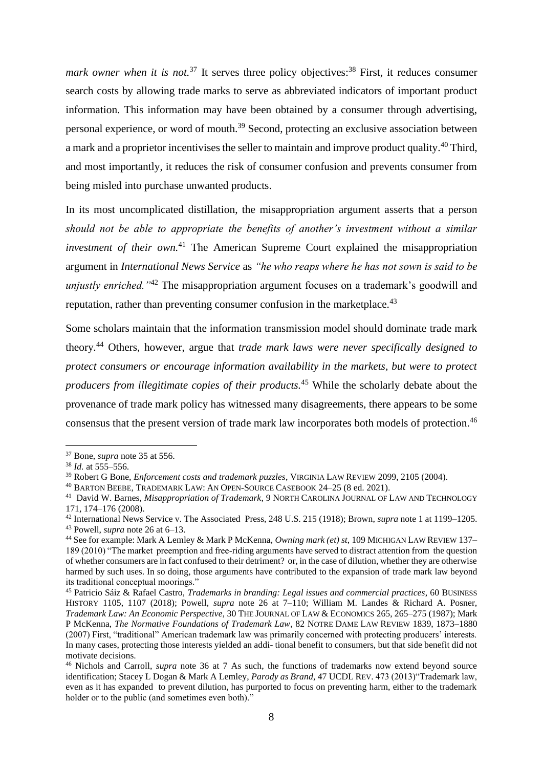*mark owner when it is not.*[37] It serves three policy objectives:[38] First, it reduces consumer search costs by allowing trade marks to serve as abbreviated indicators of important product information. This information may have been obtained by a consumer through advertising, personal experience, or word of mouth.[39] Second, protecting an exclusive association between a mark and a proprietor incentivises the seller to maintain and improve product quality.[40] Third, and most importantly, it reduces the risk of consumer confusion and prevents consumer from being misled into purchase unwanted products.

In its most uncomplicated distillation, the misappropriation argument asserts that a person *should not be able to appropriate the benefits of another's investment without a similar investment of their own.*[41] The American Supreme Court explained the misappropriation argument in *International News Service* as *"he who reaps where he has not sown is said to be unjustly enriched."*[42] The misappropriation argument focuses on a trademark's goodwill and reputation, rather than preventing consumer confusion in the marketplace.[43]

Some scholars maintain that the information transmission model should dominate trade mark theory.[44] Others, however, argue that *trade mark laws were never specifically designed to protect consumers or encourage information availability in the markets, but were to protect producers from illegitimate copies of their products.*[45] While the scholarly debate about the provenance of trade mark policy has witnessed many disagreements, there appears to be some consensus that the present version of trade mark law incorporates both models of protection.[46]

---

[37] Bone, *supra* note 35 at 556.

[38] *Id.* at 555–556.

[39] Robert G Bone, *Enforcement costs and trademark puzzles*, VIRGINIA LAW REVIEW 2099, 2105 (2004).

[40] BARTON BEEBE, TRADEMARK LAW: AN OPEN-SOURCE CASEBOOK 24–25 (8 ed. 2021).

[41] David W. Barnes, *Misappropriation of Trademark*, 9 NORTH CAROLINA JOURNAL OF LAW AND TECHNOLOGY 171, 174–176 (2008).

[42] International News Service v. The Associated Press, 248 U.S. 215 (1918); Brown, *supra* note 1 at 1199–1205.

[43] Powell, *supra* note 26 at 6–13.

[44] See for example: Mark A Lemley & Mark P McKenna, *Owning mark (et) st*, 109 MICHIGAN LAW REVIEW 137–189 (2010) "The market preemption and free-riding arguments have served to distract attention from the question of whether consumers are in fact confused to their detriment? or, in the case of dilution, whether they are otherwise harmed by such uses. In so doing, those arguments have contributed to the expansion of trade mark law beyond its traditional conceptual moorings."

[45] Patricio Sáiz & Rafael Castro, *Trademarks in branding: Legal issues and commercial practices*, 60 BUSINESS HISTORY 1105, 1107 (2018); Powell, *supra* note 26 at 7–110; William M. Landes & Richard A. Posner, *Trademark Law: An Economic Perspective*, 30 THE JOURNAL OF LAW & ECONOMICS 265, 265–275 (1987); Mark P McKenna, *The Normative Foundations of Trademark Law*, 82 NOTRE DAME LAW REVIEW 1839, 1873–1880 (2007) First, "traditional" American trademark law was primarily concerned with protecting producers' interests. In many cases, protecting those interests yielded an addi- tional benefit to consumers, but that side benefit did not motivate decisions.

[46] Nichols and Carroll, *supra* note 36 at 7 As such, the functions of trademarks now extend beyond source identification; Stacey L Dogan & Mark A Lemley, *Parody as Brand*, 47 UCDL REV. 473 (2013)"Trademark law, even as it has expanded to prevent dilution, has purported to focus on preventing harm, either to the trademark holder or to the public (and sometimes even both)."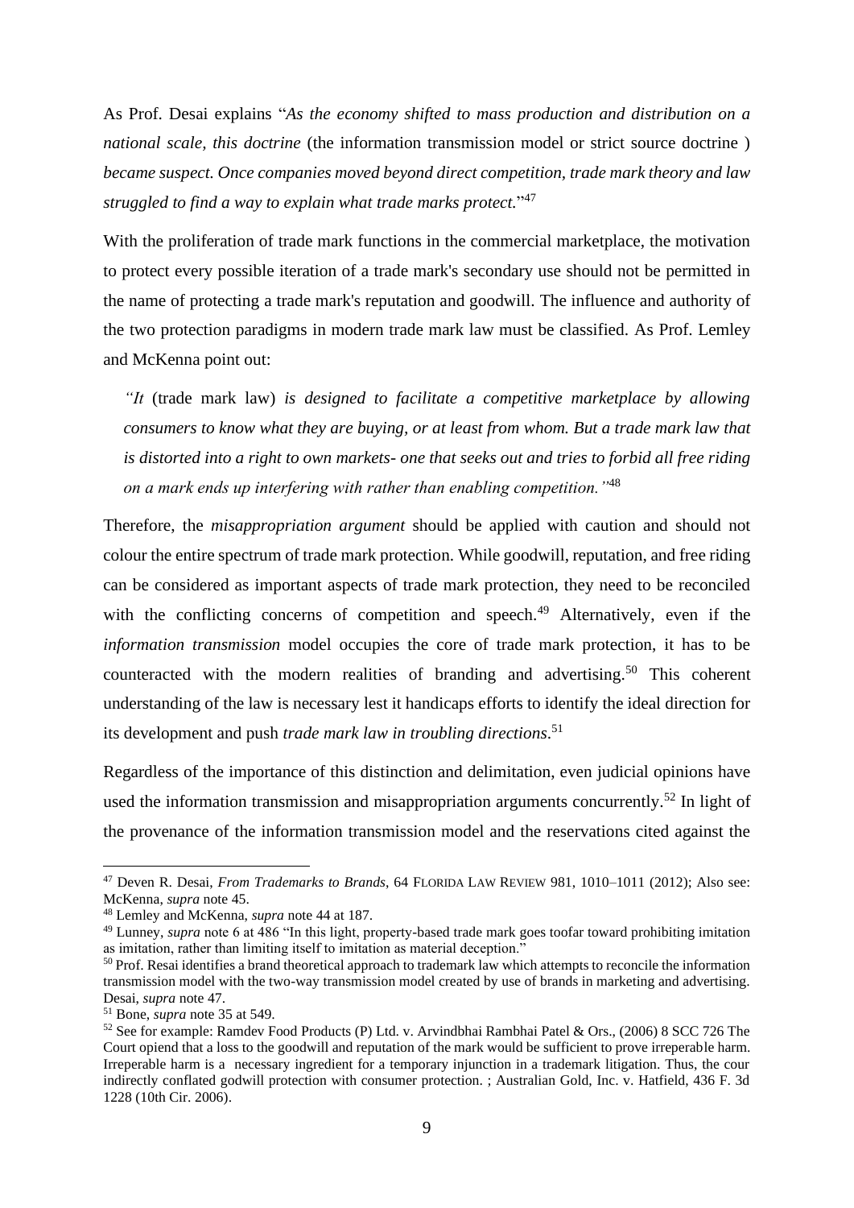As Prof. Desai explains "*As the economy shifted to mass production and distribution on a national scale, this doctrine* (the information transmission model or strict source doctrine ) *became suspect. Once companies moved beyond direct competition, trade mark theory and law struggled to find a way to explain what trade marks protect.*"[47]

With the proliferation of trade mark functions in the commercial marketplace, the motivation to protect every possible iteration of a trade mark's secondary use should not be permitted in the name of protecting a trade mark's reputation and goodwill. The influence and authority of the two protection paradigms in modern trade mark law must be classified. As Prof. Lemley and McKenna point out:

> *"It* (trade mark law) *is designed to facilitate a competitive marketplace by allowing consumers to know what they are buying, or at least from whom. But a trade mark law that is distorted into a right to own markets- one that seeks out and tries to forbid all free riding on a mark ends up interfering with rather than enabling competition."*[48]

Therefore, the *misappropriation argument* should be applied with caution and should not colour the entire spectrum of trade mark protection. While goodwill, reputation, and free riding can be considered as important aspects of trade mark protection, they need to be reconciled with the conflicting concerns of competition and speech.[49] Alternatively, even if the *information transmission* model occupies the core of trade mark protection, it has to be counteracted with the modern realities of branding and advertising.[50] This coherent understanding of the law is necessary lest it handicaps efforts to identify the ideal direction for its development and push *trade mark law in troubling directions*.[51]

Regardless of the importance of this distinction and delimitation, even judicial opinions have used the information transmission and misappropriation arguments concurrently.[52] In light of the provenance of the information transmission model and the reservations cited against the

---

[47] Deven R. Desai, *From Trademarks to Brands*, 64 FLORIDA LAW REVIEW 981, 1010–1011 (2012); Also see: McKenna, *supra* note 45.

[48] Lemley and McKenna, *supra* note 44 at 187.

[49] Lunney, *supra* note 6 at 486 "In this light, property-based trade mark goes toofar toward prohibiting imitation as imitation, rather than limiting itself to imitation as material deception."

[50] Prof. Resai identifies a brand theoretical approach to trademark law which attempts to reconcile the information transmission model with the two-way transmission model created by use of brands in marketing and advertising. Desai, *supra* note 47.

[51] Bone, *supra* note 35 at 549.

[52] See for example: Ramdev Food Products (P) Ltd. v. Arvindbhai Rambhai Patel & Ors., (2006) 8 SCC 726 The Court opiend that a loss to the goodwill and reputation of the mark would be sufficient to prove irreperable harm. Irreperable harm is a necessary ingredient for a temporary injunction in a trademark litigation. Thus, the cour indirectly conflated godwill protection with consumer protection. ; Australian Gold, Inc. v. Hatfield, 436 F. 3d 1228 (10th Cir. 2006).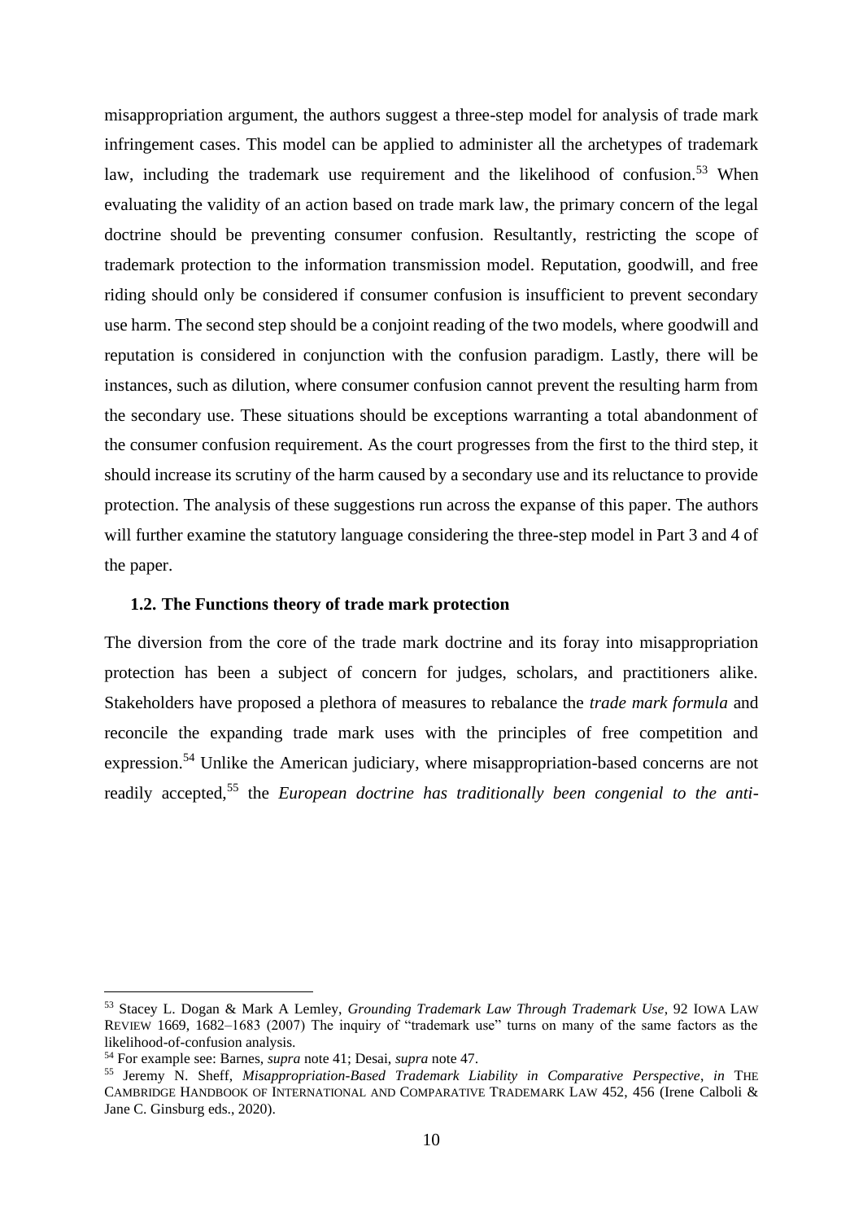misappropriation argument, the authors suggest a three-step model for analysis of trade mark infringement cases. This model can be applied to administer all the archetypes of trademark law, including the trademark use requirement and the likelihood of confusion.[53] When evaluating the validity of an action based on trade mark law, the primary concern of the legal doctrine should be preventing consumer confusion. Resultantly, restricting the scope of trademark protection to the information transmission model. Reputation, goodwill, and free riding should only be considered if consumer confusion is insufficient to prevent secondary use harm. The second step should be a conjoint reading of the two models, where goodwill and reputation is considered in conjunction with the confusion paradigm. Lastly, there will be instances, such as dilution, where consumer confusion cannot prevent the resulting harm from the secondary use. These situations should be exceptions warranting a total abandonment of the consumer confusion requirement. As the court progresses from the first to the third step, it should increase its scrutiny of the harm caused by a secondary use and its reluctance to provide protection. The analysis of these suggestions run across the expanse of this paper. The authors will further examine the statutory language considering the three-step model in Part 3 and 4 of the paper.

### 1.2. The Functions theory of trade mark protection

The diversion from the core of the trade mark doctrine and its foray into misappropriation protection has been a subject of concern for judges, scholars, and practitioners alike. Stakeholders have proposed a plethora of measures to rebalance the *trade mark formula* and reconcile the expanding trade mark uses with the principles of free competition and expression.[54] Unlike the American judiciary, where misappropriation-based concerns are not readily accepted,[55] the *European doctrine has traditionally been congenial to the anti-*

---

[53] Stacey L. Dogan & Mark A Lemley, *Grounding Trademark Law Through Trademark Use*, 92 IOWA LAW REVIEW 1669, 1682–1683 (2007) The inquiry of "trademark use" turns on many of the same factors as the likelihood-of-confusion analysis.

[54] For example see: Barnes, *supra* note 41; Desai, *supra* note 47.

[55] Jeremy N. Sheff, *Misappropriation-Based Trademark Liability in Comparative Perspective*, *in* THE CAMBRIDGE HANDBOOK OF INTERNATIONAL AND COMPARATIVE TRADEMARK LAW 452, 456 (Irene Calboli & Jane C. Ginsburg eds., 2020).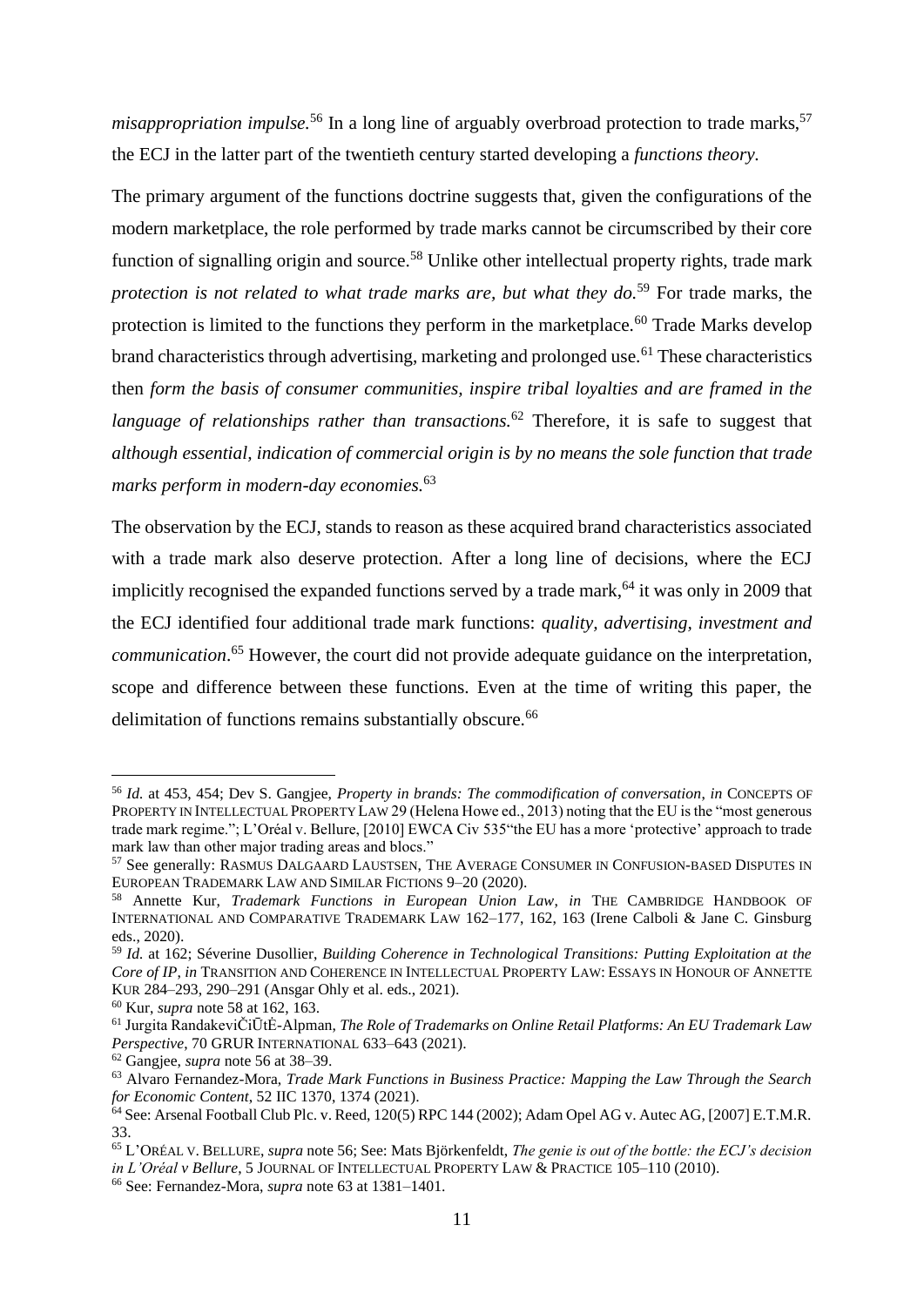*misappropriation impulse.*[56] In a long line of arguably overbroad protection to trade marks,[57] the ECJ in the latter part of the twentieth century started developing a *functions theory.*

The primary argument of the functions doctrine suggests that, given the configurations of the modern marketplace, the role performed by trade marks cannot be circumscribed by their core function of signalling origin and source.[58] Unlike other intellectual property rights, trade mark *protection is not related to what trade marks are, but what they do.*[59] For trade marks, the protection is limited to the functions they perform in the marketplace.[60] Trade Marks develop brand characteristics through advertising, marketing and prolonged use.[61] These characteristics then *form the basis of consumer communities, inspire tribal loyalties and are framed in the language of relationships rather than transactions.*[62] Therefore, it is safe to suggest that *although essential, indication of commercial origin is by no means the sole function that trade marks perform in modern-day economies.*[63]

The observation by the ECJ, stands to reason as these acquired brand characteristics associated with a trade mark also deserve protection. After a long line of decisions, where the ECJ implicitly recognised the expanded functions served by a trade mark,[64] it was only in 2009 that the ECJ identified four additional trade mark functions: *quality, advertising, investment and communication*.[65] However, the court did not provide adequate guidance on the interpretation, scope and difference between these functions. Even at the time of writing this paper, the delimitation of functions remains substantially obscure.[66]

---

[56] *Id.* at 453, 454; Dev S. Gangjee, *Property in brands: The commodification of conversation*, *in* CONCEPTS OF PROPERTY IN INTELLECTUAL PROPERTY LAW 29 (Helena Howe ed., 2013) noting that the EU is the "most generous trade mark regime."; L'Oréal v. Bellure, [2010] EWCA Civ 535"the EU has a more 'protective' approach to trade mark law than other major trading areas and blocs."

[57] See generally: RASMUS DALGAARD LAUSTSEN, THE AVERAGE CONSUMER IN CONFUSION-BASED DISPUTES IN EUROPEAN TRADEMARK LAW AND SIMILAR FICTIONS 9–20 (2020).

[58] Annette Kur, *Trademark Functions in European Union Law*, *in* THE CAMBRIDGE HANDBOOK OF INTERNATIONAL AND COMPARATIVE TRADEMARK LAW 162–177, 162, 163 (Irene Calboli & Jane C. Ginsburg eds., 2020).

[59] *Id.* at 162; Séverine Dusollier, *Building Coherence in Technological Transitions: Putting Exploitation at the Core of IP*, *in* TRANSITION AND COHERENCE IN INTELLECTUAL PROPERTY LAW: ESSAYS IN HONOUR OF ANNETTE KUR 284–293, 290–291 (Ansgar Ohly et al. eds., 2021).

[60] Kur, *supra* note 58 at 162, 163.

[61] Jurgita RandakeviČiŪtĖ-Alpman, *The Role of Trademarks on Online Retail Platforms: An EU Trademark Law Perspective*, 70 GRUR INTERNATIONAL 633–643 (2021).

[62] Gangjee, *supra* note 56 at 38–39.

[63] Alvaro Fernandez-Mora, *Trade Mark Functions in Business Practice: Mapping the Law Through the Search for Economic Content*, 52 IIC 1370, 1374 (2021).

[64] See: Arsenal Football Club Plc. v. Reed, 120(5) RPC 144 (2002); Adam Opel AG v. Autec AG, [2007] E.T.M.R. 33.

[65] L'ORÉAL V. BELLURE, *supra* note 56; See: Mats Björkenfeldt, *The genie is out of the bottle: the ECJ's decision in L'Oréal v Bellure*, 5 JOURNAL OF INTELLECTUAL PROPERTY LAW & PRACTICE 105–110 (2010).

[66] See: Fernandez-Mora, *supra* note 63 at 1381–1401.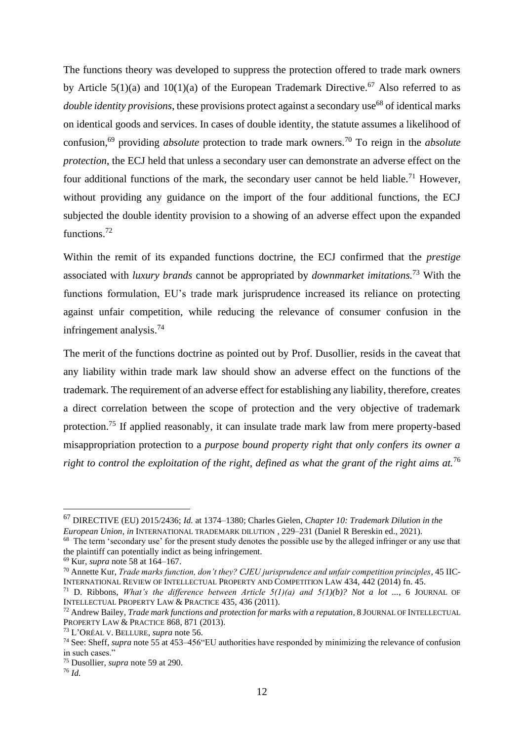The functions theory was developed to suppress the protection offered to trade mark owners by Article 5(1)(a) and 10(1)(a) of the European Trademark Directive.[67] Also referred to as *double identity provisions*, these provisions protect against a secondary use[68] of identical marks on identical goods and services. In cases of double identity, the statute assumes a likelihood of confusion,[69] providing *absolute* protection to trade mark owners.[70] To reign in the *absolute protection*, the ECJ held that unless a secondary user can demonstrate an adverse effect on the four additional functions of the mark, the secondary user cannot be held liable.[71] However, without providing any guidance on the import of the four additional functions, the ECJ subjected the double identity provision to a showing of an adverse effect upon the expanded functions.[72]

Within the remit of its expanded functions doctrine, the ECJ confirmed that the *prestige* associated with *luxury brands* cannot be appropriated by *downmarket imitations.*[73] With the functions formulation, EU's trade mark jurisprudence increased its reliance on protecting against unfair competition, while reducing the relevance of consumer confusion in the infringement analysis.[74]

The merit of the functions doctrine as pointed out by Prof. Dusollier, resids in the caveat that any liability within trade mark law should show an adverse effect on the functions of the trademark. The requirement of an adverse effect for establishing any liability, therefore, creates a direct correlation between the scope of protection and the very objective of trademark protection.[75] If applied reasonably, it can insulate trade mark law from mere property-based misappropriation protection to a *purpose bound property right that only confers its owner a right to control the exploitation of the right, defined as what the grant of the right aims at.*[76]

---

[67] DIRECTIVE (EU) 2015/2436; *Id.* at 1374–1380; Charles Gielen, *Chapter 10: Trademark Dilution in the European Union*, *in* INTERNATIONAL TRADEMARK DILUTION , 229–231 (Daniel R Bereskin ed., 2021).

[68] The term 'secondary use' for the present study denotes the possible use by the alleged infringer or any use that the plaintiff can potentially indict as being infringement.

[69] Kur, *supra* note 58 at 164–167.

[70] Annette Kur, *Trade marks function, don't they? CJEU jurisprudence and unfair competition principles*, 45 IIC-INTERNATIONAL REVIEW OF INTELLECTUAL PROPERTY AND COMPETITION LAW 434, 442 (2014) fn. 45.

[71] D. Ribbons, *What's the difference between Article 5(1)(a) and 5(1)(b)? Not a lot ...*, 6 JOURNAL OF INTELLECTUAL PROPERTY LAW & PRACTICE 435, 436 (2011).

[72] Andrew Bailey, *Trade mark functions and protection for marks with a reputation*, 8 JOURNAL OF INTELLECTUAL PROPERTY LAW & PRACTICE 868, 871 (2013).

[73] L'ORÉAL V. BELLURE, *supra* note 56.

[74] See: Sheff, *supra* note 55 at 453–456"EU authorities have responded by minimizing the relevance of confusion in such cases."

[75] Dusollier, *supra* note 59 at 290.

[76] *Id.*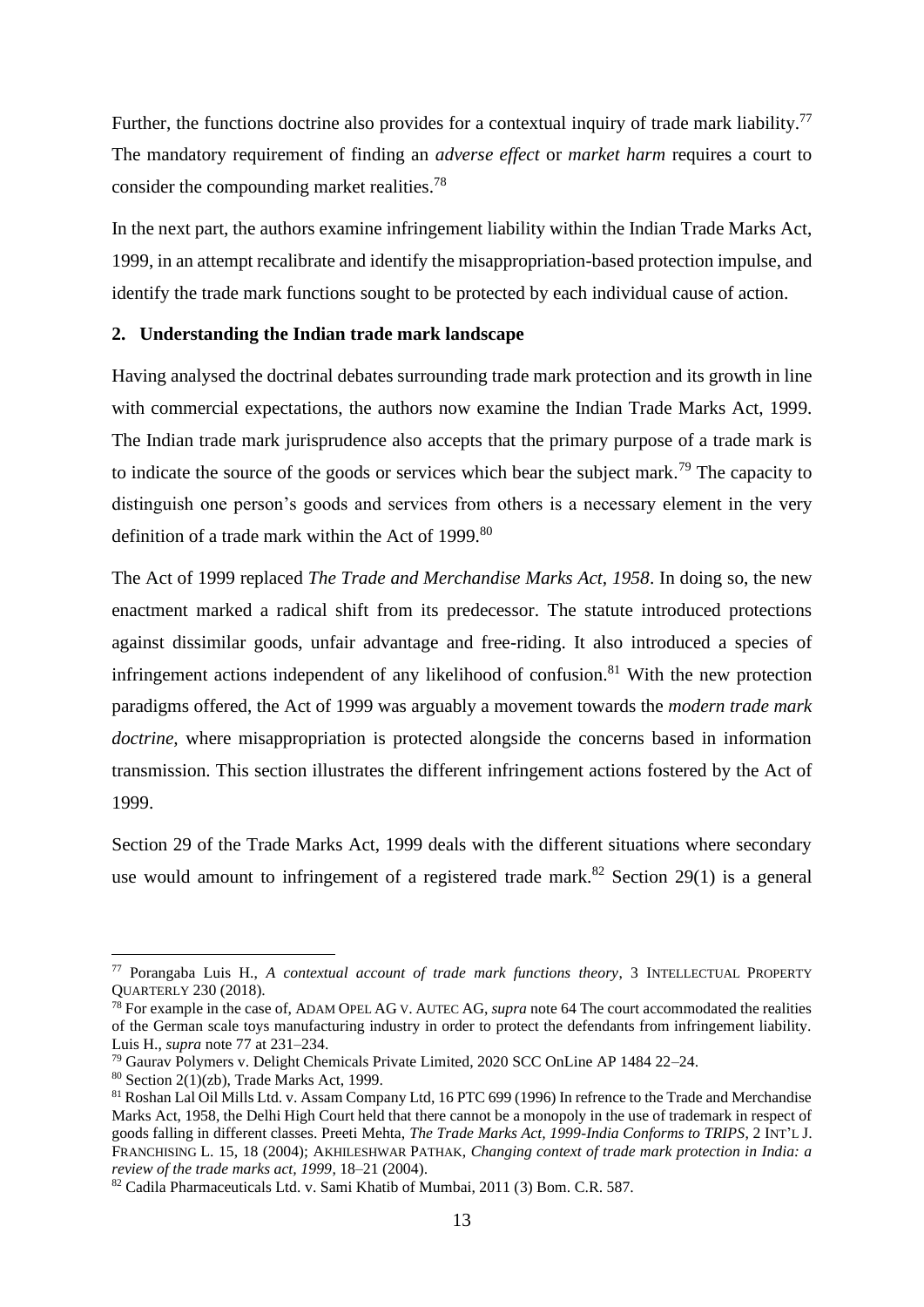Further, the functions doctrine also provides for a contextual inquiry of trade mark liability.[77] The mandatory requirement of finding an *adverse effect* or *market harm* requires a court to consider the compounding market realities.[78]

In the next part, the authors examine infringement liability within the Indian Trade Marks Act, 1999, in an attempt recalibrate and identify the misappropriation-based protection impulse, and identify the trade mark functions sought to be protected by each individual cause of action.

## 2. Understanding the Indian trade mark landscape

Having analysed the doctrinal debates surrounding trade mark protection and its growth in line with commercial expectations, the authors now examine the Indian Trade Marks Act, 1999. The Indian trade mark jurisprudence also accepts that the primary purpose of a trade mark is to indicate the source of the goods or services which bear the subject mark.[79] The capacity to distinguish one person's goods and services from others is a necessary element in the very definition of a trade mark within the Act of 1999.[80]

The Act of 1999 replaced *The Trade and Merchandise Marks Act, 1958*. In doing so, the new enactment marked a radical shift from its predecessor. The statute introduced protections against dissimilar goods, unfair advantage and free-riding. It also introduced a species of infringement actions independent of any likelihood of confusion.[81] With the new protection paradigms offered, the Act of 1999 was arguably a movement towards the *modern trade mark doctrine,* where misappropriation is protected alongside the concerns based in information transmission. This section illustrates the different infringement actions fostered by the Act of 1999.

Section 29 of the Trade Marks Act, 1999 deals with the different situations where secondary use would amount to infringement of a registered trade mark.[82] Section 29(1) is a general

---

[77] Porangaba Luis H., *A contextual account of trade mark functions theory*, 3 INTELLECTUAL PROPERTY QUARTERLY 230 (2018).

[78] For example in the case of, ADAM OPEL AG V. AUTEC AG, *supra* note 64 The court accommodated the realities of the German scale toys manufacturing industry in order to protect the defendants from infringement liability. Luis H., *supra* note 77 at 231–234.

[79] Gaurav Polymers v. Delight Chemicals Private Limited, 2020 SCC OnLine AP 1484 22–24.

[80] Section 2(1)(zb), Trade Marks Act, 1999.

[81] Roshan Lal Oil Mills Ltd. v. Assam Company Ltd, 16 PTC 699 (1996) In refrence to the Trade and Merchandise Marks Act, 1958, the Delhi High Court held that there cannot be a monopoly in the use of trademark in respect of goods falling in different classes. Preeti Mehta, *The Trade Marks Act, 1999-India Conforms to TRIPS*, 2 INT'L J. FRANCHISING L. 15, 18 (2004); AKHILESHWAR PATHAK, *Changing context of trade mark protection in India: a review of the trade marks act, 1999*, 18–21 (2004).

[82] Cadila Pharmaceuticals Ltd. v. Sami Khatib of Mumbai, 2011 (3) Bom. C.R. 587.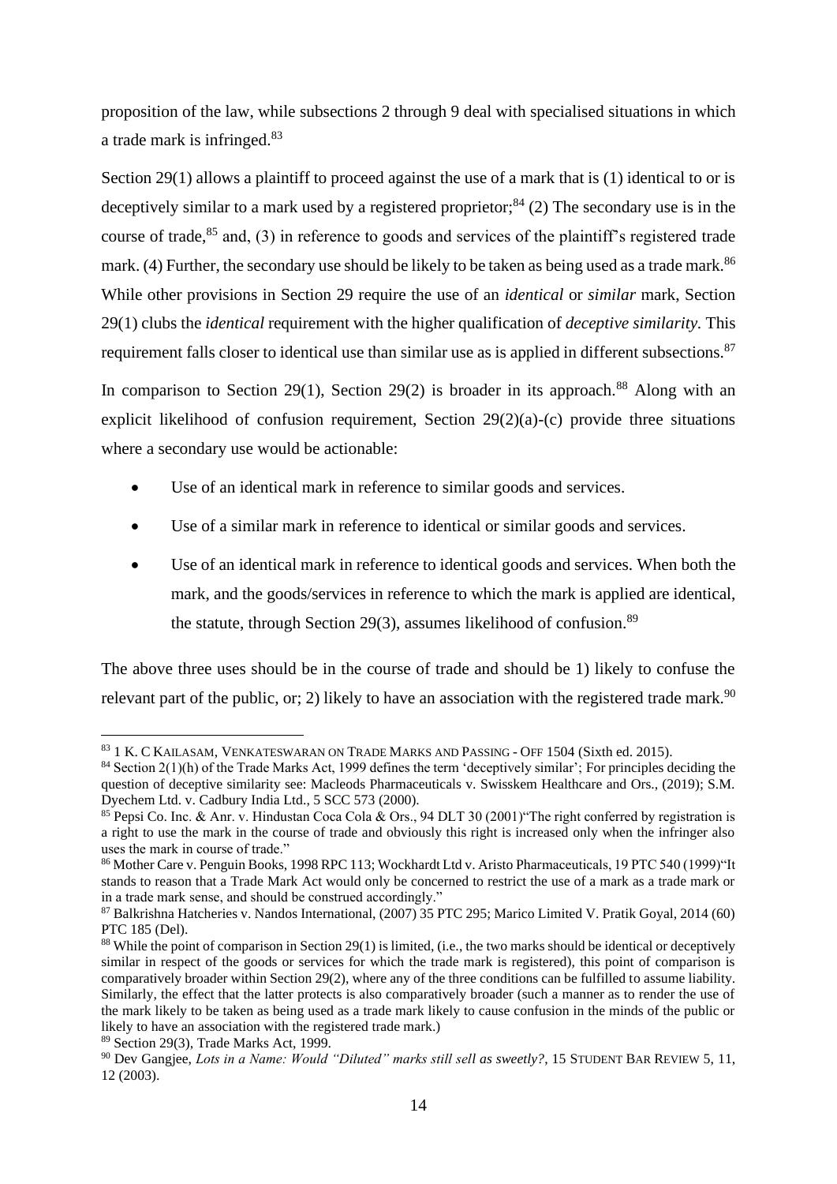proposition of the law, while subsections 2 through 9 deal with specialised situations in which a trade mark is infringed.[83]

Section 29(1) allows a plaintiff to proceed against the use of a mark that is (1) identical to or is deceptively similar to a mark used by a registered proprietor;[84] (2) The secondary use is in the course of trade,[85] and, (3) in reference to goods and services of the plaintiff's registered trade mark. (4) Further, the secondary use should be likely to be taken as being used as a trade mark.[86] While other provisions in Section 29 require the use of an *identical* or *similar* mark, Section 29(1) clubs the *identical* requirement with the higher qualification of *deceptive similarity*. This requirement falls closer to identical use than similar use as is applied in different subsections.[87]

In comparison to Section 29(1), Section 29(2) is broader in its approach.[88] Along with an explicit likelihood of confusion requirement, Section 29(2)(a)-(c) provide three situations where a secondary use would be actionable:

- Use of an identical mark in reference to similar goods and services.
- Use of a similar mark in reference to identical or similar goods and services.
- Use of an identical mark in reference to identical goods and services. When both the mark, and the goods/services in reference to which the mark is applied are identical, the statute, through Section 29(3), assumes likelihood of confusion.[89]

The above three uses should be in the course of trade and should be 1) likely to confuse the relevant part of the public, or; 2) likely to have an association with the registered trade mark.[90]

---

[83] 1 K. C KAILASAM, VENKATESWARAN ON TRADE MARKS AND PASSING - OFF 1504 (Sixth ed. 2015).

[84] Section 2(1)(h) of the Trade Marks Act, 1999 defines the term 'deceptively similar'; For principles deciding the question of deceptive similarity see: Macleods Pharmaceuticals v. Swisskem Healthcare and Ors., (2019); S.M. Dyechem Ltd. v. Cadbury India Ltd., 5 SCC 573 (2000).

[85] Pepsi Co. Inc. & Anr. v. Hindustan Coca Cola & Ors., 94 DLT 30 (2001)"The right conferred by registration is a right to use the mark in the course of trade and obviously this right is increased only when the infringer also uses the mark in course of trade."

[86] Mother Care v. Penguin Books, 1998 RPC 113; Wockhardt Ltd v. Aristo Pharmaceuticals, 19 PTC 540 (1999)"It stands to reason that a Trade Mark Act would only be concerned to restrict the use of a mark as a trade mark or in a trade mark sense, and should be construed accordingly."

[87] Balkrishna Hatcheries v. Nandos International, (2007) 35 PTC 295; Marico Limited V. Pratik Goyal, 2014 (60) PTC 185 (Del).

[88] While the point of comparison in Section 29(1) is limited, (i.e., the two marks should be identical or deceptively similar in respect of the goods or services for which the trade mark is registered), this point of comparison is comparatively broader within Section 29(2), where any of the three conditions can be fulfilled to assume liability. Similarly, the effect that the latter protects is also comparatively broader (such a manner as to render the use of the mark likely to be taken as being used as a trade mark likely to cause confusion in the minds of the public or likely to have an association with the registered trade mark.)

[89] Section 29(3), Trade Marks Act, 1999.

[90] Dev Gangjee, *Lots in a Name: Would "Diluted" marks still sell as sweetly?*, 15 STUDENT BAR REVIEW 5, 11, 12 (2003).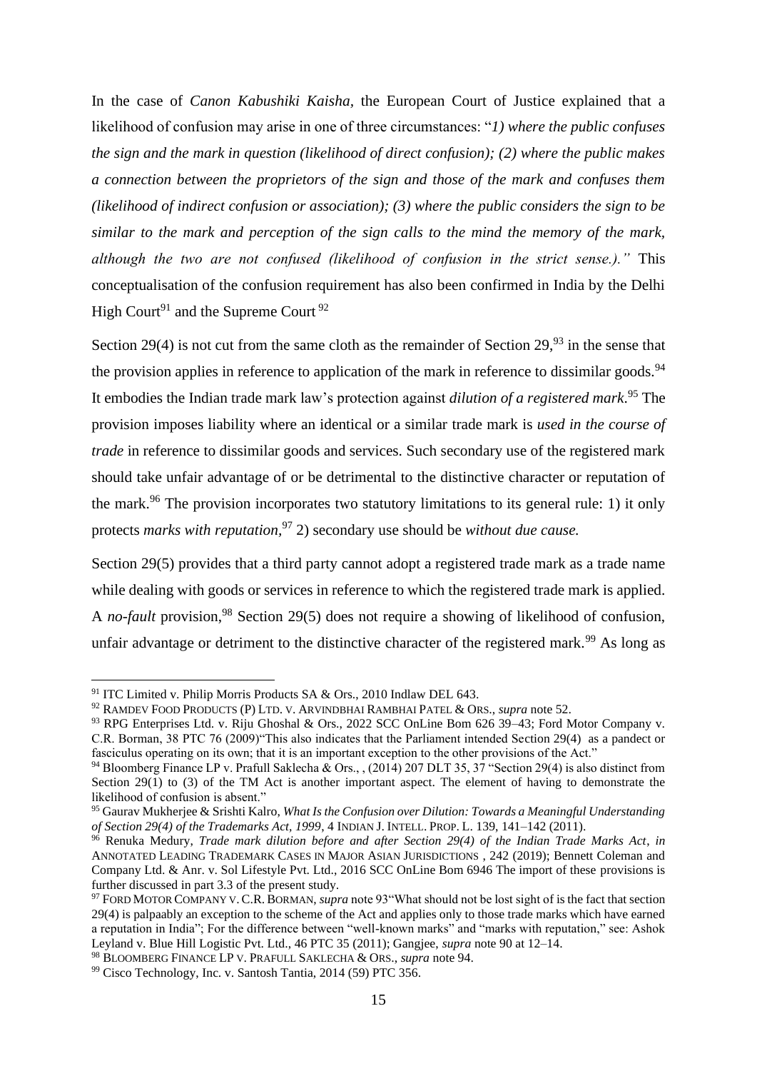In the case of *Canon Kabushiki Kaisha*, the European Court of Justice explained that a likelihood of confusion may arise in one of three circumstances: "*1) where the public confuses the sign and the mark in question (likelihood of direct confusion); (2) where the public makes a connection between the proprietors of the sign and those of the mark and confuses them (likelihood of indirect confusion or association); (3) where the public considers the sign to be similar to the mark and perception of the sign calls to the mind the memory of the mark, although the two are not confused (likelihood of confusion in the strict sense.).*" This conceptualisation of the confusion requirement has also been confirmed in India by the Delhi High Court[91] and the Supreme Court [92]

Section 29(4) is not cut from the same cloth as the remainder of Section 29,[93] in the sense that the provision applies in reference to application of the mark in reference to dissimilar goods.[94] It embodies the Indian trade mark law's protection against *dilution of a registered mark*.[95] The provision imposes liability where an identical or a similar trade mark is *used in the course of trade* in reference to dissimilar goods and services. Such secondary use of the registered mark should take unfair advantage of or be detrimental to the distinctive character or reputation of the mark.[96] The provision incorporates two statutory limitations to its general rule: 1) it only protects *marks with reputation*,[97] 2) secondary use should be *without due cause.*

Section 29(5) provides that a third party cannot adopt a registered trade mark as a trade name while dealing with goods or services in reference to which the registered trade mark is applied. A *no-fault* provision,[98] Section 29(5) does not require a showing of likelihood of confusion, unfair advantage or detriment to the distinctive character of the registered mark.[99] As long as

---

[91] ITC Limited v. Philip Morris Products SA & Ors., 2010 Indlaw DEL 643.

[92] RAMDEV FOOD PRODUCTS (P) LTD. V. ARVINDBHAI RAMBHAI PATEL & ORS., *supra* note 52.

[93] RPG Enterprises Ltd. v. Riju Ghoshal & Ors., 2022 SCC OnLine Bom 626 39–43; Ford Motor Company v. C.R. Borman, 38 PTC 76 (2009)"This also indicates that the Parliament intended Section 29(4) as a pandect or fasciculus operating on its own; that it is an important exception to the other provisions of the Act."

[94] Bloomberg Finance LP v. Prafull Saklecha & Ors., , (2014) 207 DLT 35, 37 "Section 29(4) is also distinct from Section 29(1) to (3) of the TM Act is another important aspect. The element of having to demonstrate the likelihood of confusion is absent."

[95] Gaurav Mukherjee & Srishti Kalro, *What Is the Confusion over Dilution: Towards a Meaningful Understanding of Section 29(4) of the Trademarks Act, 1999*, 4 INDIAN J. INTELL. PROP. L. 139, 141–142 (2011).

[96] Renuka Medury, *Trade mark dilution before and after Section 29(4) of the Indian Trade Marks Act*, *in* ANNOTATED LEADING TRADEMARK CASES IN MAJOR ASIAN JURISDICTIONS , 242 (2019); Bennett Coleman and Company Ltd. & Anr. v. Sol Lifestyle Pvt. Ltd., 2016 SCC OnLine Bom 6946 The import of these provisions is further discussed in part 3.3 of the present study.

[97] FORD MOTOR COMPANY V. C.R. BORMAN, *supra* note 93"What should not be lost sight of is the fact that section 29(4) is palpaably an exception to the scheme of the Act and applies only to those trade marks which have earned a reputation in India"; For the difference between "well-known marks" and "marks with reputation," see: Ashok Leyland v. Blue Hill Logistic Pvt. Ltd., 46 PTC 35 (2011); Gangjee, *supra* note 90 at 12–14.

[98] BLOOMBERG FINANCE LP V. PRAFULL SAKLECHA & ORS., *supra* note 94.

[99] Cisco Technology, Inc. v. Santosh Tantia, 2014 (59) PTC 356.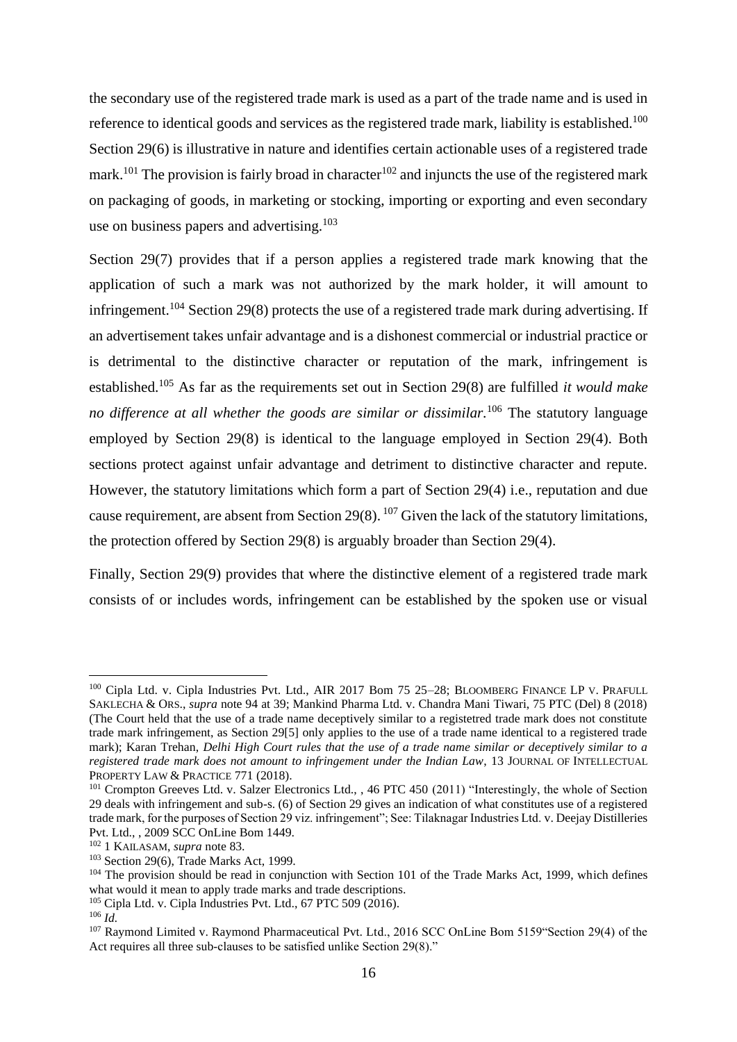the secondary use of the registered trade mark is used as a part of the trade name and is used in reference to identical goods and services as the registered trade mark, liability is established.[100] Section 29(6) is illustrative in nature and identifies certain actionable uses of a registered trade mark.[101] The provision is fairly broad in character[102] and injuncts the use of the registered mark on packaging of goods, in marketing or stocking, importing or exporting and even secondary use on business papers and advertising.[103]

Section 29(7) provides that if a person applies a registered trade mark knowing that the application of such a mark was not authorized by the mark holder, it will amount to infringement.[104] Section 29(8) protects the use of a registered trade mark during advertising. If an advertisement takes unfair advantage and is a dishonest commercial or industrial practice or is detrimental to the distinctive character or reputation of the mark, infringement is established.[105] As far as the requirements set out in Section 29(8) are fulfilled *it would make no difference at all whether the goods are similar or dissimilar.*[106] The statutory language employed by Section 29(8) is identical to the language employed in Section 29(4). Both sections protect against unfair advantage and detriment to distinctive character and repute. However, the statutory limitations which form a part of Section 29(4) i.e., reputation and due cause requirement, are absent from Section 29(8).[107] Given the lack of the statutory limitations, the protection offered by Section 29(8) is arguably broader than Section 29(4).

Finally, Section 29(9) provides that where the distinctive element of a registered trade mark consists of or includes words, infringement can be established by the spoken use or visual

---

[100] Cipla Ltd. v. Cipla Industries Pvt. Ltd., AIR 2017 Bom 75 25–28; BLOOMBERG FINANCE LP V. PRAFULL SAKLECHA & ORS., *supra* note 94 at 39; Mankind Pharma Ltd. v. Chandra Mani Tiwari, 75 PTC (Del) 8 (2018) (The Court held that the use of a trade name deceptively similar to a registetred trade mark does not constitute trade mark infringement, as Section 29[5] only applies to the use of a trade name identical to a registered trade mark); Karan Trehan, *Delhi High Court rules that the use of a trade name similar or deceptively similar to a registered trade mark does not amount to infringement under the Indian Law*, 13 JOURNAL OF INTELLECTUAL PROPERTY LAW & PRACTICE 771 (2018).

[101] Crompton Greeves Ltd. v. Salzer Electronics Ltd., , 46 PTC 450 (2011) "Interestingly, the whole of Section 29 deals with infringement and sub-s. (6) of Section 29 gives an indication of what constitutes use of a registered trade mark, for the purposes of Section 29 viz. infringement"; See: Tilaknagar Industries Ltd. v. Deejay Distilleries Pvt. Ltd., , 2009 SCC OnLine Bom 1449.

[102] 1 KAILASAM, *supra* note 83.

[103] Section 29(6), Trade Marks Act, 1999.

[104] The provision should be read in conjunction with Section 101 of the Trade Marks Act, 1999, which defines what would it mean to apply trade marks and trade descriptions.

[105] Cipla Ltd. v. Cipla Industries Pvt. Ltd., 67 PTC 509 (2016).

[106] *Id.*

[107] Raymond Limited v. Raymond Pharmaceutical Pvt. Ltd., 2016 SCC OnLine Bom 5159"Section 29(4) of the Act requires all three sub-clauses to be satisfied unlike Section 29(8)."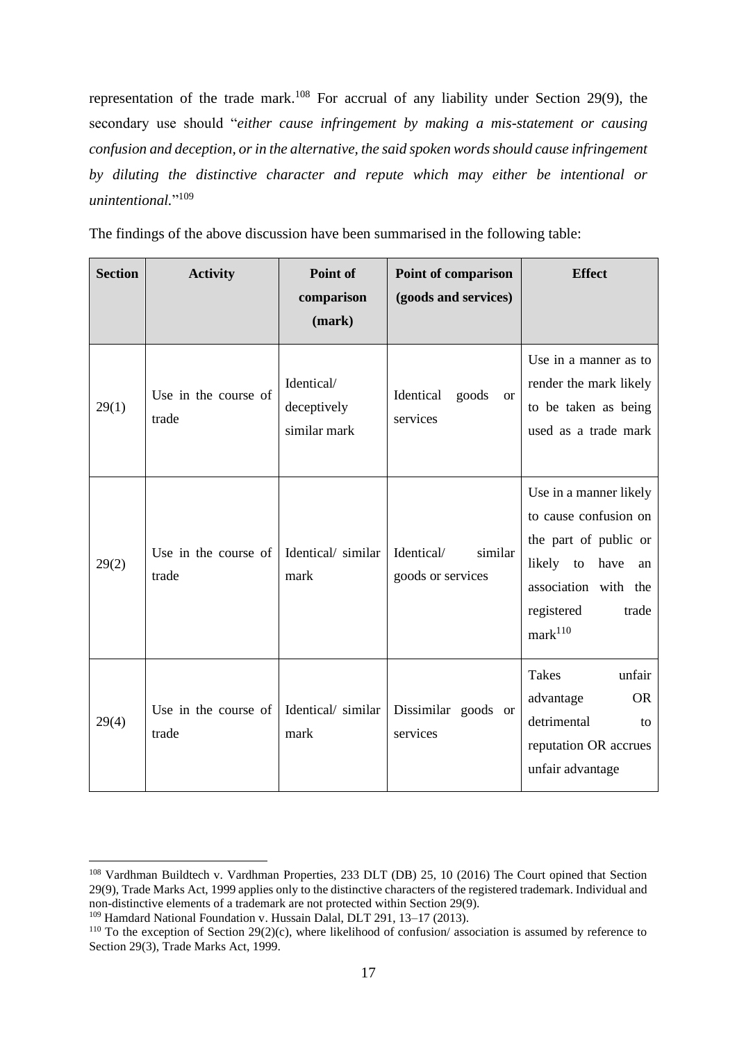representation of the trade mark.[108] For accrual of any liability under Section 29(9), the secondary use should "*either cause infringement by making a mis-statement or causing confusion and deception, or in the alternative, the said spoken words should cause infringement by diluting the distinctive character and repute which may either be intentional or unintentional.*"[109]

The findings of the above discussion have been summarised in the following table:

| Section | Activity | Point of comparison (mark) | Point of comparison (goods and services) | Effect |
|---|---|---|---|---|
| 29(1) | Use in the course of trade | Identical/ deceptively similar mark | Identical goods or services | Use in a manner as to render the mark likely to be taken as being used as a trade mark |
| 29(2) | Use in the course of trade | Identical/ similar mark | Identical/ similar goods or services | Use in a manner likely to cause confusion on the part of public or likely to have an association with the registered trade mark[110] |
| 29(4) | Use in the course of trade | Identical/ similar mark | Dissimilar goods or services | Takes unfair advantage OR detrimental to reputation OR accrues unfair advantage |

[108] Vardhman Buildtech v. Vardhman Properties, 233 DLT (DB) 25, 10 (2016) The Court opined that Section 29(9), Trade Marks Act, 1999 applies only to the distinctive characters of the registered trademark. Individual and non-distinctive elements of a trademark are not protected within Section 29(9).

[109] Hamdard National Foundation v. Hussain Dalal, DLT 291, 13–17 (2013).

[110] To the exception of Section 29(2)(c), where likelihood of confusion/ association is assumed by reference to Section 29(3), Trade Marks Act, 1999.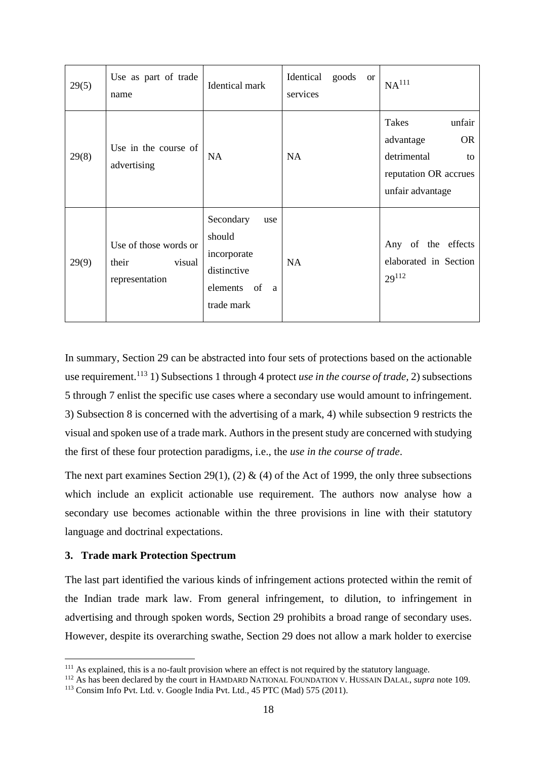| 29(5) | Use as part of trade name | Identical mark | Identical goods or services | NA[111] |
|---|---|---|---|---|
| 29(8) | Use in the course of advertising | NA | NA | Takes unfair advantage OR detrimental to reputation OR accrues unfair advantage |
| 29(9) | Use of those words or their visual representation | Secondary use should incorporate distinctive elements of a trade mark | NA | Any of the effects elaborated in Section 29[112] |

In summary, Section 29 can be abstracted into four sets of protections based on the actionable use requirement.[113] 1) Subsections 1 through 4 protect *use in the course of trade,* 2) subsections 5 through 7 enlist the specific use cases where a secondary use would amount to infringement. 3) Subsection 8 is concerned with the advertising of a mark, 4) while subsection 9 restricts the visual and spoken use of a trade mark. Authors in the present study are concerned with studying the first of these four protection paradigms, i.e., the *use in the course of trade*.

The next part examines Section 29(1), (2) & (4) of the Act of 1999, the only three subsections which include an explicit actionable use requirement. The authors now analyse how a secondary use becomes actionable within the three provisions in line with their statutory language and doctrinal expectations.

### 3. Trade mark Protection Spectrum

The last part identified the various kinds of infringement actions protected within the remit of the Indian trade mark law. From general infringement, to dilution, to infringement in advertising and through spoken words, Section 29 prohibits a broad range of secondary uses. However, despite its overarching swathe, Section 29 does not allow a mark holder to exercise

---

[111] As explained, this is a no-fault provision where an effect is not required by the statutory language.

[112] As has been declared by the court in HAMDARD NATIONAL FOUNDATION V. HUSSAIN DALAL, *supra* note 109.

[113] Consim Info Pvt. Ltd. v. Google India Pvt. Ltd., 45 PTC (Mad) 575 (2011).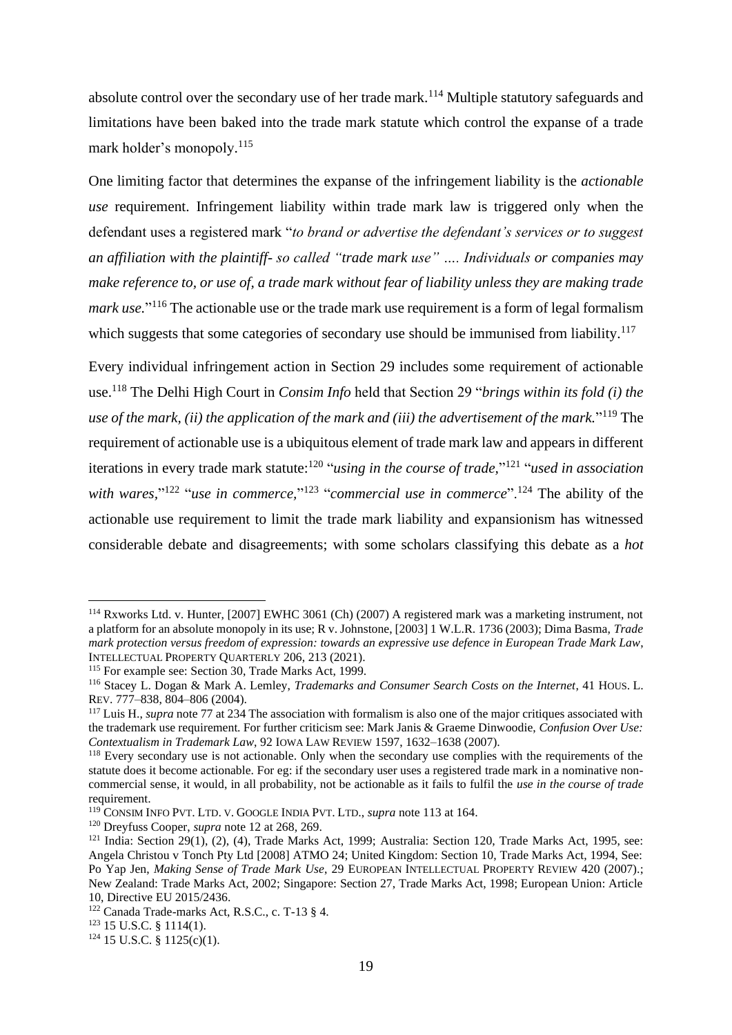absolute control over the secondary use of her trade mark.[114] Multiple statutory safeguards and limitations have been baked into the trade mark statute which control the expanse of a trade mark holder's monopoly.[115]

One limiting factor that determines the expanse of the infringement liability is the *actionable use* requirement. Infringement liability within trade mark law is triggered only when the defendant uses a registered mark "*to brand or advertise the defendant's services or to suggest an affiliation with the plaintiff- so called "trade mark use" …. Individuals or companies may make reference to, or use of, a trade mark without fear of liability unless they are making trade mark use.*"[116] The actionable use or the trade mark use requirement is a form of legal formalism which suggests that some categories of secondary use should be immunised from liability.[117]

Every individual infringement action in Section 29 includes some requirement of actionable use.[118] The Delhi High Court in *Consim Info* held that Section 29 "*brings within its fold (i) the use of the mark, (ii) the application of the mark and (iii) the advertisement of the mark.*"[119] The requirement of actionable use is a ubiquitous element of trade mark law and appears in different iterations in every trade mark statute:[120] "*using in the course of trade,*"[121] "*used in association with wares,*"[122] "*use in commerce,*"[123] "*commercial use in commerce*".[124] The ability of the actionable use requirement to limit the trade mark liability and expansionism has witnessed considerable debate and disagreements; with some scholars classifying this debate as a *hot*

---

[114] Rxworks Ltd. v. Hunter, [2007] EWHC 3061 (Ch) (2007) A registered mark was a marketing instrument, not a platform for an absolute monopoly in its use; R v. Johnstone, [2003] 1 W.L.R. 1736 (2003); Dima Basma, *Trade mark protection versus freedom of expression: towards an expressive use defence in European Trade Mark Law*, INTELLECTUAL PROPERTY QUARTERLY 206, 213 (2021).

[115] For example see: Section 30, Trade Marks Act, 1999.

[116] Stacey L. Dogan & Mark A. Lemley, *Trademarks and Consumer Search Costs on the Internet*, 41 HOUS. L. REV. 777–838, 804–806 (2004).

[117] Luis H., *supra* note 77 at 234 The association with formalism is also one of the major critiques associated with the trademark use requirement. For further criticism see: Mark Janis & Graeme Dinwoodie, *Confusion Over Use: Contextualism in Trademark Law*, 92 IOWA LAW REVIEW 1597, 1632–1638 (2007).

[118] Every secondary use is not actionable. Only when the secondary use complies with the requirements of the statute does it become actionable. For eg: if the secondary user uses a registered trade mark in a nominative non-commercial sense, it would, in all probability, not be actionable as it fails to fulfil the *use in the course of trade* requirement.

[119] CONSIM INFO PVT. LTD. V. GOOGLE INDIA PVT. LTD., *supra* note 113 at 164.

[120] Dreyfuss Cooper, *supra* note 12 at 268, 269.

[121] India: Section 29(1), (2), (4), Trade Marks Act, 1999; Australia: Section 120, Trade Marks Act, 1995, see: Angela Christou v Tonch Pty Ltd [2008] ATMO 24; United Kingdom: Section 10, Trade Marks Act, 1994, See: Po Yap Jen, *Making Sense of Trade Mark Use*, 29 EUROPEAN INTELLECTUAL PROPERTY REVIEW 420 (2007).; New Zealand: Trade Marks Act, 2002; Singapore: Section 27, Trade Marks Act, 1998; European Union: Article 10, Directive EU 2015/2436.

[122] Canada Trade-marks Act, R.S.C., c. T-13 § 4.

[123] 15 U.S.C. § 1114(1).

[124] 15 U.S.C. § 1125(c)(1).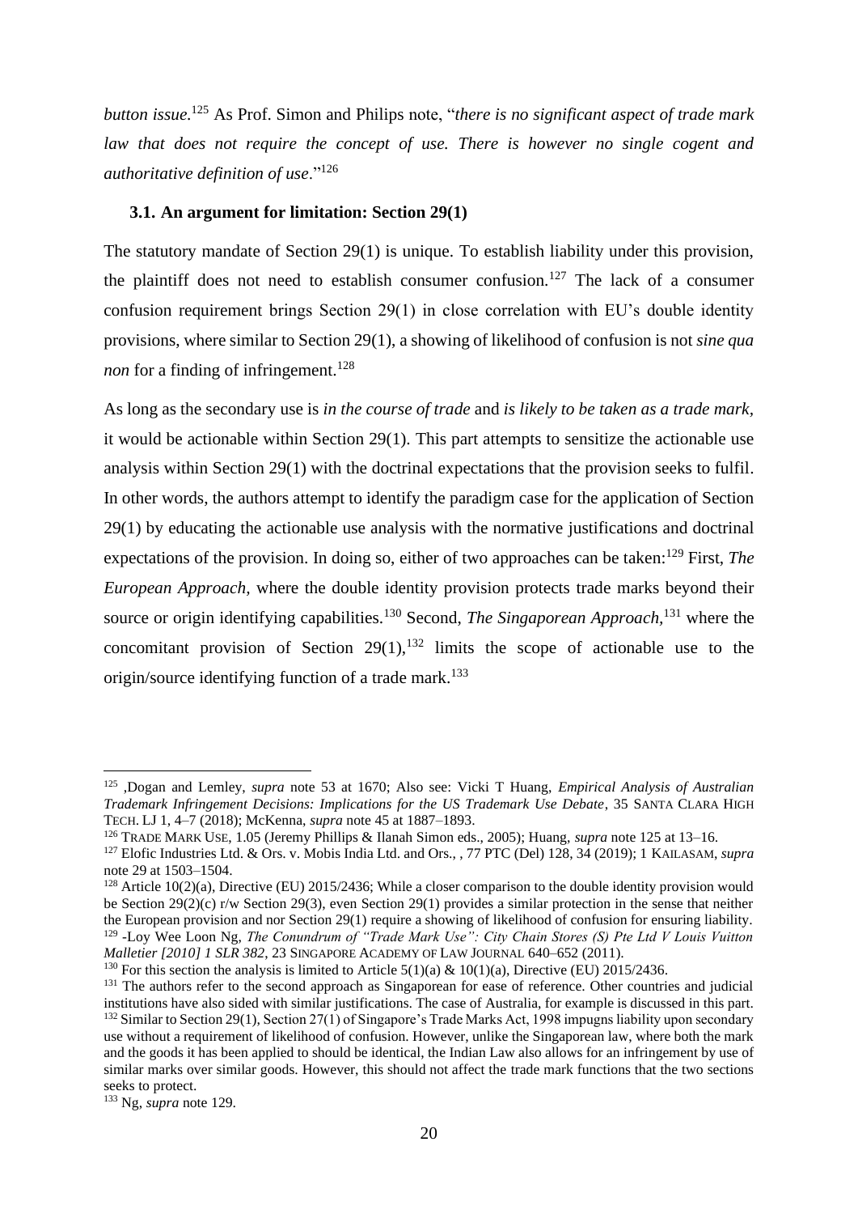*button issue.*[125] As Prof. Simon and Philips note, "*there is no significant aspect of trade mark law that does not require the concept of use. There is however no single cogent and authoritative definition of use*."[126]

### 3.1. An argument for limitation: Section 29(1)

The statutory mandate of Section 29(1) is unique. To establish liability under this provision, the plaintiff does not need to establish consumer confusion.[127] The lack of a consumer confusion requirement brings Section 29(1) in close correlation with EU's double identity provisions, where similar to Section 29(1), a showing of likelihood of confusion is not *sine qua non* for a finding of infringement.[128]

As long as the secondary use is *in the course of trade* and *is likely to be taken as a trade mark*, it would be actionable within Section 29(1). This part attempts to sensitize the actionable use analysis within Section 29(1) with the doctrinal expectations that the provision seeks to fulfil. In other words, the authors attempt to identify the paradigm case for the application of Section 29(1) by educating the actionable use analysis with the normative justifications and doctrinal expectations of the provision. In doing so, either of two approaches can be taken:[129] First, *The European Approach,* where the double identity provision protects trade marks beyond their source or origin identifying capabilities.[130] Second, *The Singaporean Approach,*[131] where the concomitant provision of Section 29(1),[132] limits the scope of actionable use to the origin/source identifying function of a trade mark.[133]

---

[125] ,Dogan and Lemley, *supra* note 53 at 1670; Also see: Vicki T Huang, *Empirical Analysis of Australian Trademark Infringement Decisions: Implications for the US Trademark Use Debate*, 35 SANTA CLARA HIGH TECH. LJ 1, 4–7 (2018); McKenna, *supra* note 45 at 1887–1893.

[126] TRADE MARK USE, 1.05 (Jeremy Phillips & Ilanah Simon eds., 2005); Huang, *supra* note 125 at 13–16.

[127] Elofic Industries Ltd. & Ors. v. Mobis India Ltd. and Ors., , 77 PTC (Del) 128, 34 (2019); 1 KAILASAM, *supra* note 29 at 1503–1504.

[128] Article 10(2)(a), Directive (EU) 2015/2436; While a closer comparison to the double identity provision would be Section 29(2)(c) r/w Section 29(3), even Section 29(1) provides a similar protection in the sense that neither the European provision and nor Section 29(1) require a showing of likelihood of confusion for ensuring liability.

[129] -Loy Wee Loon Ng, *The Conundrum of "Trade Mark Use": City Chain Stores (S) Pte Ltd V Louis Vuitton Malletier [2010] 1 SLR 382*, 23 SINGAPORE ACADEMY OF LAW JOURNAL 640–652 (2011).

[130] For this section the analysis is limited to Article 5(1)(a) & 10(1)(a), Directive (EU) 2015/2436.

[131] The authors refer to the second approach as Singaporean for ease of reference. Other countries and judicial institutions have also sided with similar justifications. The case of Australia, for example is discussed in this part.

[132] Similar to Section 29(1), Section 27(1) of Singapore's Trade Marks Act, 1998 impugns liability upon secondary use without a requirement of likelihood of confusion. However, unlike the Singaporean law, where both the mark and the goods it has been applied to should be identical, the Indian Law also allows for an infringement by use of similar marks over similar goods. However, this should not affect the trade mark functions that the two sections seeks to protect.

[133] Ng, *supra* note 129.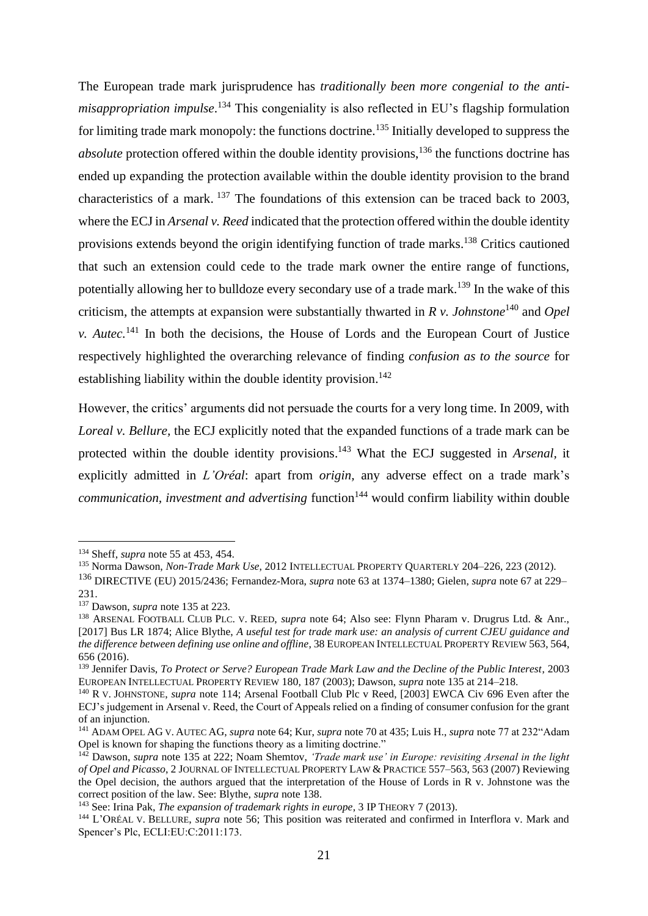The European trade mark jurisprudence has *traditionally been more congenial to the anti-misappropriation impulse*.[134] This congeniality is also reflected in EU's flagship formulation for limiting trade mark monopoly: the functions doctrine.[135] Initially developed to suppress the *absolute* protection offered within the double identity provisions,[136] the functions doctrine has ended up expanding the protection available within the double identity provision to the brand characteristics of a mark.[137] The foundations of this extension can be traced back to 2003, where the ECJ in *Arsenal v. Reed* indicated that the protection offered within the double identity provisions extends beyond the origin identifying function of trade marks.[138] Critics cautioned that such an extension could cede to the trade mark owner the entire range of functions, potentially allowing her to bulldoze every secondary use of a trade mark.[139] In the wake of this criticism, the attempts at expansion were substantially thwarted in *R v. Johnstone*[140] and *Opel v. Autec.*[141] In both the decisions, the House of Lords and the European Court of Justice respectively highlighted the overarching relevance of finding *confusion as to the source* for establishing liability within the double identity provision.[142]

However, the critics' arguments did not persuade the courts for a very long time. In 2009, with *Loreal v. Bellure*, the ECJ explicitly noted that the expanded functions of a trade mark can be protected within the double identity provisions.[143] What the ECJ suggested in *Arsenal*, it explicitly admitted in *L'Oréal*: apart from *origin*, any adverse effect on a trade mark's *communication, investment and advertising* function[144] would confirm liability within double

---

[134] Sheff, *supra* note 55 at 453, 454.

[135] Norma Dawson, *Non-Trade Mark Use*, 2012 INTELLECTUAL PROPERTY QUARTERLY 204–226, 223 (2012).

[136] DIRECTIVE (EU) 2015/2436; Fernandez-Mora, *supra* note 63 at 1374–1380; Gielen, *supra* note 67 at 229–231.

[137] Dawson, *supra* note 135 at 223.

[138] ARSENAL FOOTBALL CLUB PLC. V. REED, *supra* note 64; Also see: Flynn Pharam v. Drugrus Ltd. & Anr., [2017] Bus LR 1874; Alice Blythe, *A useful test for trade mark use: an analysis of current CJEU guidance and the difference between defining use online and offline*, 38 EUROPEAN INTELLECTUAL PROPERTY REVIEW 563, 564, 656 (2016).

[139] Jennifer Davis, *To Protect or Serve? European Trade Mark Law and the Decline of the Public Interest*, 2003 EUROPEAN INTELLECTUAL PROPERTY REVIEW 180, 187 (2003); Dawson, *supra* note 135 at 214–218.

[140] R V. JOHNSTONE, *supra* note 114; Arsenal Football Club Plc v Reed, [2003] EWCA Civ 696 Even after the ECJ's judgement in Arsenal v. Reed, the Court of Appeals relied on a finding of consumer confusion for the grant of an injunction.

[141] ADAM OPEL AG V. AUTEC AG, *supra* note 64; Kur, *supra* note 70 at 435; Luis H., *supra* note 77 at 232"Adam Opel is known for shaping the functions theory as a limiting doctrine."

[142] Dawson, *supra* note 135 at 222; Noam Shemtov, *'Trade mark use' in Europe: revisiting Arsenal in the light of Opel and Picasso*, 2 JOURNAL OF INTELLECTUAL PROPERTY LAW & PRACTICE 557–563, 563 (2007) Reviewing the Opel decision, the authors argued that the interpretation of the House of Lords in R v. Johnstone was the correct position of the law. See: Blythe, *supra* note 138.

[143] See: Irina Pak, *The expansion of trademark rights in europe*, 3 IP THEORY 7 (2013).

[144] L'ORÉAL V. BELLURE, *supra* note 56; This position was reiterated and confirmed in Interflora v. Mark and Spencer's Plc, ECLI:EU:C:2011:173.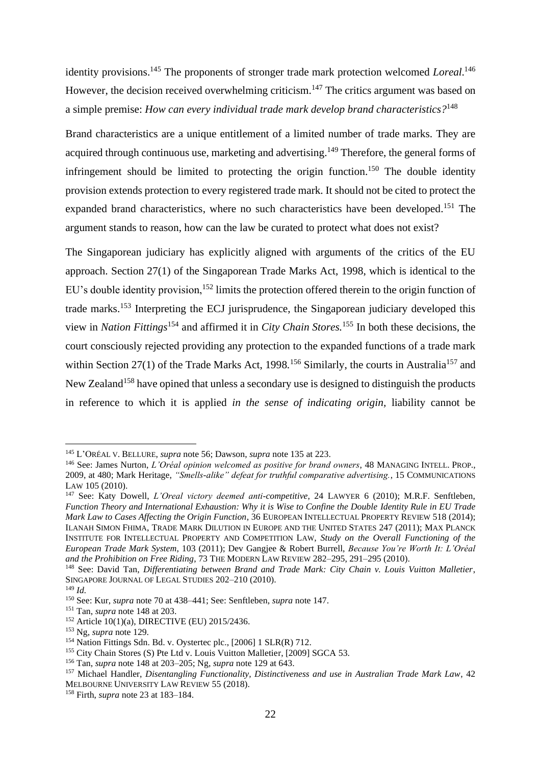identity provisions.[145] The proponents of stronger trade mark protection welcomed *Loreal*.[146] However, the decision received overwhelming criticism.[147] The critics argument was based on a simple premise: *How can every individual trade mark develop brand characteristics?*[148]

Brand characteristics are a unique entitlement of a limited number of trade marks. They are acquired through continuous use, marketing and advertising.[149] Therefore, the general forms of infringement should be limited to protecting the origin function.[150] The double identity provision extends protection to every registered trade mark. It should not be cited to protect the expanded brand characteristics, where no such characteristics have been developed.[151] The argument stands to reason, how can the law be curated to protect what does not exist?

The Singaporean judiciary has explicitly aligned with arguments of the critics of the EU approach. Section 27(1) of the Singaporean Trade Marks Act, 1998, which is identical to the EU's double identity provision,[152] limits the protection offered therein to the origin function of trade marks.[153] Interpreting the ECJ jurisprudence, the Singaporean judiciary developed this view in *Nation Fittings*[154] and affirmed it in *City Chain Stores.*[155] In both these decisions, the court consciously rejected providing any protection to the expanded functions of a trade mark within Section 27(1) of the Trade Marks Act, 1998.[156] Similarly, the courts in Australia[157] and New Zealand[158] have opined that unless a secondary use is designed to distinguish the products in reference to which it is applied *in the sense of indicating origin*, liability cannot be

---

[145] L'ORÉAL V. BELLURE, *supra* note 56; Dawson, *supra* note 135 at 223.

[146] See: James Nurton, *L'Oréal opinion welcomed as positive for brand owners*, 48 MANAGING INTELL. PROP., 2009, at 480; Mark Heritage, *"Smells-alike" defeat for truthful comparative advertising.*, 15 COMMUNICATIONS LAW 105 (2010).

[147] See: Katy Dowell, *L'Oreal victory deemed anti-competitive*, 24 LAWYER 6 (2010); M.R.F. Senftleben, *Function Theory and International Exhaustion: Why it is Wise to Confine the Double Identity Rule in EU Trade Mark Law to Cases Affecting the Origin Function*, 36 EUROPEAN INTELLECTUAL PROPERTY REVIEW 518 (2014); ILANAH SIMON FHIMA, TRADE MARK DILUTION IN EUROPE AND THE UNITED STATES 247 (2011); MAX PLANCK INSTITUTE FOR INTELLECTUAL PROPERTY AND COMPETITION LAW, *Study on the Overall Functioning of the European Trade Mark System*, 103 (2011); Dev Gangjee & Robert Burrell, *Because You're Worth It: L'Oréal and the Prohibition on Free Riding*, 73 THE MODERN LAW REVIEW 282–295, 291–295 (2010).

[148] See: David Tan, *Differentiating between Brand and Trade Mark: City Chain v. Louis Vuitton Malletier*, SINGAPORE JOURNAL OF LEGAL STUDIES 202–210 (2010).

[149] *Id.*

[150] See: Kur, *supra* note 70 at 438–441; See: Senftleben, *supra* note 147.

[151] Tan, *supra* note 148 at 203.

[152] Article 10(1)(a), DIRECTIVE (EU) 2015/2436.

[153] Ng, *supra* note 129.

[154] Nation Fittings Sdn. Bd. v. Oystertec plc., [2006] 1 SLR(R) 712.

[155] City Chain Stores (S) Pte Ltd v. Louis Vuitton Malletier, [2009] SGCA 53.

[156] Tan, *supra* note 148 at 203–205; Ng, *supra* note 129 at 643.

[157] Michael Handler, *Disentangling Functionality, Distinctiveness and use in Australian Trade Mark Law*, 42 MELBOURNE UNIVERSITY LAW REVIEW 55 (2018).

[158] Firth, *supra* note 23 at 183–184.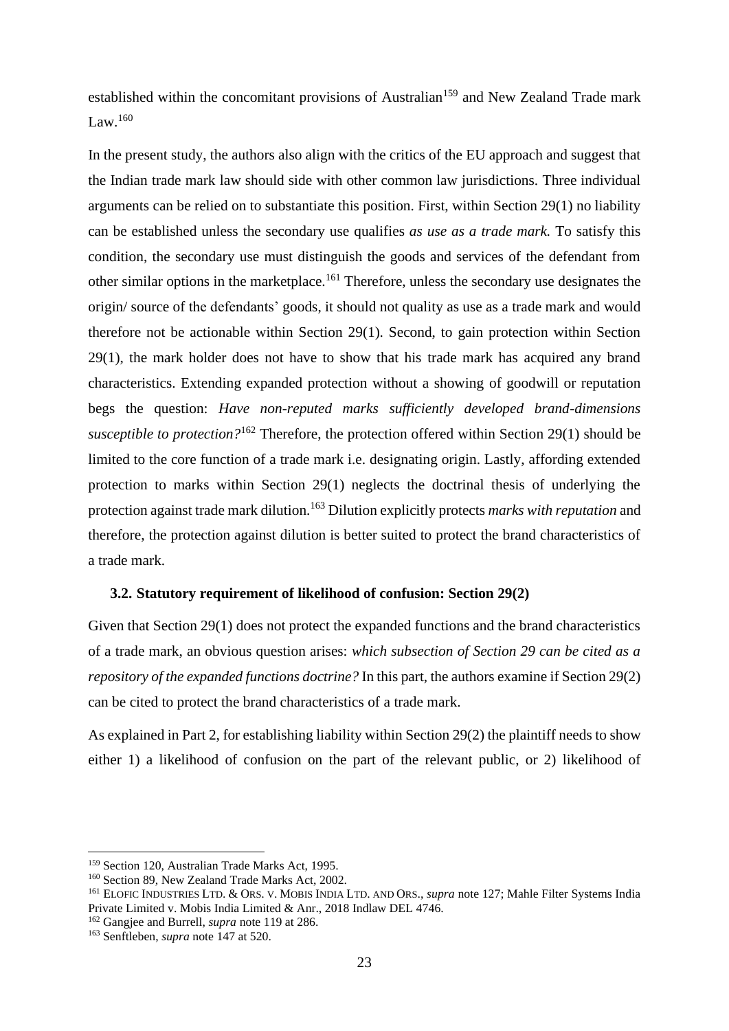established within the concomitant provisions of Australian[159] and New Zealand Trade mark Law.[160]

In the present study, the authors also align with the critics of the EU approach and suggest that the Indian trade mark law should side with other common law jurisdictions. Three individual arguments can be relied on to substantiate this position. First, within Section 29(1) no liability can be established unless the secondary use qualifies *as use as a trade mark.* To satisfy this condition, the secondary use must distinguish the goods and services of the defendant from other similar options in the marketplace.[161] Therefore, unless the secondary use designates the origin/ source of the defendants' goods, it should not quality as use as a trade mark and would therefore not be actionable within Section 29(1). Second, to gain protection within Section 29(1), the mark holder does not have to show that his trade mark has acquired any brand characteristics. Extending expanded protection without a showing of goodwill or reputation begs the question: *Have non-reputed marks sufficiently developed brand-dimensions susceptible to protection?*[162] Therefore, the protection offered within Section 29(1) should be limited to the core function of a trade mark i.e. designating origin. Lastly, affording extended protection to marks within Section 29(1) neglects the doctrinal thesis of underlying the protection against trade mark dilution.[163] Dilution explicitly protects *marks with reputation* and therefore, the protection against dilution is better suited to protect the brand characteristics of a trade mark.

### 3.2. Statutory requirement of likelihood of confusion: Section 29(2)

Given that Section 29(1) does not protect the expanded functions and the brand characteristics of a trade mark, an obvious question arises: *which subsection of Section 29 can be cited as a repository of the expanded functions doctrine?* In this part, the authors examine if Section 29(2) can be cited to protect the brand characteristics of a trade mark.

As explained in Part 2, for establishing liability within Section 29(2) the plaintiff needs to show either 1) a likelihood of confusion on the part of the relevant public, or 2) likelihood of

---

[159] Section 120, Australian Trade Marks Act, 1995.

[160] Section 89, New Zealand Trade Marks Act, 2002.

[161] ELOFIC INDUSTRIES LTD. & ORS. V. MOBIS INDIA LTD. AND ORS., *supra* note 127; Mahle Filter Systems India Private Limited v. Mobis India Limited & Anr., 2018 Indlaw DEL 4746.

[162] Gangjee and Burrell, *supra* note 119 at 286.

[163] Senftleben, *supra* note 147 at 520.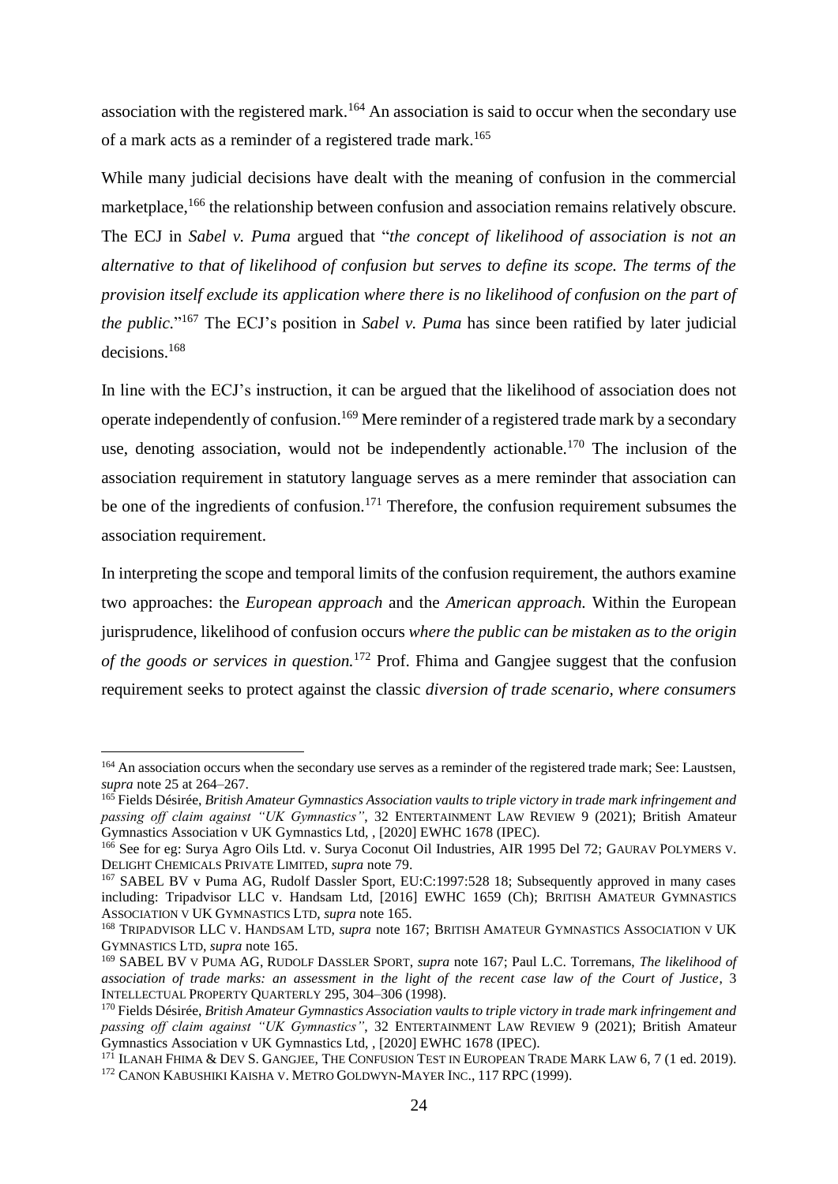association with the registered mark.[164] An association is said to occur when the secondary use of a mark acts as a reminder of a registered trade mark.[165]

While many judicial decisions have dealt with the meaning of confusion in the commercial marketplace,[166] the relationship between confusion and association remains relatively obscure. The ECJ in *Sabel v. Puma* argued that "*the concept of likelihood of association is not an alternative to that of likelihood of confusion but serves to define its scope. The terms of the provision itself exclude its application where there is no likelihood of confusion on the part of the public.*"[167] The ECJ's position in *Sabel v. Puma* has since been ratified by later judicial decisions.[168]

In line with the ECJ's instruction, it can be argued that the likelihood of association does not operate independently of confusion.[169] Mere reminder of a registered trade mark by a secondary use, denoting association, would not be independently actionable.[170] The inclusion of the association requirement in statutory language serves as a mere reminder that association can be one of the ingredients of confusion.[171] Therefore, the confusion requirement subsumes the association requirement.

In interpreting the scope and temporal limits of the confusion requirement, the authors examine two approaches: the *European approach* and the *American approach.* Within the European jurisprudence, likelihood of confusion occurs *where the public can be mistaken as to the origin of the goods or services in question.*[172] Prof. Fhima and Gangjee suggest that the confusion requirement seeks to protect against the classic *diversion of trade scenario, where consumers*

---

[164] An association occurs when the secondary use serves as a reminder of the registered trade mark; See: Laustsen, *supra* note 25 at 264–267.

[165] Fields Désirée, *British Amateur Gymnastics Association vaults to triple victory in trade mark infringement and passing off claim against "UK Gymnastics"*, 32 ENTERTAINMENT LAW REVIEW 9 (2021); British Amateur Gymnastics Association v UK Gymnastics Ltd, , [2020] EWHC 1678 (IPEC).

[166] See for eg: Surya Agro Oils Ltd. v. Surya Coconut Oil Industries, AIR 1995 Del 72; GAURAV POLYMERS V. DELIGHT CHEMICALS PRIVATE LIMITED, *supra* note 79.

[167] SABEL BV v Puma AG, Rudolf Dassler Sport, EU:C:1997:528 18; Subsequently approved in many cases including: Tripadvisor LLC v. Handsam Ltd, [2016] EWHC 1659 (Ch); BRITISH AMATEUR GYMNASTICS ASSOCIATION V UK GYMNASTICS LTD, *supra* note 165.

[168] TRIPADVISOR LLC V. HANDSAM LTD, *supra* note 167; BRITISH AMATEUR GYMNASTICS ASSOCIATION V UK GYMNASTICS LTD, *supra* note 165.

[169] SABEL BV V PUMA AG, RUDOLF DASSLER SPORT, *supra* note 167; Paul L.C. Torremans, *The likelihood of association of trade marks: an assessment in the light of the recent case law of the Court of Justice*, 3 INTELLECTUAL PROPERTY QUARTERLY 295, 304–306 (1998).

[170] Fields Désirée, *British Amateur Gymnastics Association vaults to triple victory in trade mark infringement and passing off claim against "UK Gymnastics"*, 32 ENTERTAINMENT LAW REVIEW 9 (2021); British Amateur Gymnastics Association v UK Gymnastics Ltd, , [2020] EWHC 1678 (IPEC).

[171] ILANAH FHIMA & DEV S. GANGJEE, THE CONFUSION TEST IN EUROPEAN TRADE MARK LAW 6, 7 (1 ed. 2019).

[172] CANON KABUSHIKI KAISHA V. METRO GOLDWYN-MAYER INC., 117 RPC (1999).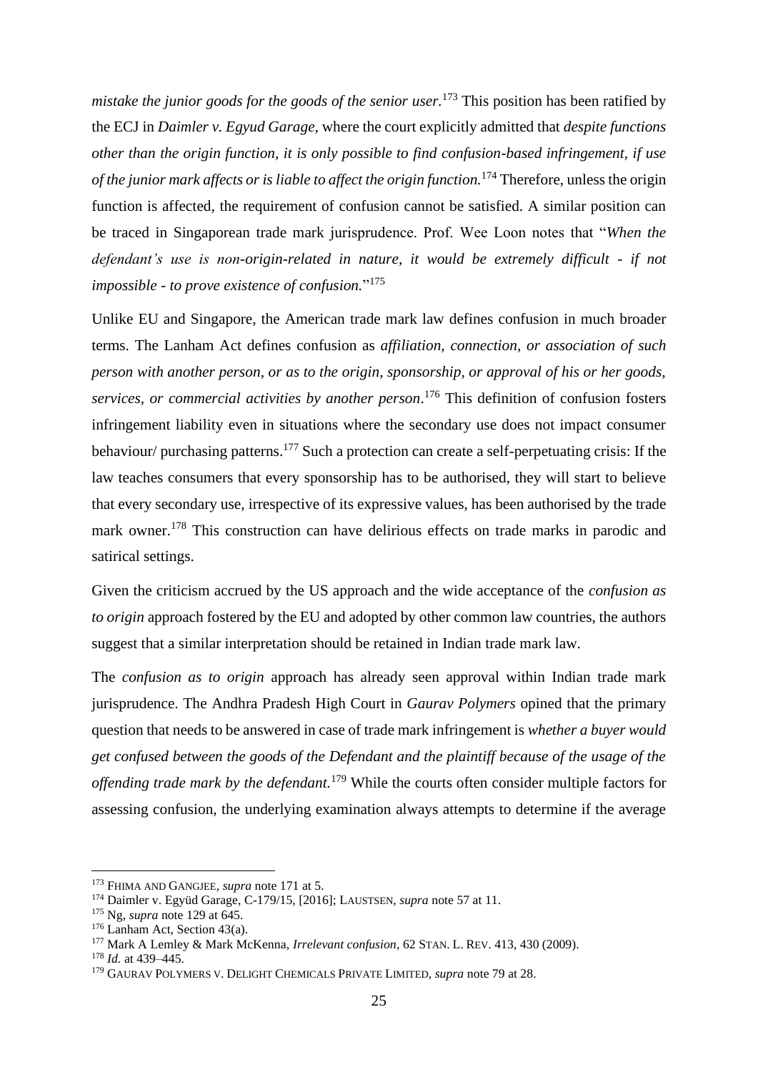*mistake the junior goods for the goods of the senior user.*[173] This position has been ratified by the ECJ in *Daimler v. Egyud Garage,* where the court explicitly admitted that *despite functions other than the origin function, it is only possible to find confusion-based infringement, if use of the junior mark affects or is liable to affect the origin function.*[174] Therefore, unless the origin function is affected, the requirement of confusion cannot be satisfied. A similar position can be traced in Singaporean trade mark jurisprudence. Prof. Wee Loon notes that "*When the defendant's use is non-origin-related in nature, it would be extremely difficult - if not impossible - to prove existence of confusion.*"[175]

Unlike EU and Singapore, the American trade mark law defines confusion in much broader terms. The Lanham Act defines confusion as *affiliation, connection, or association of such person with another person, or as to the origin, sponsorship, or approval of his or her goods, services, or commercial activities by another person*.[176] This definition of confusion fosters infringement liability even in situations where the secondary use does not impact consumer behaviour/ purchasing patterns.[177] Such a protection can create a self-perpetuating crisis: If the law teaches consumers that every sponsorship has to be authorised, they will start to believe that every secondary use, irrespective of its expressive values, has been authorised by the trade mark owner.[178] This construction can have delirious effects on trade marks in parodic and satirical settings.

Given the criticism accrued by the US approach and the wide acceptance of the *confusion as to origin* approach fostered by the EU and adopted by other common law countries, the authors suggest that a similar interpretation should be retained in Indian trade mark law.

The *confusion as to origin* approach has already seen approval within Indian trade mark jurisprudence. The Andhra Pradesh High Court in *Gaurav Polymers* opined that the primary question that needs to be answered in case of trade mark infringement is *whether a buyer would get confused between the goods of the Defendant and the plaintiff because of the usage of the offending trade mark by the defendant.*[179] While the courts often consider multiple factors for assessing confusion, the underlying examination always attempts to determine if the average

---

[173] FHIMA AND GANGJEE, *supra* note 171 at 5.

[174] Daimler v. Együd Garage, C-179/15, [2016]; LAUSTSEN, *supra* note 57 at 11.

[175] Ng, *supra* note 129 at 645.

[176] Lanham Act, Section 43(a).

[177] Mark A Lemley & Mark McKenna, *Irrelevant confusion*, 62 STAN. L. REV. 413, 430 (2009).

[178] *Id.* at 439–445.

[179] GAURAV POLYMERS V. DELIGHT CHEMICALS PRIVATE LIMITED, *supra* note 79 at 28.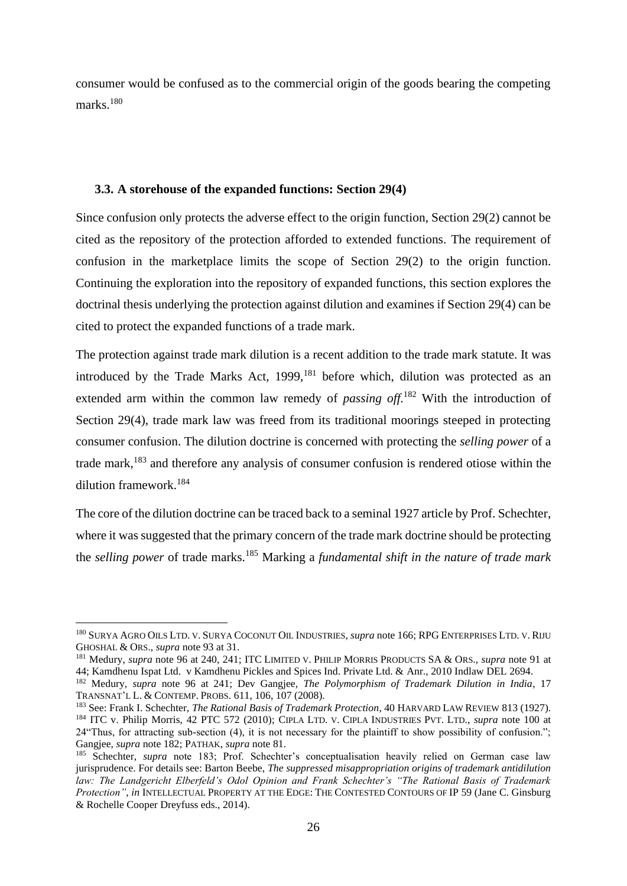consumer would be confused as to the commercial origin of the goods bearing the competing marks.[180]

### 3.3. A storehouse of the expanded functions: Section 29(4)

Since confusion only protects the adverse effect to the origin function, Section 29(2) cannot be cited as the repository of the protection afforded to extended functions. The requirement of confusion in the marketplace limits the scope of Section 29(2) to the origin function. Continuing the exploration into the repository of expanded functions, this section explores the doctrinal thesis underlying the protection against dilution and examines if Section 29(4) can be cited to protect the expanded functions of a trade mark.

The protection against trade mark dilution is a recent addition to the trade mark statute. It was introduced by the Trade Marks Act, 1999,[181] before which, dilution was protected as an extended arm within the common law remedy of *passing off.*[182] With the introduction of Section 29(4), trade mark law was freed from its traditional moorings steeped in protecting consumer confusion. The dilution doctrine is concerned with protecting the *selling power* of a trade mark,[183] and therefore any analysis of consumer confusion is rendered otiose within the dilution framework.[184]

The core of the dilution doctrine can be traced back to a seminal 1927 article by Prof. Schechter, where it was suggested that the primary concern of the trade mark doctrine should be protecting the *selling power* of trade marks.[185] Marking a *fundamental shift in the nature of trade mark*

---

[180] SURYA AGRO OILS LTD. V. SURYA COCONUT OIL INDUSTRIES, *supra* note 166; RPG ENTERPRISES LTD. V. RIJU GHOSHAL & ORS., *supra* note 93 at 31.

[181] Medury, *supra* note 96 at 240, 241; ITC LIMITED V. PHILIP MORRIS PRODUCTS SA & ORS., *supra* note 91 at 44; Kamdhenu Ispat Ltd. v Kamdhenu Pickles and Spices Ind. Private Ltd. & Anr., 2010 Indlaw DEL 2694.

[182] Medury, *supra* note 96 at 241; Dev Gangjee, *The Polymorphism of Trademark Dilution in India*, 17 TRANSNAT'L L. & CONTEMP. PROBS. 611, 106, 107 (2008).

[183] See: Frank I. Schechter, *The Rational Basis of Trademark Protection*, 40 HARVARD LAW REVIEW 813 (1927).

[184] ITC v. Philip Morris, 42 PTC 572 (2010); CIPLA LTD. V. CIPLA INDUSTRIES PVT. LTD., *supra* note 100 at 24"Thus, for attracting sub-section (4), it is not necessary for the plaintiff to show possibility of confusion."; Gangjee, *supra* note 182; PATHAK, *supra* note 81.

[185] Schechter, *supra* note 183; Prof. Schechter's conceptualisation heavily relied on German case law jurisprudence. For details see: Barton Beebe, *The suppressed misappropriation origins of trademark antidilution law: The Landgericht Elberfeld's Odol Opinion and Frank Schechter's "The Rational Basis of Trademark Protection"*, *in* INTELLECTUAL PROPERTY AT THE EDGE: THE CONTESTED CONTOURS OF IP 59 (Jane C. Ginsburg & Rochelle Cooper Dreyfuss eds., 2014).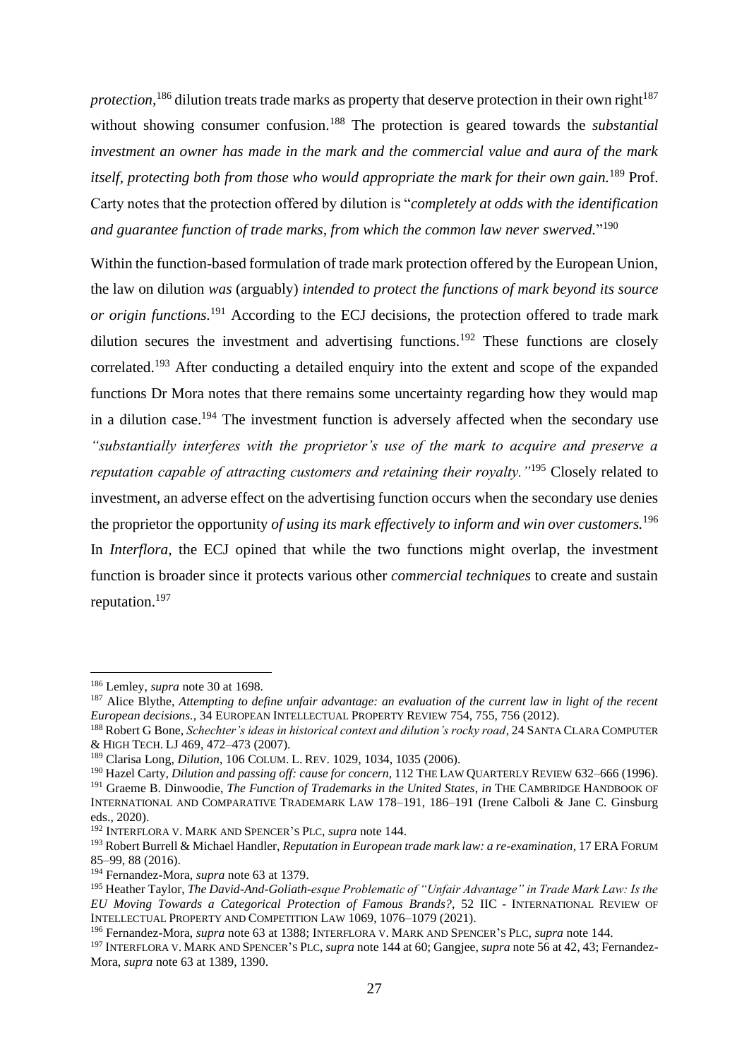*protection,*[186] dilution treats trade marks as property that deserve protection in their own right[187] without showing consumer confusion.[188] The protection is geared towards the *substantial investment an owner has made in the mark and the commercial value and aura of the mark itself, protecting both from those who would appropriate the mark for their own gain.*[189] Prof. Carty notes that the protection offered by dilution is "*completely at odds with the identification and guarantee function of trade marks, from which the common law never swerved.*"[190]

Within the function-based formulation of trade mark protection offered by the European Union, the law on dilution *was* (arguably) *intended to protect the functions of mark beyond its source or origin functions.*[191] According to the ECJ decisions, the protection offered to trade mark dilution secures the investment and advertising functions.[192] These functions are closely correlated.[193] After conducting a detailed enquiry into the extent and scope of the expanded functions Dr Mora notes that there remains some uncertainty regarding how they would map in a dilution case.[194] The investment function is adversely affected when the secondary use *"substantially interferes with the proprietor's use of the mark to acquire and preserve a reputation capable of attracting customers and retaining their royalty."*[195] Closely related to investment, an adverse effect on the advertising function occurs when the secondary use denies the proprietor the opportunity *of using its mark effectively to inform and win over customers.*[196] In *Interflora*, the ECJ opined that while the two functions might overlap, the investment function is broader since it protects various other *commercial techniques* to create and sustain reputation.[197]

---

[186] Lemley, *supra* note 30 at 1698.

[187] Alice Blythe, *Attempting to define unfair advantage: an evaluation of the current law in light of the recent European decisions.*, 34 EUROPEAN INTELLECTUAL PROPERTY REVIEW 754, 755, 756 (2012).

[188] Robert G Bone, *Schechter's ideas in historical context and dilution's rocky road*, 24 SANTA CLARA COMPUTER & HIGH TECH. LJ 469, 472–473 (2007).

[189] Clarisa Long, *Dilution*, 106 COLUM. L. REV. 1029, 1034, 1035 (2006).

[190] Hazel Carty, *Dilution and passing off: cause for concern*, 112 THE LAW QUARTERLY REVIEW 632–666 (1996).

[191] Graeme B. Dinwoodie, *The Function of Trademarks in the United States*, *in* THE CAMBRIDGE HANDBOOK OF INTERNATIONAL AND COMPARATIVE TRADEMARK LAW 178–191, 186–191 (Irene Calboli & Jane C. Ginsburg eds., 2020).

[192] INTERFLORA V. MARK AND SPENCER'S PLC, *supra* note 144.

[193] Robert Burrell & Michael Handler, *Reputation in European trade mark law: a re-examination*, 17 ERA FORUM 85–99, 88 (2016).

[194] Fernandez-Mora, *supra* note 63 at 1379.

[195] Heather Taylor, *The David-And-Goliath-esque Problematic of "Unfair Advantage" in Trade Mark Law: Is the EU Moving Towards a Categorical Protection of Famous Brands?*, 52 IIC - INTERNATIONAL REVIEW OF INTELLECTUAL PROPERTY AND COMPETITION LAW 1069, 1076–1079 (2021).

[196] Fernandez-Mora, *supra* note 63 at 1388; INTERFLORA V. MARK AND SPENCER'S PLC, *supra* note 144.

[197] INTERFLORA V. MARK AND SPENCER'S PLC, *supra* note 144 at 60; Gangjee, *supra* note 56 at 42, 43; Fernandez-Mora, *supra* note 63 at 1389, 1390.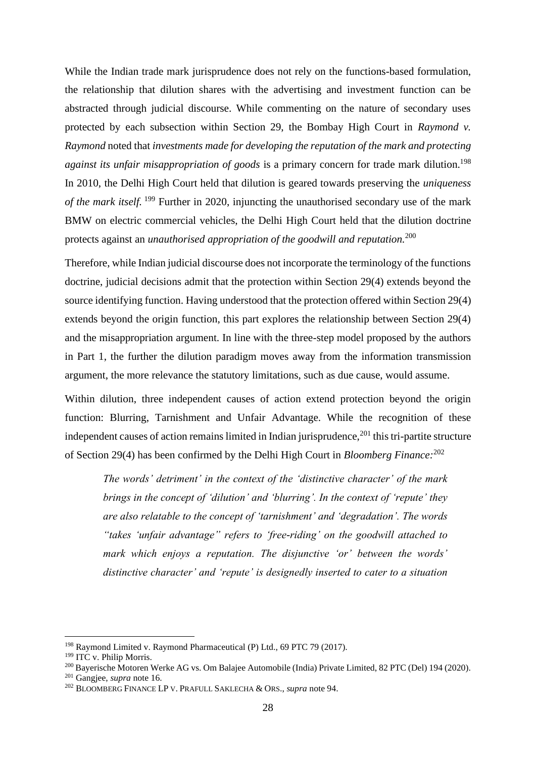While the Indian trade mark jurisprudence does not rely on the functions-based formulation, the relationship that dilution shares with the advertising and investment function can be abstracted through judicial discourse. While commenting on the nature of secondary uses protected by each subsection within Section 29, the Bombay High Court in *Raymond v. Raymond* noted that *investments made for developing the reputation of the mark and protecting against its unfair misappropriation of goods* is a primary concern for trade mark dilution.[198] In 2010, the Delhi High Court held that dilution is geared towards preserving the *uniqueness of the mark itself.* [199] Further in 2020, injuncting the unauthorised secondary use of the mark BMW on electric commercial vehicles, the Delhi High Court held that the dilution doctrine protects against an *unauthorised appropriation of the goodwill and reputation.*[200]

Therefore, while Indian judicial discourse does not incorporate the terminology of the functions doctrine, judicial decisions admit that the protection within Section 29(4) extends beyond the source identifying function. Having understood that the protection offered within Section 29(4) extends beyond the origin function, this part explores the relationship between Section 29(4) and the misappropriation argument. In line with the three-step model proposed by the authors in Part 1, the further the dilution paradigm moves away from the information transmission argument, the more relevance the statutory limitations, such as due cause, would assume.

Within dilution, three independent causes of action extend protection beyond the origin function: Blurring, Tarnishment and Unfair Advantage. While the recognition of these independent causes of action remains limited in Indian jurisprudence,[201] this tri-partite structure of Section 29(4) has been confirmed by the Delhi High Court in *Bloomberg Finance:*[202]

> *The words' detriment' in the context of the 'distinctive character' of the mark brings in the concept of 'dilution' and 'blurring'. In the context of 'repute' they are also relatable to the concept of 'tarnishment' and 'degradation'. The words "takes 'unfair advantage" refers to 'free-riding' on the goodwill attached to mark which enjoys a reputation. The disjunctive 'or' between the words' distinctive character' and 'repute' is designedly inserted to cater to a situation*

---

[198] Raymond Limited v. Raymond Pharmaceutical (P) Ltd., 69 PTC 79 (2017).

[199] ITC v. Philip Morris.

[200] Bayerische Motoren Werke AG vs. Om Balajee Automobile (India) Private Limited, 82 PTC (Del) 194 (2020).

[201] Gangjee, *supra* note 16.

[202] BLOOMBERG FINANCE LP V. PRAFULL SAKLECHA & ORS., *supra* note 94.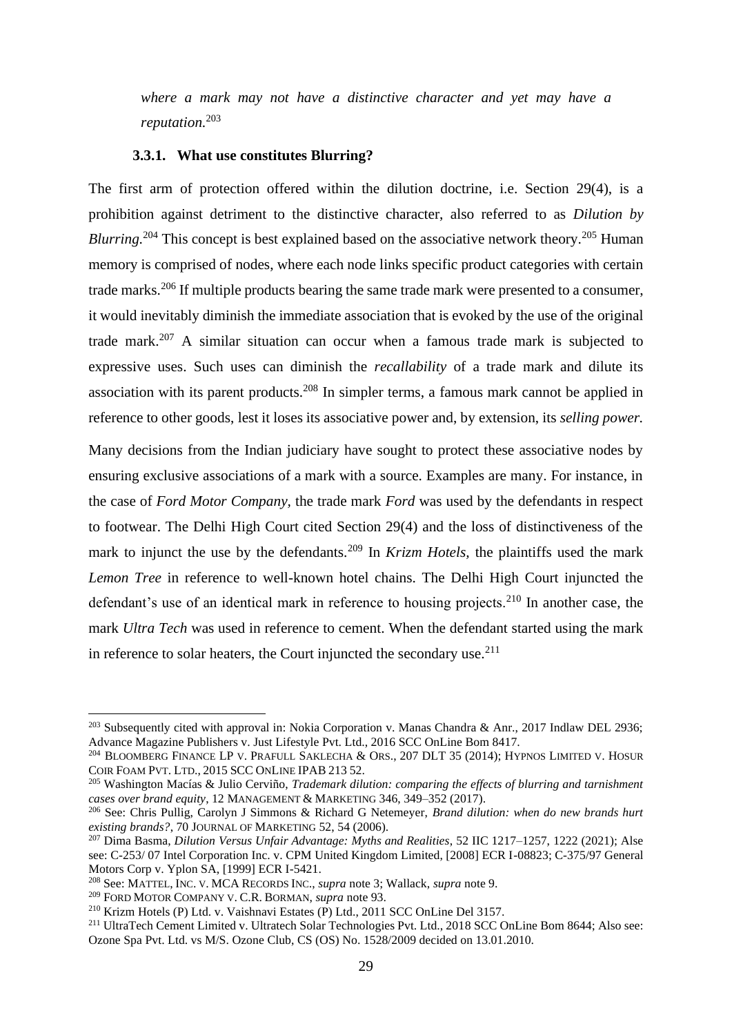*where a mark may not have a distinctive character and yet may have a reputation.*[203]

### 3.3.1. What use constitutes Blurring?

The first arm of protection offered within the dilution doctrine, i.e. Section 29(4), is a prohibition against detriment to the distinctive character, also referred to as *Dilution by Blurring.*[204] This concept is best explained based on the associative network theory.[205] Human memory is comprised of nodes, where each node links specific product categories with certain trade marks.[206] If multiple products bearing the same trade mark were presented to a consumer, it would inevitably diminish the immediate association that is evoked by the use of the original trade mark.[207] A similar situation can occur when a famous trade mark is subjected to expressive uses. Such uses can diminish the *recallability* of a trade mark and dilute its association with its parent products.[208] In simpler terms, a famous mark cannot be applied in reference to other goods, lest it loses its associative power and, by extension, its *selling power.*

Many decisions from the Indian judiciary have sought to protect these associative nodes by ensuring exclusive associations of a mark with a source. Examples are many. For instance, in the case of *Ford Motor Company*, the trade mark *Ford* was used by the defendants in respect to footwear. The Delhi High Court cited Section 29(4) and the loss of distinctiveness of the mark to injunct the use by the defendants.[209] In *Krizm Hotels*, the plaintiffs used the mark *Lemon Tree* in reference to well-known hotel chains. The Delhi High Court injuncted the defendant's use of an identical mark in reference to housing projects.[210] In another case, the mark *Ultra Tech* was used in reference to cement. When the defendant started using the mark in reference to solar heaters, the Court injuncted the secondary use.[211]

---

[203] Subsequently cited with approval in: Nokia Corporation v. Manas Chandra & Anr., 2017 Indlaw DEL 2936; Advance Magazine Publishers v. Just Lifestyle Pvt. Ltd., 2016 SCC OnLine Bom 8417.

[204] BLOOMBERG FINANCE LP V. PRAFULL SAKLECHA & ORS., 207 DLT 35 (2014); HYPNOS LIMITED V. HOSUR COIR FOAM PVT. LTD., 2015 SCC ONLINE IPAB 213 52.

[205] Washington Macías & Julio Cerviño, *Trademark dilution: comparing the effects of blurring and tarnishment cases over brand equity*, 12 MANAGEMENT & MARKETING 346, 349–352 (2017).

[206] See: Chris Pullig, Carolyn J Simmons & Richard G Netemeyer, *Brand dilution: when do new brands hurt existing brands?*, 70 JOURNAL OF MARKETING 52, 54 (2006).

[207] Dima Basma, *Dilution Versus Unfair Advantage: Myths and Realities*, 52 IIC 1217–1257, 1222 (2021); Alse see: C-253/ 07 Intel Corporation Inc. v. CPM United Kingdom Limited, [2008] ECR I-08823; C-375/97 General Motors Corp v. Yplon SA, [1999] ECR I-5421.

[208] See: MATTEL, INC. V. MCA RECORDS INC., *supra* note 3; Wallack, *supra* note 9.

[209] FORD MOTOR COMPANY V. C.R. BORMAN, *supra* note 93.

[210] Krizm Hotels (P) Ltd. v. Vaishnavi Estates (P) Ltd., 2011 SCC OnLine Del 3157.

[211] UltraTech Cement Limited v. Ultratech Solar Technologies Pvt. Ltd., 2018 SCC OnLine Bom 8644; Also see: Ozone Spa Pvt. Ltd. vs M/S. Ozone Club, CS (OS) No. 1528/2009 decided on 13.01.2010.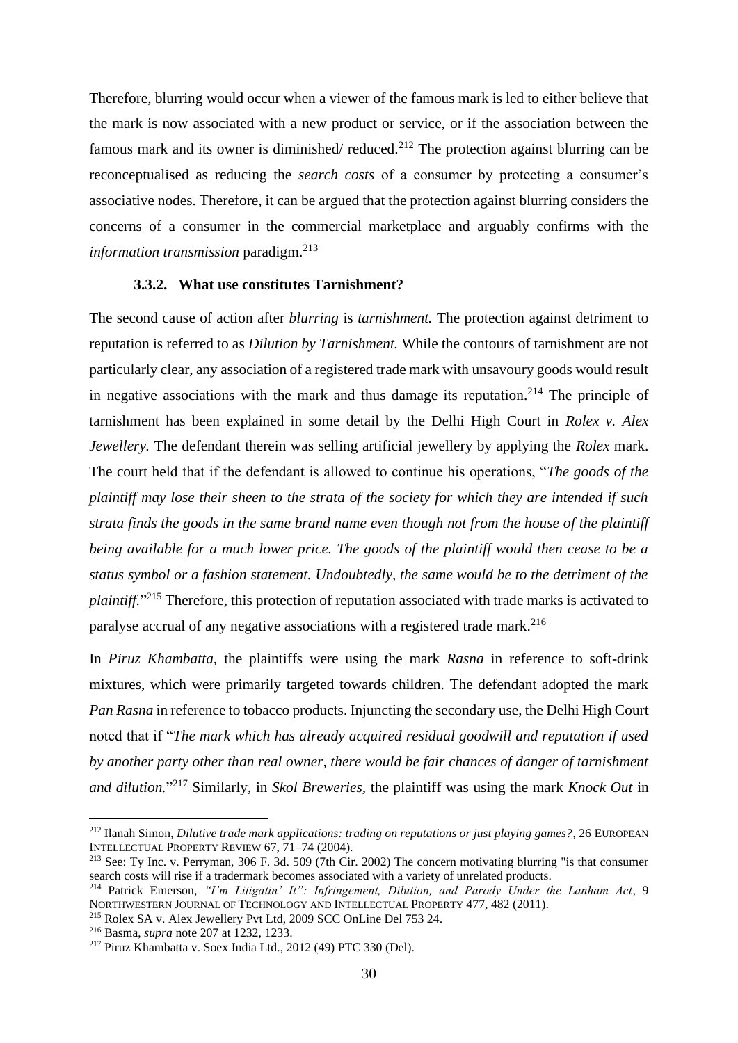Therefore, blurring would occur when a viewer of the famous mark is led to either believe that the mark is now associated with a new product or service, or if the association between the famous mark and its owner is diminished/ reduced.[212] The protection against blurring can be reconceptualised as reducing the *search costs* of a consumer by protecting a consumer's associative nodes. Therefore, it can be argued that the protection against blurring considers the concerns of a consumer in the commercial marketplace and arguably confirms with the *information transmission* paradigm.[213]

#### 3.3.2. What use constitutes Tarnishment?

The second cause of action after *blurring* is *tarnishment.* The protection against detriment to reputation is referred to as *Dilution by Tarnishment.* While the contours of tarnishment are not particularly clear, any association of a registered trade mark with unsavoury goods would result in negative associations with the mark and thus damage its reputation.[214] The principle of tarnishment has been explained in some detail by the Delhi High Court in *Rolex v. Alex Jewellery.* The defendant therein was selling artificial jewellery by applying the *Rolex* mark. The court held that if the defendant is allowed to continue his operations, "*The goods of the plaintiff may lose their sheen to the strata of the society for which they are intended if such strata finds the goods in the same brand name even though not from the house of the plaintiff being available for a much lower price. The goods of the plaintiff would then cease to be a status symbol or a fashion statement. Undoubtedly, the same would be to the detriment of the plaintiff.*"[215] Therefore, this protection of reputation associated with trade marks is activated to paralyse accrual of any negative associations with a registered trade mark.[216]

In *Piruz Khambatta*, the plaintiffs were using the mark *Rasna* in reference to soft-drink mixtures, which were primarily targeted towards children. The defendant adopted the mark *Pan Rasna* in reference to tobacco products. Injuncting the secondary use, the Delhi High Court noted that if "*The mark which has already acquired residual goodwill and reputation if used by another party other than real owner, there would be fair chances of danger of tarnishment and dilution.*"[217] Similarly, in *Skol Breweries,* the plaintiff was using the mark *Knock Out* in

---

[212] Ilanah Simon, *Dilutive trade mark applications: trading on reputations or just playing games?*, 26 EUROPEAN INTELLECTUAL PROPERTY REVIEW 67, 71–74 (2004).

[213] See: Ty Inc. v. Perryman, 306 F. 3d. 509 (7th Cir. 2002) The concern motivating blurring "is that consumer search costs will rise if a tradermark becomes associated with a variety of unrelated products.

[214] Patrick Emerson, *"I'm Litigatin' It": Infringement, Dilution, and Parody Under the Lanham Act*, 9 NORTHWESTERN JOURNAL OF TECHNOLOGY AND INTELLECTUAL PROPERTY 477, 482 (2011).

[215] Rolex SA v. Alex Jewellery Pvt Ltd, 2009 SCC OnLine Del 753 24.

[216] Basma, *supra* note 207 at 1232, 1233.

[217] Piruz Khambatta v. Soex India Ltd., 2012 (49) PTC 330 (Del).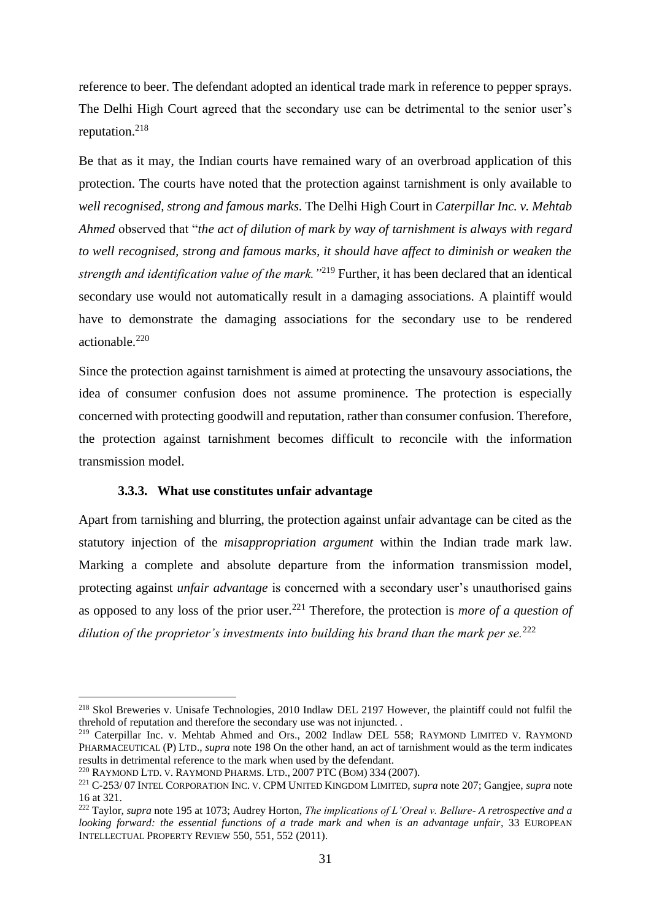reference to beer. The defendant adopted an identical trade mark in reference to pepper sprays. The Delhi High Court agreed that the secondary use can be detrimental to the senior user's reputation.[218]

Be that as it may, the Indian courts have remained wary of an overbroad application of this protection. The courts have noted that the protection against tarnishment is only available to *well recognised, strong and famous marks.* The Delhi High Court in *Caterpillar Inc. v. Mehtab Ahmed* observed that "*the act of dilution of mark by way of tarnishment is always with regard to well recognised, strong and famous marks, it should have affect to diminish or weaken the strength and identification value of the mark.*"[219] Further, it has been declared that an identical secondary use would not automatically result in a damaging associations. A plaintiff would have to demonstrate the damaging associations for the secondary use to be rendered actionable.[220]

Since the protection against tarnishment is aimed at protecting the unsavoury associations, the idea of consumer confusion does not assume prominence. The protection is especially concerned with protecting goodwill and reputation, rather than consumer confusion. Therefore, the protection against tarnishment becomes difficult to reconcile with the information transmission model.

### 3.3.3. What use constitutes unfair advantage

Apart from tarnishing and blurring, the protection against unfair advantage can be cited as the statutory injection of the *misappropriation argument* within the Indian trade mark law. Marking a complete and absolute departure from the information transmission model, protecting against *unfair advantage* is concerned with a secondary user's unauthorised gains as opposed to any loss of the prior user.[221] Therefore, the protection is *more of a question of dilution of the proprietor's investments into building his brand than the mark per se.*[222]

---

[218] Skol Breweries v. Unisafe Technologies, 2010 Indlaw DEL 2197 However, the plaintiff could not fulfil the threhold of reputation and therefore the secondary use was not injuncted. .

[219] Caterpillar Inc. v. Mehtab Ahmed and Ors., 2002 Indlaw DEL 558; RAYMOND LIMITED V. RAYMOND PHARMACEUTICAL (P) LTD., *supra* note 198 On the other hand, an act of tarnishment would as the term indicates results in detrimental reference to the mark when used by the defendant.

[220] RAYMOND LTD. V. RAYMOND PHARMS. LTD., 2007 PTC (BOM) 334 (2007).

[221] C-253/ 07 INTEL CORPORATION INC. V. CPM UNITED KINGDOM LIMITED, *supra* note 207; Gangjee, *supra* note 16 at 321.

[222] Taylor, *supra* note 195 at 1073; Audrey Horton, *The implications of L'Oreal v. Bellure- A retrospective and a looking forward: the essential functions of a trade mark and when is an advantage unfair*, 33 EUROPEAN INTELLECTUAL PROPERTY REVIEW 550, 551, 552 (2011).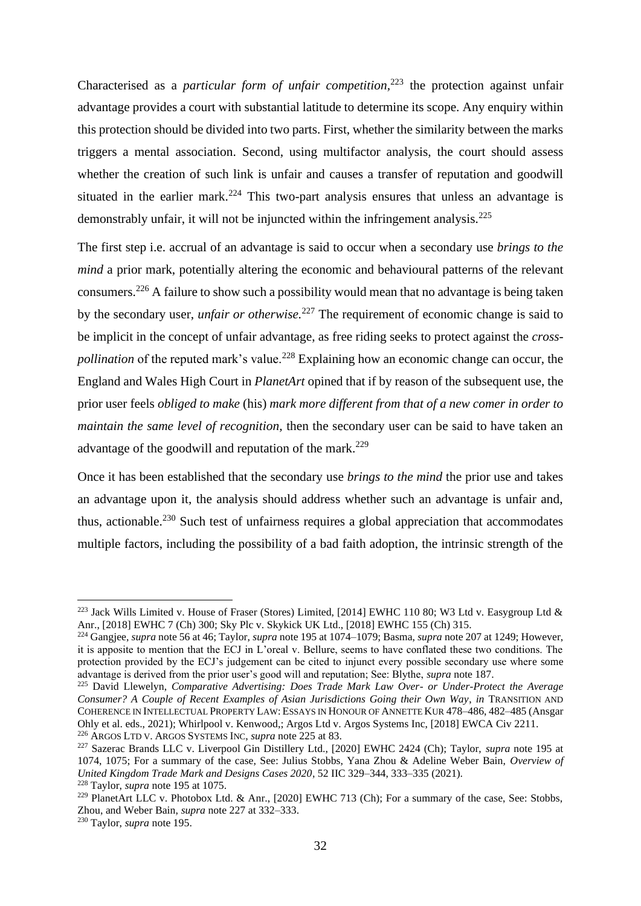Characterised as a *particular form of unfair competition*,[223] the protection against unfair advantage provides a court with substantial latitude to determine its scope. Any enquiry within this protection should be divided into two parts. First, whether the similarity between the marks triggers a mental association. Second, using multifactor analysis, the court should assess whether the creation of such link is unfair and causes a transfer of reputation and goodwill situated in the earlier mark.[224] This two-part analysis ensures that unless an advantage is demonstrably unfair, it will not be injuncted within the infringement analysis.[225]

The first step i.e. accrual of an advantage is said to occur when a secondary use *brings to the mind* a prior mark, potentially altering the economic and behavioural patterns of the relevant consumers.[226] A failure to show such a possibility would mean that no advantage is being taken by the secondary user, *unfair or otherwise.*[227] The requirement of economic change is said to be implicit in the concept of unfair advantage, as free riding seeks to protect against the *cross-pollination* of the reputed mark's value.[228] Explaining how an economic change can occur, the England and Wales High Court in *PlanetArt* opined that if by reason of the subsequent use, the prior user feels *obliged to make* (his) *mark more different from that of a new comer in order to maintain the same level of recognition,* then the secondary user can be said to have taken an advantage of the goodwill and reputation of the mark.[229]

Once it has been established that the secondary use *brings to the mind* the prior use and takes an advantage upon it, the analysis should address whether such an advantage is unfair and, thus, actionable.[230] Such test of unfairness requires a global appreciation that accommodates multiple factors, including the possibility of a bad faith adoption, the intrinsic strength of the

---

[223] Jack Wills Limited v. House of Fraser (Stores) Limited, [2014] EWHC 110 80; W3 Ltd v. Easygroup Ltd & Anr., [2018] EWHC 7 (Ch) 300; Sky Plc v. Skykick UK Ltd., [2018] EWHC 155 (Ch) 315.

[224] Gangjee, *supra* note 56 at 46; Taylor, *supra* note 195 at 1074–1079; Basma, *supra* note 207 at 1249; However, it is apposite to mention that the ECJ in L'oreal v. Bellure, seems to have conflated these two conditions. The protection provided by the ECJ's judgement can be cited to injunct every possible secondary use where some advantage is derived from the prior user's good will and reputation; See: Blythe, *supra* note 187.

[225] David Llewelyn, *Comparative Advertising: Does Trade Mark Law Over- or Under-Protect the Average Consumer? A Couple of Recent Examples of Asian Jurisdictions Going their Own Way*, *in* TRANSITION AND COHERENCE IN INTELLECTUAL PROPERTY LAW: ESSAYS IN HONOUR OF ANNETTE KUR 478–486, 482–485 (Ansgar Ohly et al. eds., 2021); Whirlpool v. Kenwood,; Argos Ltd v. Argos Systems Inc, [2018] EWCA Civ 2211.

[226] ARGOS LTD V. ARGOS SYSTEMS INC, *supra* note 225 at 83.

[227] Sazerac Brands LLC v. Liverpool Gin Distillery Ltd., [2020] EWHC 2424 (Ch); Taylor, *supra* note 195 at 1074, 1075; For a summary of the case, See: Julius Stobbs, Yana Zhou & Adeline Weber Bain, *Overview of United Kingdom Trade Mark and Designs Cases 2020*, 52 IIC 329–344, 333–335 (2021).

[228] Taylor, *supra* note 195 at 1075.

[229] PlanetArt LLC v. Photobox Ltd. & Anr., [2020] EWHC 713 (Ch); For a summary of the case, See: Stobbs, Zhou, and Weber Bain, *supra* note 227 at 332–333.

[230] Taylor, *supra* note 195.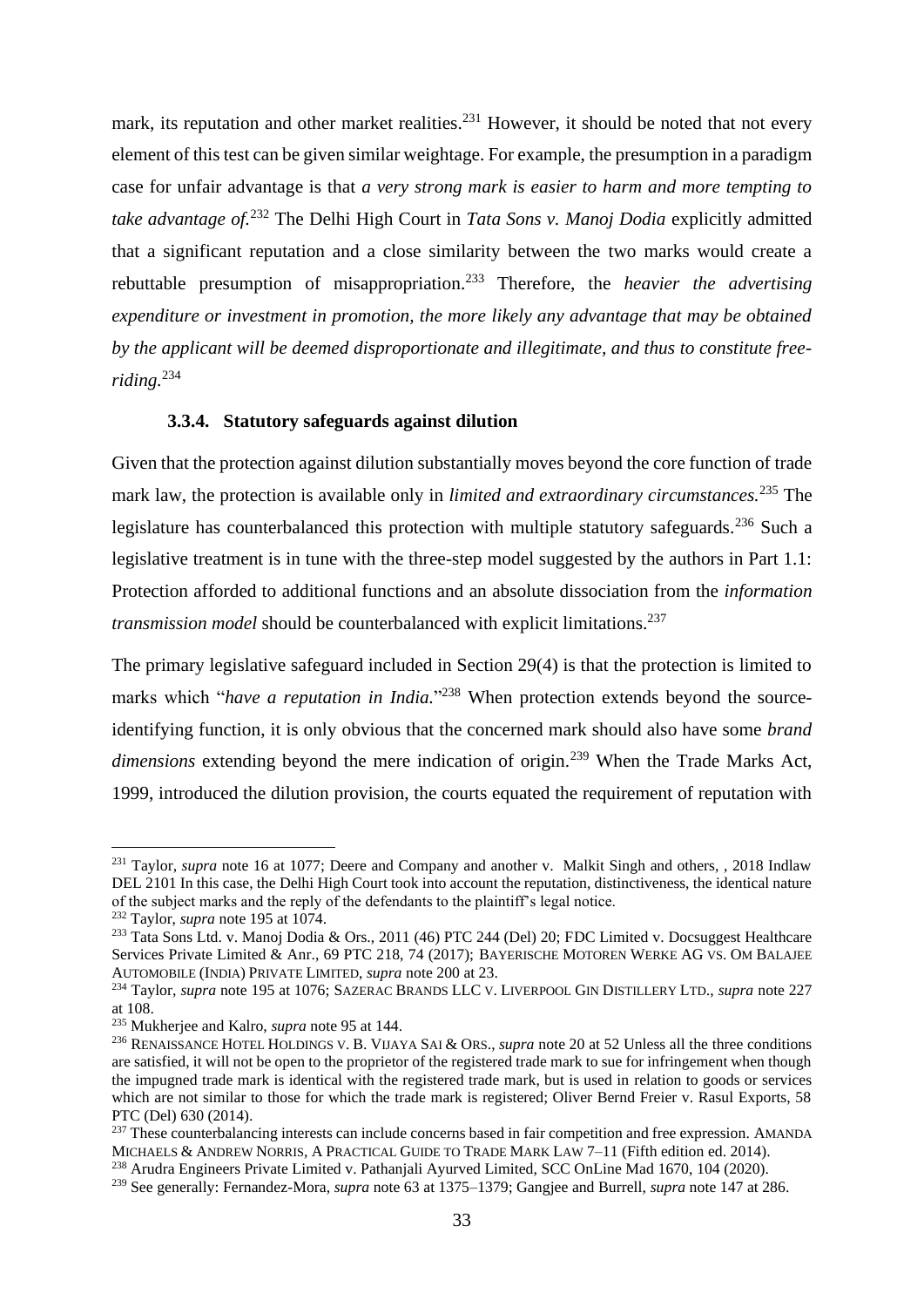mark, its reputation and other market realities.[231] However, it should be noted that not every element of this test can be given similar weightage. For example, the presumption in a paradigm case for unfair advantage is that *a very strong mark is easier to harm and more tempting to take advantage of.*[232] The Delhi High Court in *Tata Sons v. Manoj Dodia* explicitly admitted that a significant reputation and a close similarity between the two marks would create a rebuttable presumption of misappropriation.[233] Therefore, the *heavier the advertising expenditure or investment in promotion, the more likely any advantage that may be obtained by the applicant will be deemed disproportionate and illegitimate, and thus to constitute free-riding.*[234]

### 3.3.4. Statutory safeguards against dilution

Given that the protection against dilution substantially moves beyond the core function of trade mark law, the protection is available only in *limited and extraordinary circumstances.*[235] The legislature has counterbalanced this protection with multiple statutory safeguards.[236] Such a legislative treatment is in tune with the three-step model suggested by the authors in Part 1.1: Protection afforded to additional functions and an absolute dissociation from the *information transmission model* should be counterbalanced with explicit limitations.[237]

The primary legislative safeguard included in Section 29(4) is that the protection is limited to marks which "*have a reputation in India.*"[238] When protection extends beyond the source-identifying function, it is only obvious that the concerned mark should also have some *brand dimensions* extending beyond the mere indication of origin.[239] When the Trade Marks Act, 1999, introduced the dilution provision, the courts equated the requirement of reputation with

---

[231] Taylor, *supra* note 16 at 1077; Deere and Company and another v. Malkit Singh and others, , 2018 Indlaw DEL 2101 In this case, the Delhi High Court took into account the reputation, distinctiveness, the identical nature of the subject marks and the reply of the defendants to the plaintiff's legal notice.

[232] Taylor, *supra* note 195 at 1074.

[233] Tata Sons Ltd. v. Manoj Dodia & Ors., 2011 (46) PTC 244 (Del) 20; FDC Limited v. Docsuggest Healthcare Services Private Limited & Anr., 69 PTC 218, 74 (2017); BAYERISCHE MOTOREN WERKE AG VS. OM BALAJEE AUTOMOBILE (INDIA) PRIVATE LIMITED, *supra* note 200 at 23.

[234] Taylor, *supra* note 195 at 1076; SAZERAC BRANDS LLC V. LIVERPOOL GIN DISTILLERY LTD., *supra* note 227 at 108.

[235] Mukherjee and Kalro, *supra* note 95 at 144.

[236] RENAISSANCE HOTEL HOLDINGS V. B. VIJAYA SAI & ORS., *supra* note 20 at 52 Unless all the three conditions are satisfied, it will not be open to the proprietor of the registered trade mark to sue for infringement when though the impugned trade mark is identical with the registered trade mark, but is used in relation to goods or services which are not similar to those for which the trade mark is registered; Oliver Bernd Freier v. Rasul Exports, 58 PTC (Del) 630 (2014).

[237] These counterbalancing interests can include concerns based in fair competition and free expression. AMANDA MICHAELS & ANDREW NORRIS, A PRACTICAL GUIDE TO TRADE MARK LAW 7–11 (Fifth edition ed. 2014).

[238] Arudra Engineers Private Limited v. Pathanjali Ayurved Limited, SCC OnLine Mad 1670, 104 (2020).

[239] See generally: Fernandez-Mora, *supra* note 63 at 1375–1379; Gangjee and Burrell, *supra* note 147 at 286.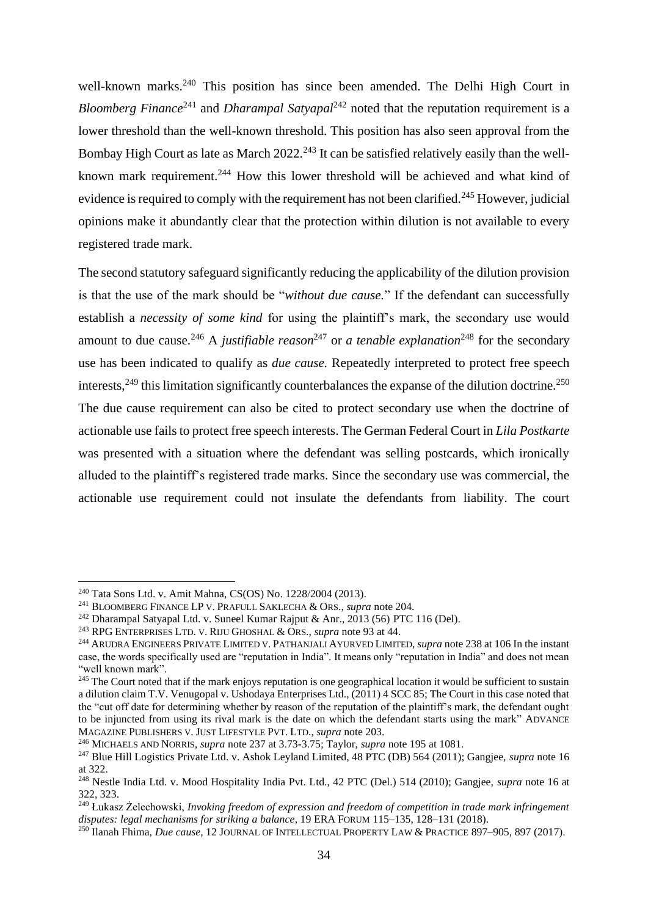well-known marks.[240] This position has since been amended. The Delhi High Court in *Bloomberg Finance*[241] and *Dharampal Satyapal*[242] noted that the reputation requirement is a lower threshold than the well-known threshold. This position has also seen approval from the Bombay High Court as late as March 2022.[243] It can be satisfied relatively easily than the well-known mark requirement.[244] How this lower threshold will be achieved and what kind of evidence is required to comply with the requirement has not been clarified.[245] However, judicial opinions make it abundantly clear that the protection within dilution is not available to every registered trade mark.

The second statutory safeguard significantly reducing the applicability of the dilution provision is that the use of the mark should be "*without due cause.*" If the defendant can successfully establish a *necessity of some kind* for using the plaintiff's mark, the secondary use would amount to due cause.[246] A *justifiable reason*[247] or *a tenable explanation*[248] for the secondary use has been indicated to qualify as *due cause.* Repeatedly interpreted to protect free speech interests,[249] this limitation significantly counterbalances the expanse of the dilution doctrine.[250] The due cause requirement can also be cited to protect secondary use when the doctrine of actionable use fails to protect free speech interests. The German Federal Court in *Lila Postkarte* was presented with a situation where the defendant was selling postcards, which ironically alluded to the plaintiff's registered trade marks. Since the secondary use was commercial, the actionable use requirement could not insulate the defendants from liability. The court

---

[240] Tata Sons Ltd. v. Amit Mahna, CS(OS) No. 1228/2004 (2013).

[241] BLOOMBERG FINANCE LP V. PRAFULL SAKLECHA & ORS., *supra* note 204.

[242] Dharampal Satyapal Ltd. v. Suneel Kumar Rajput & Anr., 2013 (56) PTC 116 (Del).

[243] RPG ENTERPRISES LTD. V. RIJU GHOSHAL & ORS., *supra* note 93 at 44.

[244] ARUDRA ENGINEERS PRIVATE LIMITED V. PATHANJALI AYURVED LIMITED, *supra* note 238 at 106 In the instant case, the words specifically used are "reputation in India". It means only "reputation in India" and does not mean "well known mark".

[245] The Court noted that if the mark enjoys reputation is one geographical location it would be sufficient to sustain a dilution claim T.V. Venugopal v. Ushodaya Enterprises Ltd., (2011) 4 SCC 85; The Court in this case noted that the "cut off date for determining whether by reason of the reputation of the plaintiff's mark, the defendant ought to be injuncted from using its rival mark is the date on which the defendant starts using the mark" ADVANCE MAGAZINE PUBLISHERS V. JUST LIFESTYLE PVT. LTD., *supra* note 203.

[246] MICHAELS AND NORRIS, *supra* note 237 at 3.73-3.75; Taylor, *supra* note 195 at 1081.

[247] Blue Hill Logistics Private Ltd. v. Ashok Leyland Limited, 48 PTC (DB) 564 (2011); Gangjee, *supra* note 16 at 322.

[248] Nestle India Ltd. v. Mood Hospitality India Pvt. Ltd., 42 PTC (Del.) 514 (2010); Gangjee, *supra* note 16 at 322, 323.

[249] Łukasz Żelechowski, *Invoking freedom of expression and freedom of competition in trade mark infringement disputes: legal mechanisms for striking a balance*, 19 ERA FORUM 115–135, 128–131 (2018).

[250] Ilanah Fhima, *Due cause*, 12 JOURNAL OF INTELLECTUAL PROPERTY LAW & PRACTICE 897–905, 897 (2017).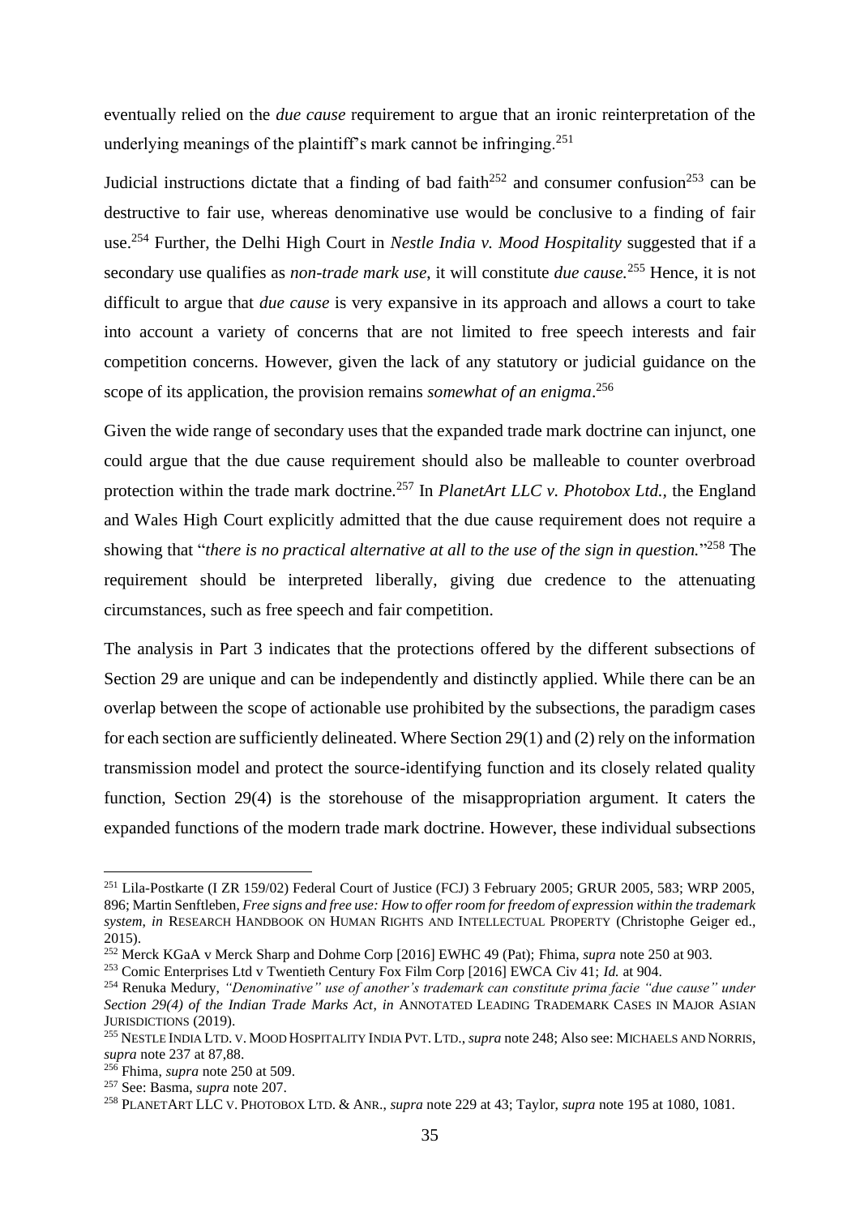eventually relied on the *due cause* requirement to argue that an ironic reinterpretation of the underlying meanings of the plaintiff's mark cannot be infringing.[251]

Judicial instructions dictate that a finding of bad faith[252] and consumer confusion[253] can be destructive to fair use, whereas denominative use would be conclusive to a finding of fair use.[254] Further, the Delhi High Court in *Nestle India v. Mood Hospitality* suggested that if a secondary use qualifies as *non-trade mark use*, it will constitute *due cause.*[255] Hence, it is not difficult to argue that *due cause* is very expansive in its approach and allows a court to take into account a variety of concerns that are not limited to free speech interests and fair competition concerns. However, given the lack of any statutory or judicial guidance on the scope of its application, the provision remains *somewhat of an enigma*.[256]

Given the wide range of secondary uses that the expanded trade mark doctrine can injunct, one could argue that the due cause requirement should also be malleable to counter overbroad protection within the trade mark doctrine.[257] In *PlanetArt LLC v. Photobox Ltd.*, the England and Wales High Court explicitly admitted that the due cause requirement does not require a showing that "*there is no practical alternative at all to the use of the sign in question.*"[258] The requirement should be interpreted liberally, giving due credence to the attenuating circumstances, such as free speech and fair competition.

The analysis in Part 3 indicates that the protections offered by the different subsections of Section 29 are unique and can be independently and distinctly applied. While there can be an overlap between the scope of actionable use prohibited by the subsections, the paradigm cases for each section are sufficiently delineated. Where Section 29(1) and (2) rely on the information transmission model and protect the source-identifying function and its closely related quality function, Section 29(4) is the storehouse of the misappropriation argument. It caters the expanded functions of the modern trade mark doctrine. However, these individual subsections

---

[251] Lila-Postkarte (I ZR 159/02) Federal Court of Justice (FCJ) 3 February 2005; GRUR 2005, 583; WRP 2005, 896; Martin Senftleben, *Free signs and free use: How to offer room for freedom of expression within the trademark system*, *in* RESEARCH HANDBOOK ON HUMAN RIGHTS AND INTELLECTUAL PROPERTY (Christophe Geiger ed., 2015).

[252] Merck KGaA v Merck Sharp and Dohme Corp [2016] EWHC 49 (Pat); Fhima, *supra* note 250 at 903.

[253] Comic Enterprises Ltd v Twentieth Century Fox Film Corp [2016] EWCA Civ 41; *Id.* at 904.

[254] Renuka Medury, *"Denominative" use of another's trademark can constitute prima facie "due cause" under Section 29(4) of the Indian Trade Marks Act*, *in* ANNOTATED LEADING TRADEMARK CASES IN MAJOR ASIAN JURISDICTIONS (2019).

[255] NESTLE INDIA LTD. V. MOOD HOSPITALITY INDIA PVT. LTD., *supra* note 248; Also see: MICHAELS AND NORRIS, *supra* note 237 at 87,88.

[256] Fhima, *supra* note 250 at 509.

[257] See: Basma, *supra* note 207.

[258] PLANETART LLC V. PHOTOBOX LTD. & ANR., *supra* note 229 at 43; Taylor, *supra* note 195 at 1080, 1081.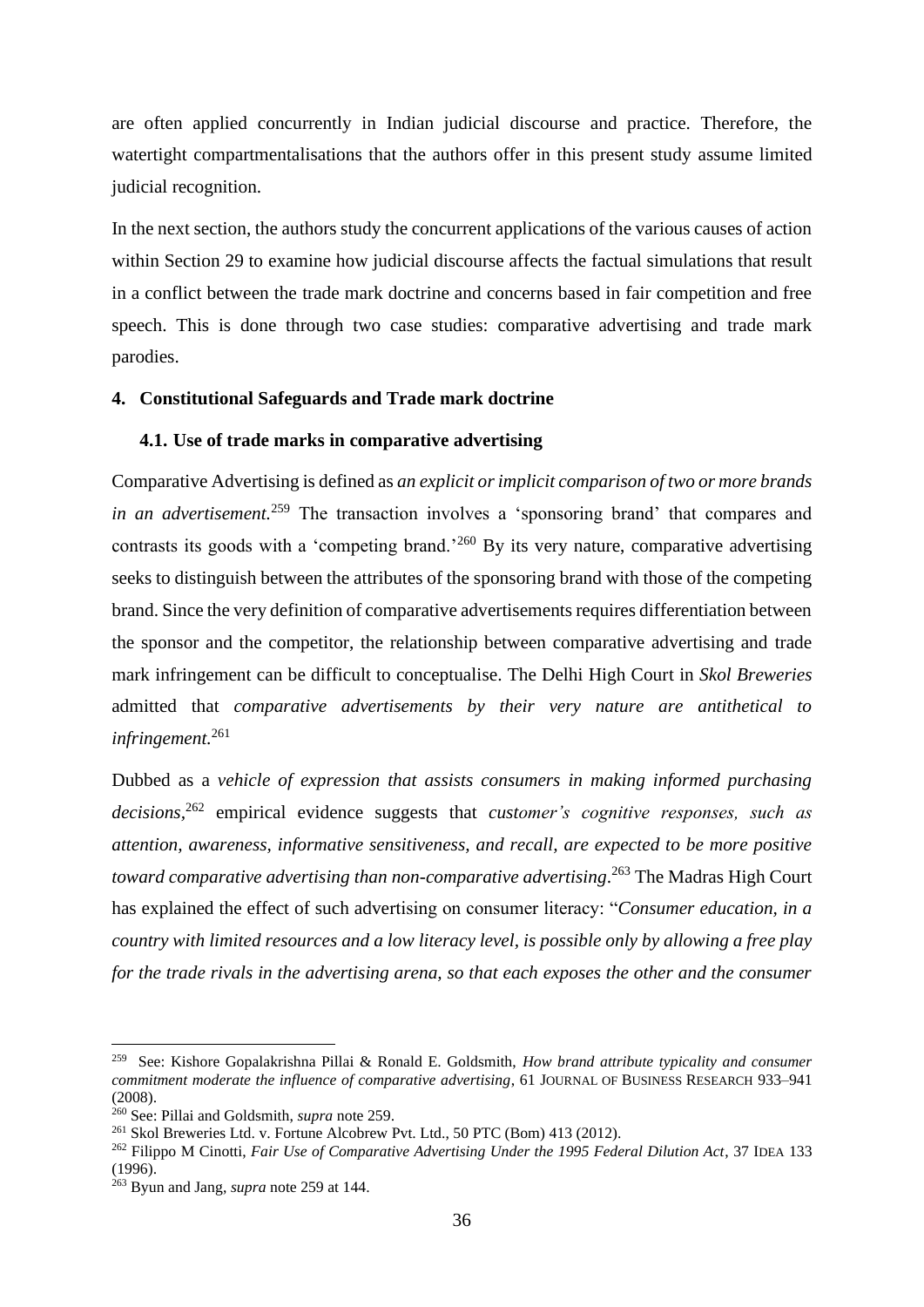are often applied concurrently in Indian judicial discourse and practice. Therefore, the watertight compartmentalisations that the authors offer in this present study assume limited judicial recognition.

In the next section, the authors study the concurrent applications of the various causes of action within Section 29 to examine how judicial discourse affects the factual simulations that result in a conflict between the trade mark doctrine and concerns based in fair competition and free speech. This is done through two case studies: comparative advertising and trade mark parodies.

## 4. Constitutional Safeguards and Trade mark doctrine

### 4.1. Use of trade marks in comparative advertising

Comparative Advertising is defined as *an explicit or implicit comparison of two or more brands in an advertisement.*[259] The transaction involves a 'sponsoring brand' that compares and contrasts its goods with a 'competing brand.'[260] By its very nature, comparative advertising seeks to distinguish between the attributes of the sponsoring brand with those of the competing brand. Since the very definition of comparative advertisements requires differentiation between the sponsor and the competitor, the relationship between comparative advertising and trade mark infringement can be difficult to conceptualise. The Delhi High Court in *Skol Breweries* admitted that *comparative advertisements by their very nature are antithetical to infringement.*[261]

Dubbed as a *vehicle of expression that assists consumers in making informed purchasing decisions*,[262] empirical evidence suggests that *customer's cognitive responses, such as attention, awareness, informative sensitiveness, and recall, are expected to be more positive toward comparative advertising than non-comparative advertising*.[263] The Madras High Court has explained the effect of such advertising on consumer literacy: "*Consumer education, in a country with limited resources and a low literacy level, is possible only by allowing a free play for the trade rivals in the advertising arena, so that each exposes the other and the consumer*

---

[259] See: Kishore Gopalakrishna Pillai & Ronald E. Goldsmith, *How brand attribute typicality and consumer commitment moderate the influence of comparative advertising*, 61 JOURNAL OF BUSINESS RESEARCH 933–941 (2008).

[260] See: Pillai and Goldsmith, *supra* note 259.

[261] Skol Breweries Ltd. v. Fortune Alcobrew Pvt. Ltd., 50 PTC (Bom) 413 (2012).

[262] Filippo M Cinotti, *Fair Use of Comparative Advertising Under the 1995 Federal Dilution Act*, 37 IDEA 133 (1996).

[263] Byun and Jang, *supra* note 259 at 144.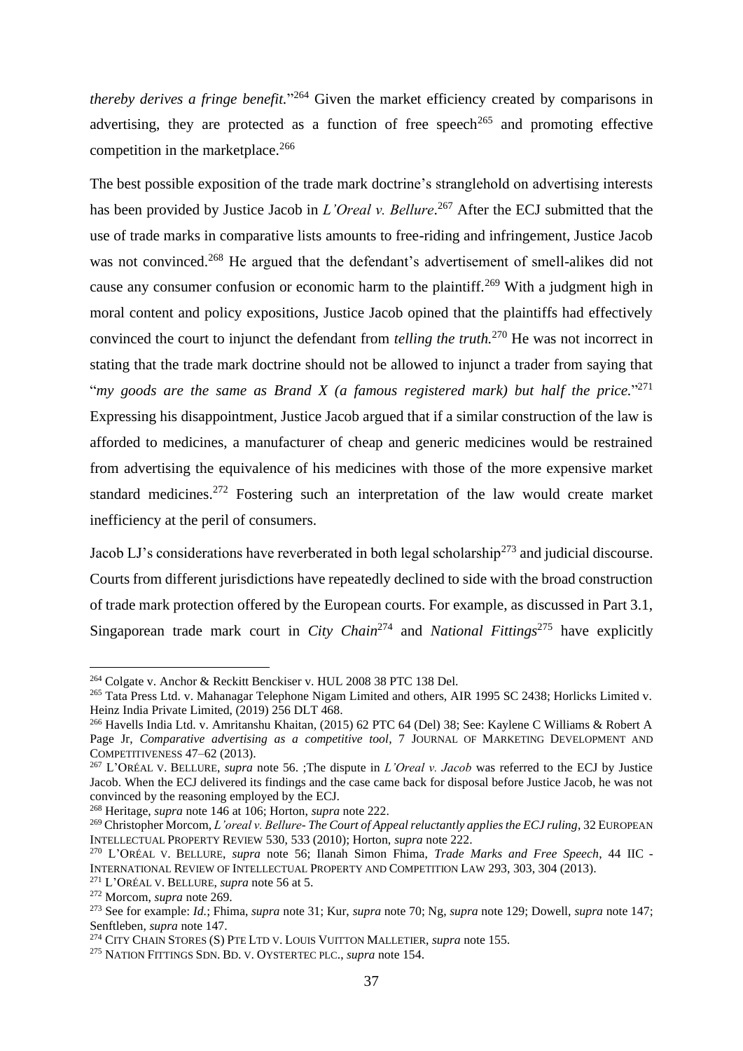*thereby derives a fringe benefit.*"[264] Given the market efficiency created by comparisons in advertising, they are protected as a function of free speech[265] and promoting effective competition in the marketplace.[266]

The best possible exposition of the trade mark doctrine's stranglehold on advertising interests has been provided by Justice Jacob in *L'Oreal v. Bellure*.[267] After the ECJ submitted that the use of trade marks in comparative lists amounts to free-riding and infringement, Justice Jacob was not convinced.[268] He argued that the defendant's advertisement of smell-alikes did not cause any consumer confusion or economic harm to the plaintiff.[269] With a judgment high in moral content and policy expositions, Justice Jacob opined that the plaintiffs had effectively convinced the court to injunct the defendant from *telling the truth.*[270] He was not incorrect in stating that the trade mark doctrine should not be allowed to injunct a trader from saying that "*my goods are the same as Brand X (a famous registered mark) but half the price.*"[271] Expressing his disappointment, Justice Jacob argued that if a similar construction of the law is afforded to medicines, a manufacturer of cheap and generic medicines would be restrained from advertising the equivalence of his medicines with those of the more expensive market standard medicines.[272] Fostering such an interpretation of the law would create market inefficiency at the peril of consumers.

Jacob LJ's considerations have reverberated in both legal scholarship[273] and judicial discourse. Courts from different jurisdictions have repeatedly declined to side with the broad construction of trade mark protection offered by the European courts. For example, as discussed in Part 3.1, Singaporean trade mark court in *City Chain*[274] and *National Fittings*[275] have explicitly

---

[264] Colgate v. Anchor & Reckitt Benckiser v. HUL 2008 38 PTC 138 Del.

[265] Tata Press Ltd. v. Mahanagar Telephone Nigam Limited and others, AIR 1995 SC 2438; Horlicks Limited v. Heinz India Private Limited, (2019) 256 DLT 468.

[266] Havells India Ltd. v. Amritanshu Khaitan, (2015) 62 PTC 64 (Del) 38; See: Kaylene C Williams & Robert A Page Jr, *Comparative advertising as a competitive tool*, 7 JOURNAL OF MARKETING DEVELOPMENT AND COMPETITIVENESS 47–62 (2013).

[267] L'ORÉAL V. BELLURE, *supra* note 56. ;The dispute in *L'Oreal v. Jacob* was referred to the ECJ by Justice Jacob. When the ECJ delivered its findings and the case came back for disposal before Justice Jacob, he was not convinced by the reasoning employed by the ECJ.

[268] Heritage, *supra* note 146 at 106; Horton, *supra* note 222.

[269] Christopher Morcom, *L'oreal v. Bellure- The Court of Appeal reluctantly applies the ECJ ruling*, 32 EUROPEAN INTELLECTUAL PROPERTY REVIEW 530, 533 (2010); Horton, *supra* note 222.

[270] L'ORÉAL V. BELLURE, *supra* note 56; Ilanah Simon Fhima, *Trade Marks and Free Speech*, 44 IIC - INTERNATIONAL REVIEW OF INTELLECTUAL PROPERTY AND COMPETITION LAW 293, 303, 304 (2013).

[271] L'ORÉAL V. BELLURE, *supra* note 56 at 5.

[272] Morcom, *supra* note 269.

[273] See for example: *Id.*; Fhima, *supra* note 31; Kur, *supra* note 70; Ng, *supra* note 129; Dowell, *supra* note 147; Senftleben, *supra* note 147.

[274] CITY CHAIN STORES (S) PTE LTD V. LOUIS VUITTON MALLETIER, *supra* note 155.

[275] NATION FITTINGS SDN. BD. V. OYSTERTEC PLC., *supra* note 154.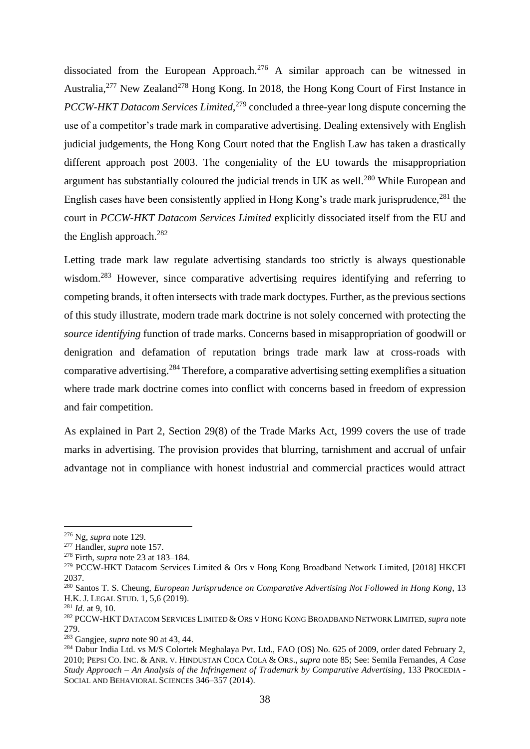dissociated from the European Approach.[276] A similar approach can be witnessed in Australia,[277] New Zealand[278] Hong Kong. In 2018, the Hong Kong Court of First Instance in *PCCW-HKT Datacom Services Limited*,[279] concluded a three-year long dispute concerning the use of a competitor's trade mark in comparative advertising. Dealing extensively with English judicial judgements, the Hong Kong Court noted that the English Law has taken a drastically different approach post 2003. The congeniality of the EU towards the misappropriation argument has substantially coloured the judicial trends in UK as well.[280] While European and English cases have been consistently applied in Hong Kong's trade mark jurisprudence,[281] the court in *PCCW-HKT Datacom Services Limited* explicitly dissociated itself from the EU and the English approach.[282]

Letting trade mark law regulate advertising standards too strictly is always questionable wisdom.[283] However, since comparative advertising requires identifying and referring to competing brands, it often intersects with trade mark doctypes. Further, as the previous sections of this study illustrate, modern trade mark doctrine is not solely concerned with protecting the *source identifying* function of trade marks. Concerns based in misappropriation of goodwill or denigration and defamation of reputation brings trade mark law at cross-roads with comparative advertising.[284] Therefore, a comparative advertising setting exemplifies a situation where trade mark doctrine comes into conflict with concerns based in freedom of expression and fair competition.

As explained in Part 2, Section 29(8) of the Trade Marks Act, 1999 covers the use of trade marks in advertising. The provision provides that blurring, tarnishment and accrual of unfair advantage not in compliance with honest industrial and commercial practices would attract

---

[276] Ng, *supra* note 129.

[277] Handler, *supra* note 157.

[278] Firth, *supra* note 23 at 183–184.

[279] PCCW-HKT Datacom Services Limited & Ors v Hong Kong Broadband Network Limited, [2018] HKCFI 2037.

[280] Santos T. S. Cheung, *European Jurisprudence on Comparative Advertising Not Followed in Hong Kong*, 13 H.K. J. LEGAL STUD. 1, 5,6 (2019).

[281] *Id.* at 9, 10.

[282] PCCW-HKT DATACOM SERVICES LIMITED & ORS V HONG KONG BROADBAND NETWORK LIMITED, *supra* note 279.

[283] Gangjee, *supra* note 90 at 43, 44.

[284] Dabur India Ltd. vs M/S Colortek Meghalaya Pvt. Ltd., FAO (OS) No. 625 of 2009, order dated February 2, 2010; PEPSI CO. INC. & ANR. V. HINDUSTAN COCA COLA & ORS., *supra* note 85; See: Semila Fernandes, *A Case Study Approach – An Analysis of the Infringement of Trademark by Comparative Advertising*, 133 PROCEDIA - SOCIAL AND BEHAVIORAL SCIENCES 346–357 (2014).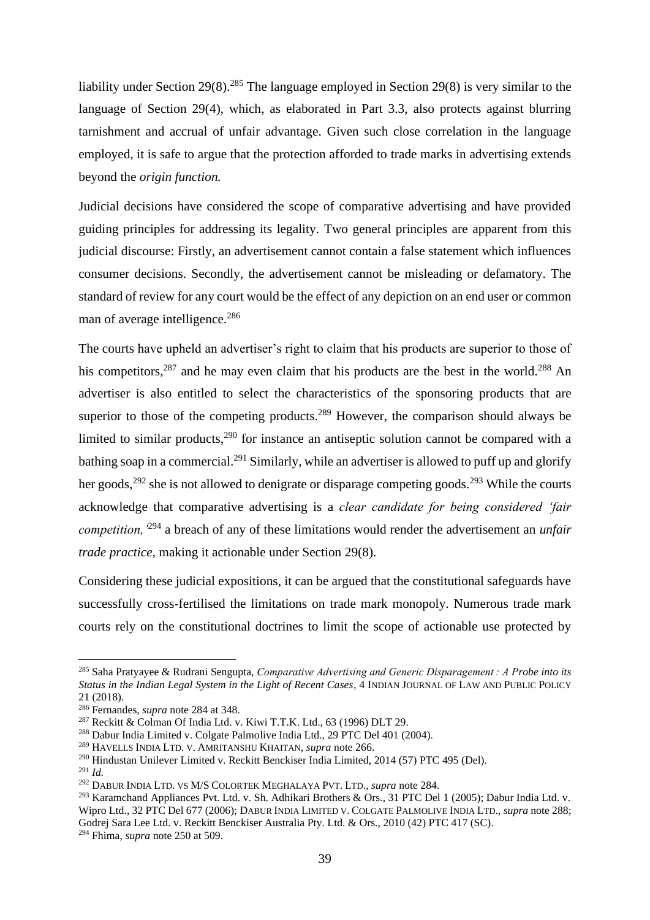liability under Section 29(8).[285] The language employed in Section 29(8) is very similar to the language of Section 29(4), which, as elaborated in Part 3.3, also protects against blurring tarnishment and accrual of unfair advantage. Given such close correlation in the language employed, it is safe to argue that the protection afforded to trade marks in advertising extends beyond the *origin function.*

Judicial decisions have considered the scope of comparative advertising and have provided guiding principles for addressing its legality. Two general principles are apparent from this judicial discourse: Firstly, an advertisement cannot contain a false statement which influences consumer decisions. Secondly, the advertisement cannot be misleading or defamatory. The standard of review for any court would be the effect of any depiction on an end user or common man of average intelligence.[286]

The courts have upheld an advertiser's right to claim that his products are superior to those of his competitors,[287] and he may even claim that his products are the best in the world.[288] An advertiser is also entitled to select the characteristics of the sponsoring products that are superior to those of the competing products.[289] However, the comparison should always be limited to similar products,[290] for instance an antiseptic solution cannot be compared with a bathing soap in a commercial.[291] Similarly, while an advertiser is allowed to puff up and glorify her goods,[292] she is not allowed to denigrate or disparage competing goods.[293] While the courts acknowledge that comparative advertising is a *clear candidate for being considered 'fair competition,'*[294] a breach of any of these limitations would render the advertisement an *unfair trade practice,* making it actionable under Section 29(8).

Considering these judicial expositions, it can be argued that the constitutional safeguards have successfully cross-fertilised the limitations on trade mark monopoly. Numerous trade mark courts rely on the constitutional doctrines to limit the scope of actionable use protected by

---

[285] Saha Pratyayee & Rudrani Sengupta, *Comparative Advertising and Generic Disparagement : A Probe into its Status in the Indian Legal System in the Light of Recent Cases*, 4 INDIAN JOURNAL OF LAW AND PUBLIC POLICY 21 (2018).

[286] Fernandes, *supra* note 284 at 348.

[287] Reckitt & Colman Of India Ltd. v. Kiwi T.T.K. Ltd., 63 (1996) DLT 29.

[288] Dabur India Limited v. Colgate Palmolive India Ltd., 29 PTC Del 401 (2004).

[289] HAVELLS INDIA LTD. V. AMRITANSHU KHAITAN, *supra* note 266.

[290] Hindustan Unilever Limited v. Reckitt Benckiser India Limited, 2014 (57) PTC 495 (Del).

[291] *Id.*

[292] DABUR INDIA LTD. VS M/S COLORTEK MEGHALAYA PVT. LTD., *supra* note 284.

[293] Karamchand Appliances Pvt. Ltd. v. Sh. Adhikari Brothers & Ors., 31 PTC Del 1 (2005); Dabur India Ltd. v. Wipro Ltd., 32 PTC Del 677 (2006); DABUR INDIA LIMITED V. COLGATE PALMOLIVE INDIA LTD., *supra* note 288; Godrej Sara Lee Ltd. v. Reckitt Benckiser Australia Pty. Ltd. & Ors., 2010 (42) PTC 417 (SC).

[294] Fhima, *supra* note 250 at 509.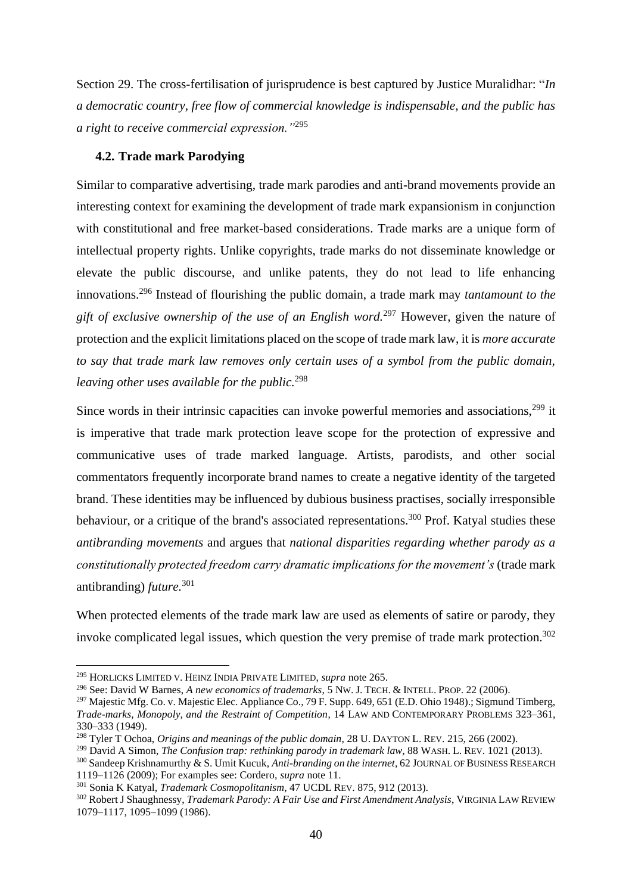Section 29. The cross-fertilisation of jurisprudence is best captured by Justice Muralidhar: "*In a democratic country, free flow of commercial knowledge is indispensable, and the public has a right to receive commercial expression.*"[295]

### 4.2. Trade mark Parodying

Similar to comparative advertising, trade mark parodies and anti-brand movements provide an interesting context for examining the development of trade mark expansionism in conjunction with constitutional and free market-based considerations. Trade marks are a unique form of intellectual property rights. Unlike copyrights, trade marks do not disseminate knowledge or elevate the public discourse, and unlike patents, they do not lead to life enhancing innovations.[296] Instead of flourishing the public domain, a trade mark may *tantamount to the gift of exclusive ownership of the use of an English word.*[297] However, given the nature of protection and the explicit limitations placed on the scope of trade mark law, it is *more accurate to say that trade mark law removes only certain uses of a symbol from the public domain, leaving other uses available for the public.*[298]

Since words in their intrinsic capacities can invoke powerful memories and associations,[299] it is imperative that trade mark protection leave scope for the protection of expressive and communicative uses of trade marked language. Artists, parodists, and other social commentators frequently incorporate brand names to create a negative identity of the targeted brand. These identities may be influenced by dubious business practises, socially irresponsible behaviour, or a critique of the brand's associated representations.[300] Prof. Katyal studies these *antibranding movements* and argues that *national disparities regarding whether parody as a constitutionally protected freedom carry dramatic implications for the movement's* (trade mark antibranding) *future.*[301]

When protected elements of the trade mark law are used as elements of satire or parody, they invoke complicated legal issues, which question the very premise of trade mark protection.[302]

---

[295] HORLICKS LIMITED V. HEINZ INDIA PRIVATE LIMITED, *supra* note 265.

[296] See: David W Barnes, *A new economics of trademarks*, 5 NW. J. TECH. & INTELL. PROP. 22 (2006).

[297] Majestic Mfg. Co. v. Majestic Elec. Appliance Co., 79 F. Supp. 649, 651 (E.D. Ohio 1948).; Sigmund Timberg, *Trade-marks, Monopoly, and the Restraint of Competition*, 14 LAW AND CONTEMPORARY PROBLEMS 323–361, 330–333 (1949).

[298] Tyler T Ochoa, *Origins and meanings of the public domain*, 28 U. DAYTON L. REV. 215, 266 (2002).

[299] David A Simon, *The Confusion trap: rethinking parody in trademark law*, 88 WASH. L. REV. 1021 (2013).

[300] Sandeep Krishnamurthy & S. Umit Kucuk, *Anti-branding on the internet*, 62 JOURNAL OF BUSINESS RESEARCH 1119–1126 (2009); For examples see: Cordero, *supra* note 11.

[301] Sonia K Katyal, *Trademark Cosmopolitanism*, 47 UCDL REV. 875, 912 (2013).

[302] Robert J Shaughnessy, *Trademark Parody: A Fair Use and First Amendment Analysis*, VIRGINIA LAW REVIEW 1079–1117, 1095–1099 (1986).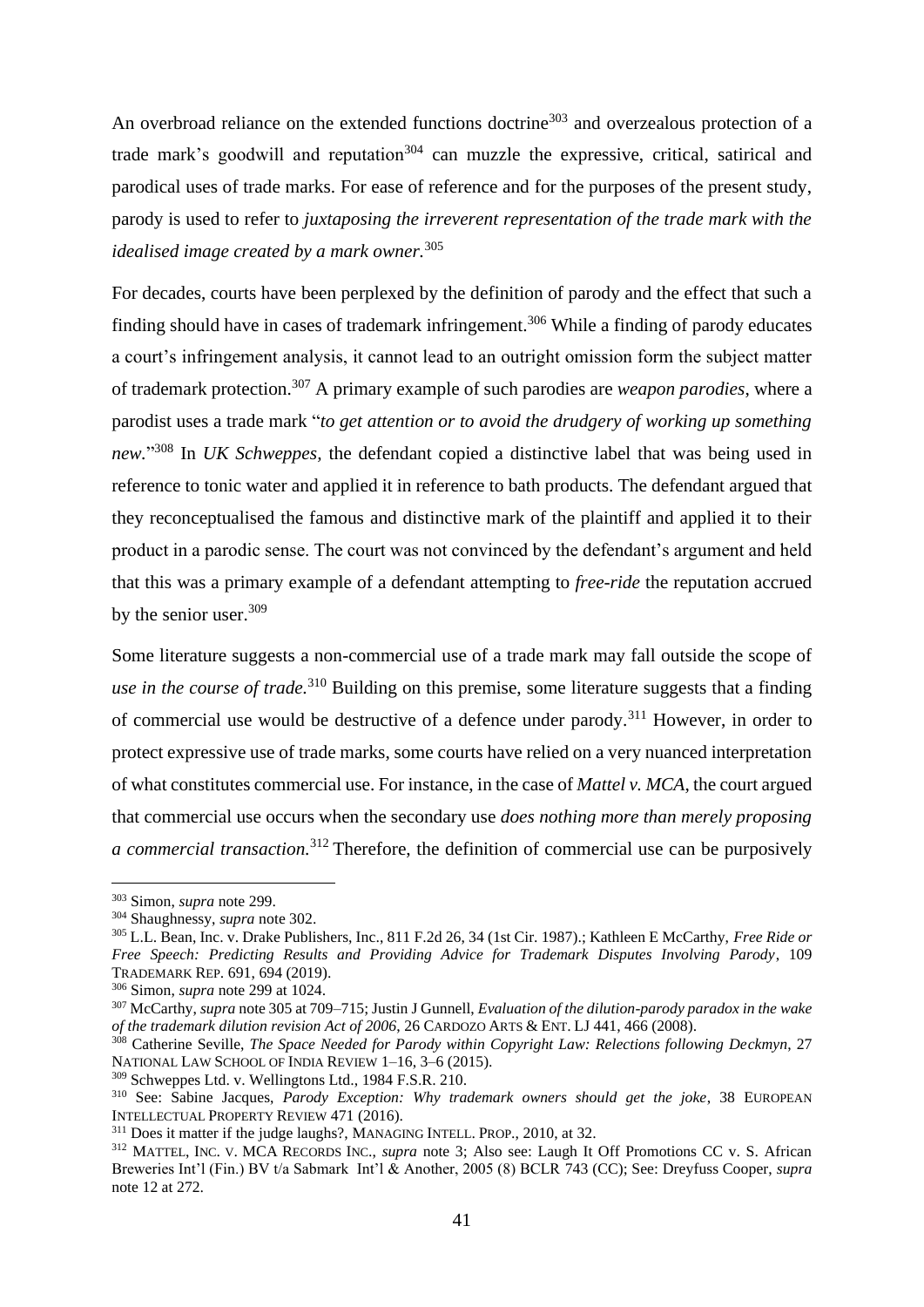An overbroad reliance on the extended functions doctrine[303] and overzealous protection of a trade mark's goodwill and reputation[304] can muzzle the expressive, critical, satirical and parodical uses of trade marks. For ease of reference and for the purposes of the present study, parody is used to refer to *juxtaposing the irreverent representation of the trade mark with the idealised image created by a mark owner.*[305]

For decades, courts have been perplexed by the definition of parody and the effect that such a finding should have in cases of trademark infringement.[306] While a finding of parody educates a court's infringement analysis, it cannot lead to an outright omission form the subject matter of trademark protection.[307] A primary example of such parodies are *weapon parodies*, where a parodist uses a trade mark "*to get attention or to avoid the drudgery of working up something new.*"[308] In *UK Schweppes,* the defendant copied a distinctive label that was being used in reference to tonic water and applied it in reference to bath products. The defendant argued that they reconceptualised the famous and distinctive mark of the plaintiff and applied it to their product in a parodic sense. The court was not convinced by the defendant's argument and held that this was a primary example of a defendant attempting to *free-ride* the reputation accrued by the senior user.[309]

Some literature suggests a non-commercial use of a trade mark may fall outside the scope of *use in the course of trade.*[310] Building on this premise, some literature suggests that a finding of commercial use would be destructive of a defence under parody.[311] However, in order to protect expressive use of trade marks, some courts have relied on a very nuanced interpretation of what constitutes commercial use. For instance, in the case of *Mattel v. MCA*, the court argued that commercial use occurs when the secondary use *does nothing more than merely proposing a commercial transaction.*[312] Therefore, the definition of commercial use can be purposively

---

[303] Simon, *supra* note 299.

[304] Shaughnessy, *supra* note 302.

[305] L.L. Bean, Inc. v. Drake Publishers, Inc., 811 F.2d 26, 34 (1st Cir. 1987).; Kathleen E McCarthy, *Free Ride or Free Speech: Predicting Results and Providing Advice for Trademark Disputes Involving Parody*, 109 TRADEMARK REP. 691, 694 (2019).

[306] Simon, *supra* note 299 at 1024.

[307] McCarthy, *supra* note 305 at 709–715; Justin J Gunnell, *Evaluation of the dilution-parody paradox in the wake of the trademark dilution revision Act of 2006*, 26 CARDOZO ARTS & ENT. LJ 441, 466 (2008).

[308] Catherine Seville, *The Space Needed for Parody within Copyright Law: Relections following Deckmyn*, 27 NATIONAL LAW SCHOOL OF INDIA REVIEW 1–16, 3–6 (2015).

[309] Schweppes Ltd. v. Wellingtons Ltd., 1984 F.S.R. 210.

[310] See: Sabine Jacques, *Parody Exception: Why trademark owners should get the joke*, 38 EUROPEAN INTELLECTUAL PROPERTY REVIEW 471 (2016).

[311] Does it matter if the judge laughs?, MANAGING INTELL. PROP., 2010, at 32.

[312] MATTEL, INC. V. MCA RECORDS INC., *supra* note 3; Also see: Laugh It Off Promotions CC v. S. African Breweries Int'l (Fin.) BV t/a Sabmark Int'l & Another, 2005 (8) BCLR 743 (CC); See: Dreyfuss Cooper, *supra* note 12 at 272.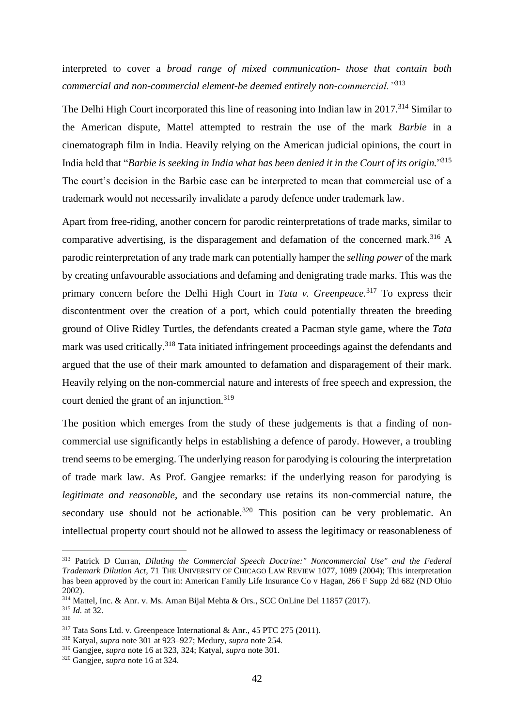interpreted to cover a *broad range of mixed communication- those that contain both commercial and non-commercial element-be deemed entirely non-commercial."*[313]

The Delhi High Court incorporated this line of reasoning into Indian law in 2017.[314] Similar to the American dispute, Mattel attempted to restrain the use of the mark *Barbie* in a cinematograph film in India. Heavily relying on the American judicial opinions, the court in India held that "*Barbie is seeking in India what has been denied it in the Court of its origin.*"[315] The court's decision in the Barbie case can be interpreted to mean that commercial use of a trademark would not necessarily invalidate a parody defence under trademark law.

Apart from free-riding, another concern for parodic reinterpretations of trade marks, similar to comparative advertising, is the disparagement and defamation of the concerned mark.[316] A parodic reinterpretation of any trade mark can potentially hamper the *selling power* of the mark by creating unfavourable associations and defaming and denigrating trade marks. This was the primary concern before the Delhi High Court in *Tata v. Greenpeace.*[317] To express their discontentment over the creation of a port, which could potentially threaten the breeding ground of Olive Ridley Turtles, the defendants created a Pacman style game, where the *Tata* mark was used critically.[318] Tata initiated infringement proceedings against the defendants and argued that the use of their mark amounted to defamation and disparagement of their mark. Heavily relying on the non-commercial nature and interests of free speech and expression, the court denied the grant of an injunction.[319]

The position which emerges from the study of these judgements is that a finding of non-commercial use significantly helps in establishing a defence of parody. However, a troubling trend seems to be emerging. The underlying reason for parodying is colouring the interpretation of trade mark law. As Prof. Gangjee remarks: if the underlying reason for parodying is *legitimate and reasonable*, and the secondary use retains its non-commercial nature, the secondary use should not be actionable.[320] This position can be very problematic. An intellectual property court should not be allowed to assess the legitimacy or reasonableness of

---

[313] Patrick D Curran, *Diluting the Commercial Speech Doctrine:" Noncommercial Use" and the Federal Trademark Dilution Act*, 71 THE UNIVERSITY OF CHICAGO LAW REVIEW 1077, 1089 (2004); This interpretation has been approved by the court in: American Family Life Insurance Co v Hagan, 266 F Supp 2d 682 (ND Ohio 2002).

[314] Mattel, Inc. & Anr. v. Ms. Aman Bijal Mehta & Ors., SCC OnLine Del 11857 (2017).

[315] *Id.* at 32.

[316]

[317] Tata Sons Ltd. v. Greenpeace International & Anr., 45 PTC 275 (2011).

[318] Katyal, *supra* note 301 at 923–927; Medury, *supra* note 254.

[319] Gangjee, *supra* note 16 at 323, 324; Katyal, *supra* note 301.

[320] Gangjee, *supra* note 16 at 324.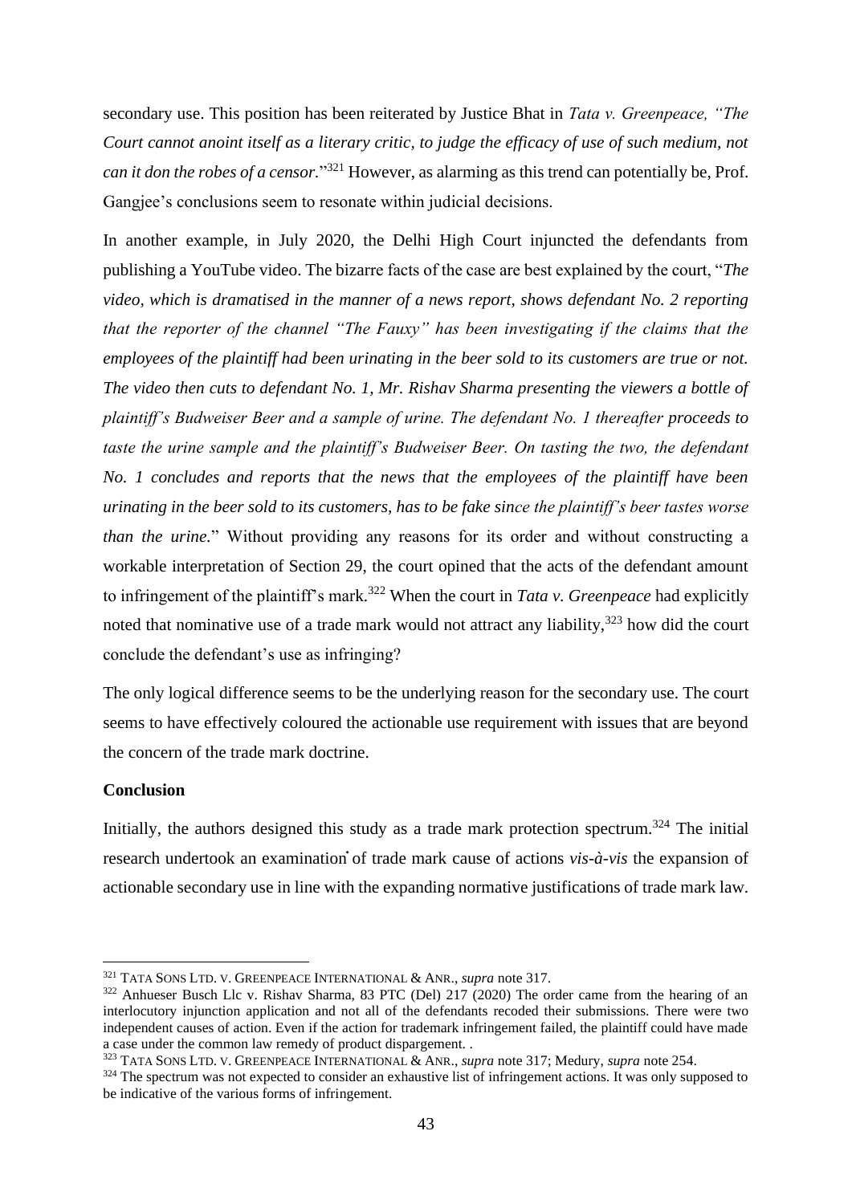secondary use. This position has been reiterated by Justice Bhat in *Tata v. Greenpeace, "The Court cannot anoint itself as a literary critic, to judge the efficacy of use of such medium, not can it don the robes of a censor.*"[321] However, as alarming as this trend can potentially be, Prof. Gangjee's conclusions seem to resonate within judicial decisions.

In another example, in July 2020, the Delhi High Court injuncted the defendants from publishing a YouTube video. The bizarre facts of the case are best explained by the court, "*The video, which is dramatised in the manner of a news report, shows defendant No. 2 reporting that the reporter of the channel "The Fauxy" has been investigating if the claims that the employees of the plaintiff had been urinating in the beer sold to its customers are true or not. The video then cuts to defendant No. 1, Mr. Rishav Sharma presenting the viewers a bottle of plaintiff's Budweiser Beer and a sample of urine. The defendant No. 1 thereafter proceeds to taste the urine sample and the plaintiff's Budweiser Beer. On tasting the two, the defendant No. 1 concludes and reports that the news that the employees of the plaintiff have been urinating in the beer sold to its customers, has to be fake since the plaintiff's beer tastes worse than the urine.*" Without providing any reasons for its order and without constructing a workable interpretation of Section 29, the court opined that the acts of the defendant amount to infringement of the plaintiff's mark.[322] When the court in *Tata v. Greenpeace* had explicitly noted that nominative use of a trade mark would not attract any liability,[323] how did the court conclude the defendant's use as infringing?

The only logical difference seems to be the underlying reason for the secondary use. The court seems to have effectively coloured the actionable use requirement with issues that are beyond the concern of the trade mark doctrine.

## Conclusion

Initially, the authors designed this study as a trade mark protection spectrum.[324] The initial research undertook an examination of trade mark cause of actions *vis-à-vis* the expansion of actionable secondary use in line with the expanding normative justifications of trade mark law.

---

[321] TATA SONS LTD. V. GREENPEACE INTERNATIONAL & ANR., *supra* note 317.

[322] Anhueser Busch Llc v. Rishav Sharma, 83 PTC (Del) 217 (2020) The order came from the hearing of an interlocutory injunction application and not all of the defendants recoded their submissions. There were two independent causes of action. Even if the action for trademark infringement failed, the plaintiff could have made a case under the common law remedy of product dispargement. .

[323] TATA SONS LTD. V. GREENPEACE INTERNATIONAL & ANR., *supra* note 317; Medury, *supra* note 254.

[324] The spectrum was not expected to consider an exhaustive list of infringement actions. It was only supposed to be indicative of the various forms of infringement.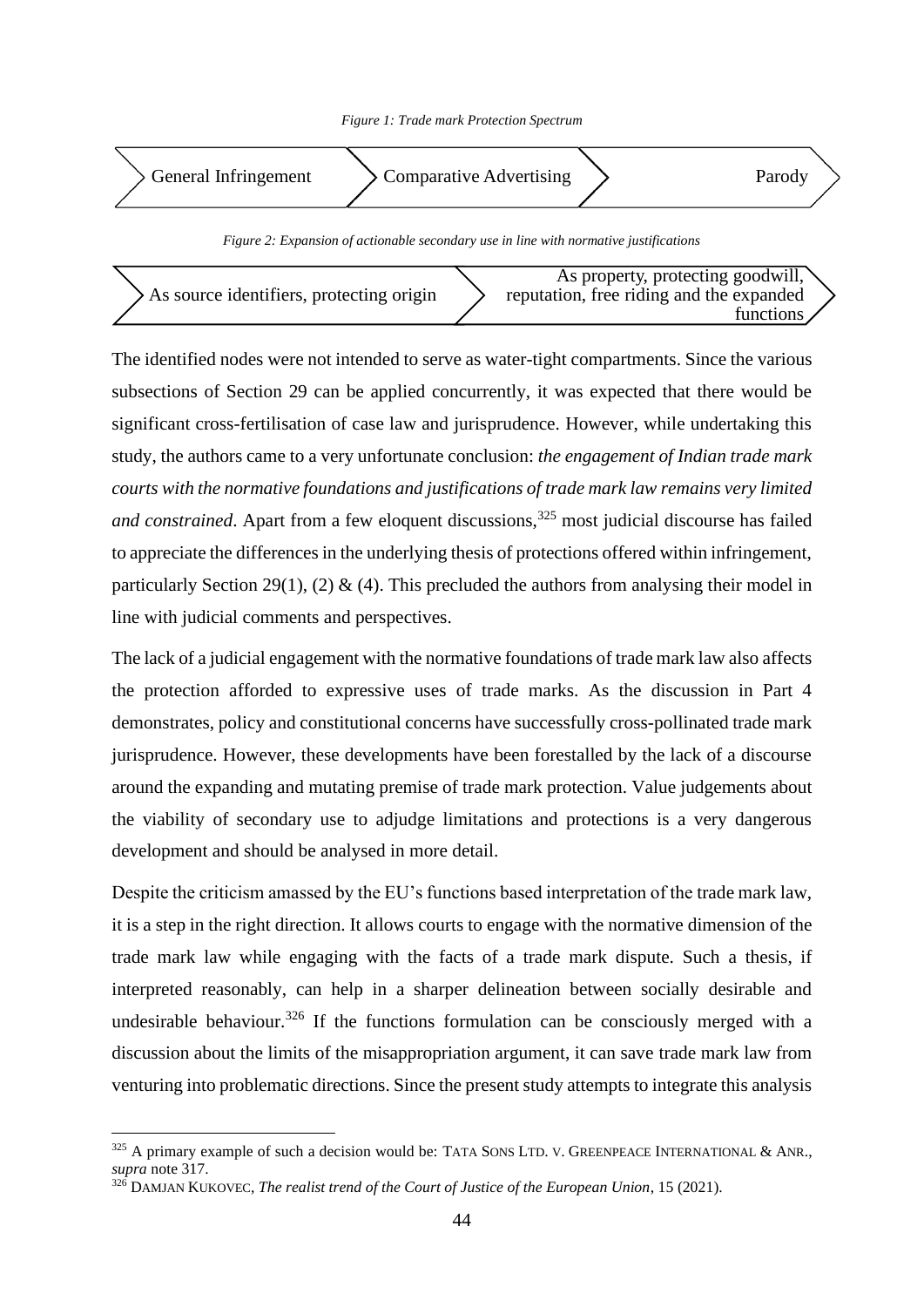*Figure 1: Trade mark Protection Spectrum*

General Infringement → Comparative Advertising → Parody

*Figure 2: Expansion of actionable secondary use in line with normative justifications*

As source identifiers, protecting origin → As property, protecting goodwill, reputation, free riding and the expanded functions

The identified nodes were not intended to serve as water-tight compartments. Since the various subsections of Section 29 can be applied concurrently, it was expected that there would be significant cross-fertilisation of case law and jurisprudence. However, while undertaking this study, the authors came to a very unfortunate conclusion: *the engagement of Indian trade mark courts with the normative foundations and justifications of trade mark law remains very limited and constrained*. Apart from a few eloquent discussions,[325] most judicial discourse has failed to appreciate the differences in the underlying thesis of protections offered within infringement, particularly Section 29(1), (2) & (4). This precluded the authors from analysing their model in line with judicial comments and perspectives.

The lack of a judicial engagement with the normative foundations of trade mark law also affects the protection afforded to expressive uses of trade marks. As the discussion in Part 4 demonstrates, policy and constitutional concerns have successfully cross-pollinated trade mark jurisprudence. However, these developments have been forestalled by the lack of a discourse around the expanding and mutating premise of trade mark protection. Value judgements about the viability of secondary use to adjudge limitations and protections is a very dangerous development and should be analysed in more detail.

Despite the criticism amassed by the EU's functions based interpretation of the trade mark law, it is a step in the right direction. It allows courts to engage with the normative dimension of the trade mark law while engaging with the facts of a trade mark dispute. Such a thesis, if interpreted reasonably, can help in a sharper delineation between socially desirable and undesirable behaviour.[326] If the functions formulation can be consciously merged with a discussion about the limits of the misappropriation argument, it can save trade mark law from venturing into problematic directions. Since the present study attempts to integrate this analysis

---

[325] A primary example of such a decision would be: TATA SONS LTD. V. GREENPEACE INTERNATIONAL & ANR., *supra* note 317.

[326] DAMJAN KUKOVEC, *The realist trend of the Court of Justice of the European Union*, 15 (2021).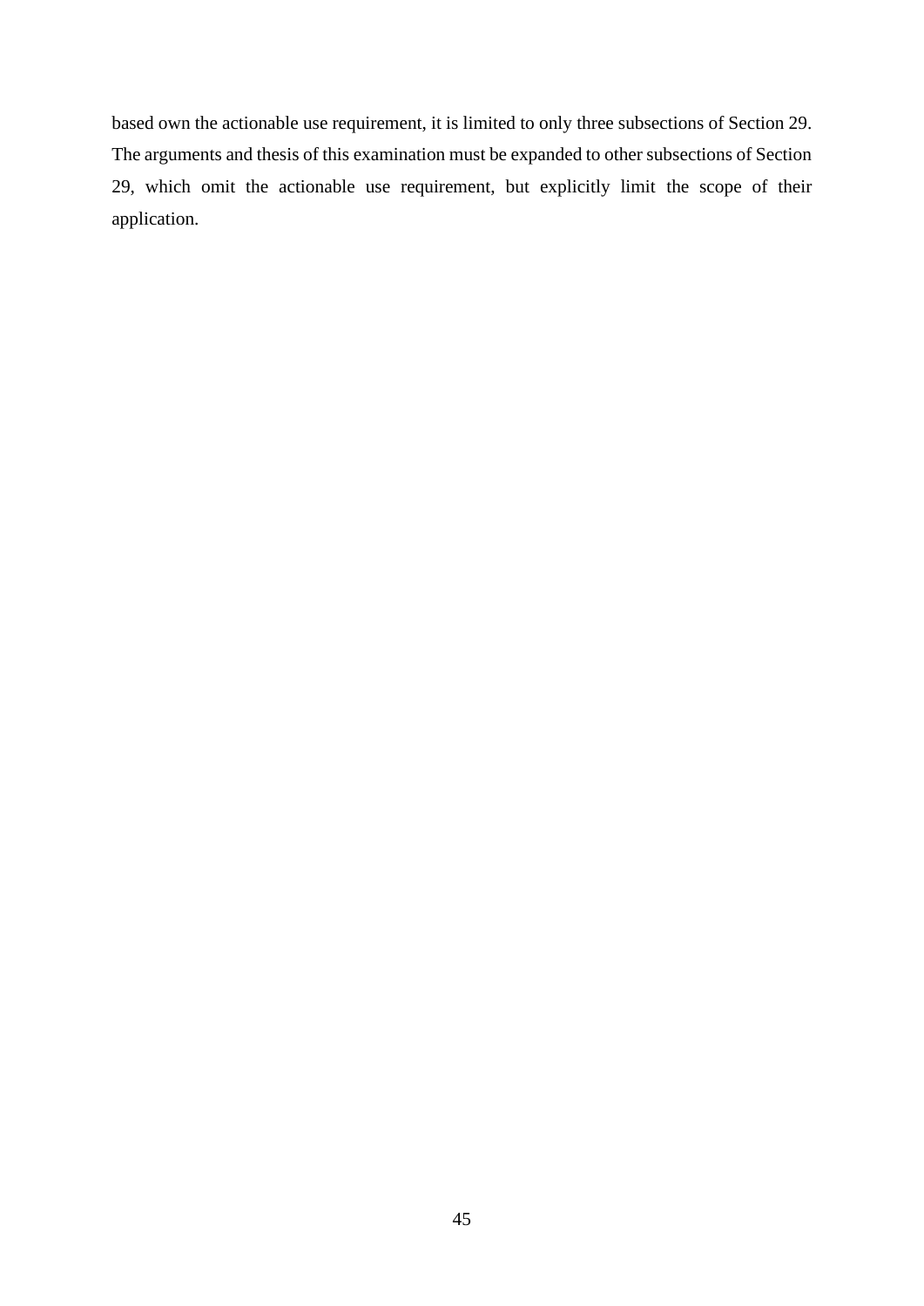based own the actionable use requirement, it is limited to only three subsections of Section 29. The arguments and thesis of this examination must be expanded to other subsections of Section 29, which omit the actionable use requirement, but explicitly limit the scope of their application.